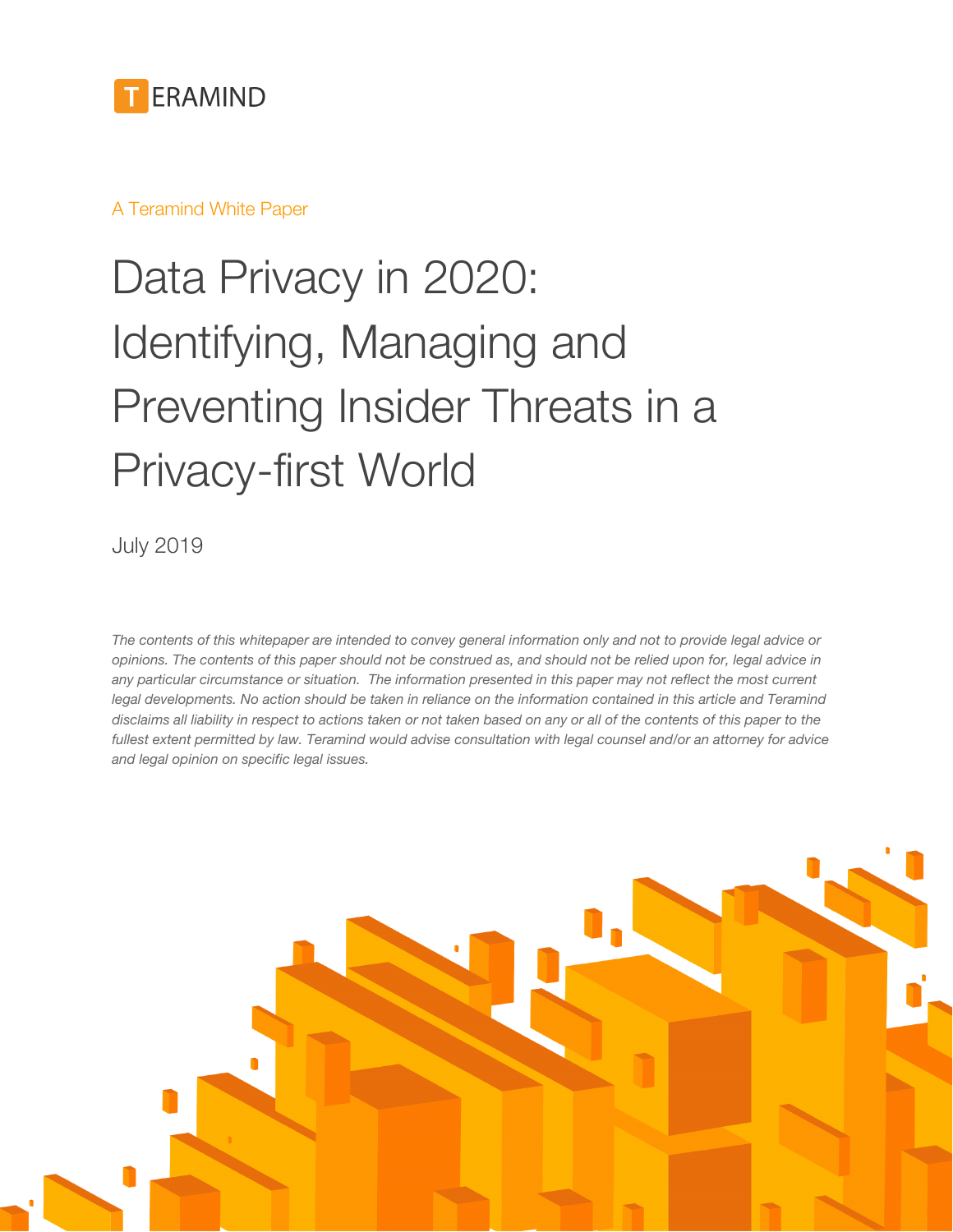TERAMIND

A Teramind White Paper

# Data Privacy in 2020: Identifying, Managing and Preventing Insider Threats in a Privacy-first World

July 2019

*The contents of this whitepaper are intended to convey general information only and not to provide legal advice or opinions. The contents of this paper should not be construed as, and should not be relied upon for, legal advice in any particular circumstance or situation. The information presented in this paper may not reflect the most current legal developments. No action should be taken in reliance on the information contained in this article and Teramind disclaims all liability in respect to actions taken or not taken based on any or all of the contents of this paper to the fullest extent permitted by law. Teramind would advise consultation with legal counsel and/or an attorney for advice and legal opinion on specific legal issues.*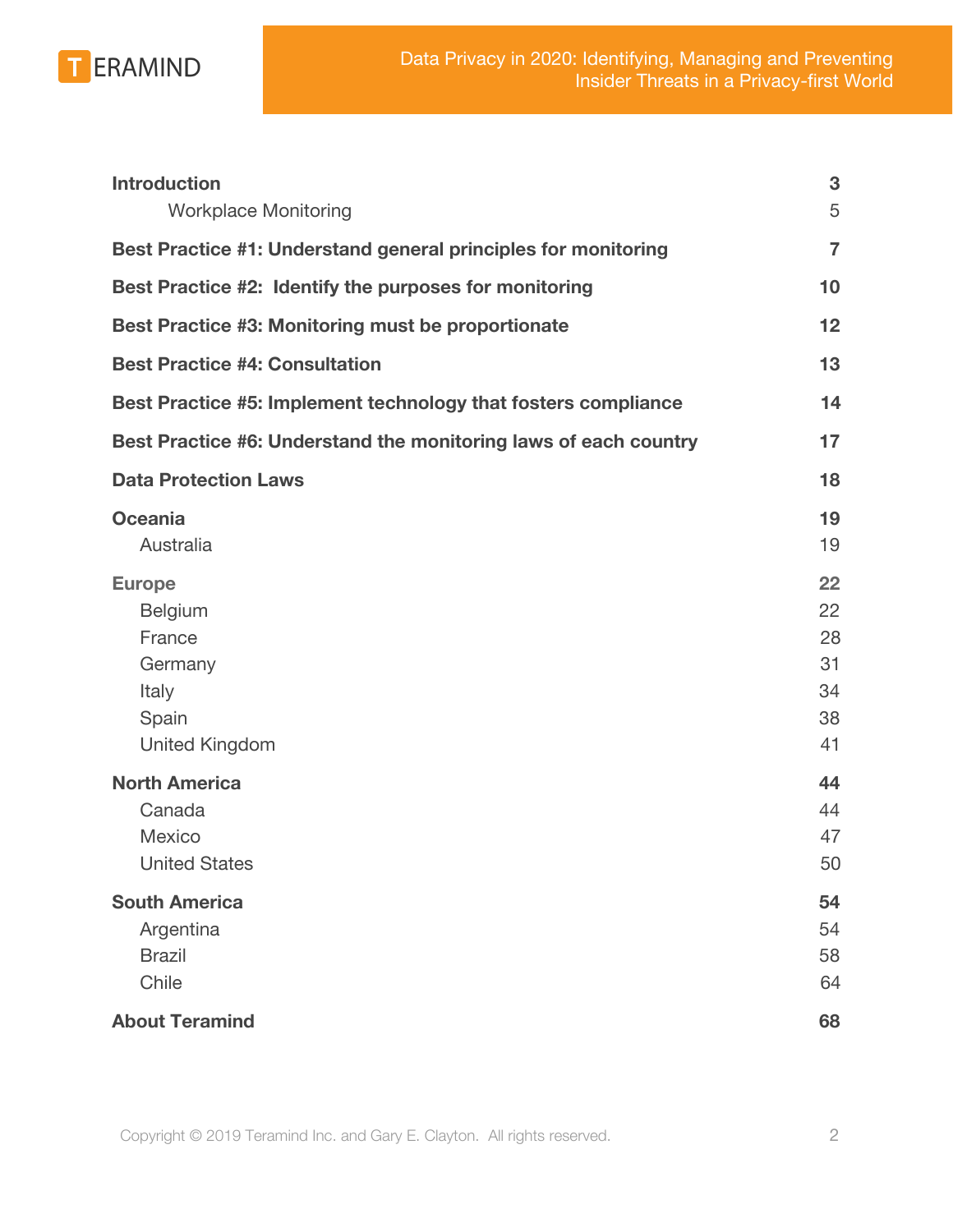| | |
|---|---|
| **Introduction** | **3** |
| Workplace Monitoring | 5 |
| **Best Practice #1: Understand general principles for monitoring** | **7** |
| **Best Practice #2: Identify the purposes for monitoring** | **10** |
| **Best Practice #3: Monitoring must be proportionate** | **12** |
| **Best Practice #4: Consultation** | **13** |
| **Best Practice #5: Implement technology that fosters compliance** | **14** |
| **Best Practice #6: Understand the monitoring laws of each country** | **17** |
| **Data Protection Laws** | **18** |
| **Oceania** | **19** |
| Australia | 19 |
| **Europe** | **22** |
| Belgium | 22 |
| France | 28 |
| Germany | 31 |
| Italy | 34 |
| Spain | 38 |
| United Kingdom | 41 |
| **North America** | **44** |
| Canada | 44 |
| Mexico | 47 |
| United States | 50 |
| **South America** | **54** |
| Argentina | 54 |
| Brazil | 58 |
| Chile | 64 |
| **About Teramind** | **68** |

Copyright © 2019 Teramind Inc. and Gary E. Clayton. All rights reserved.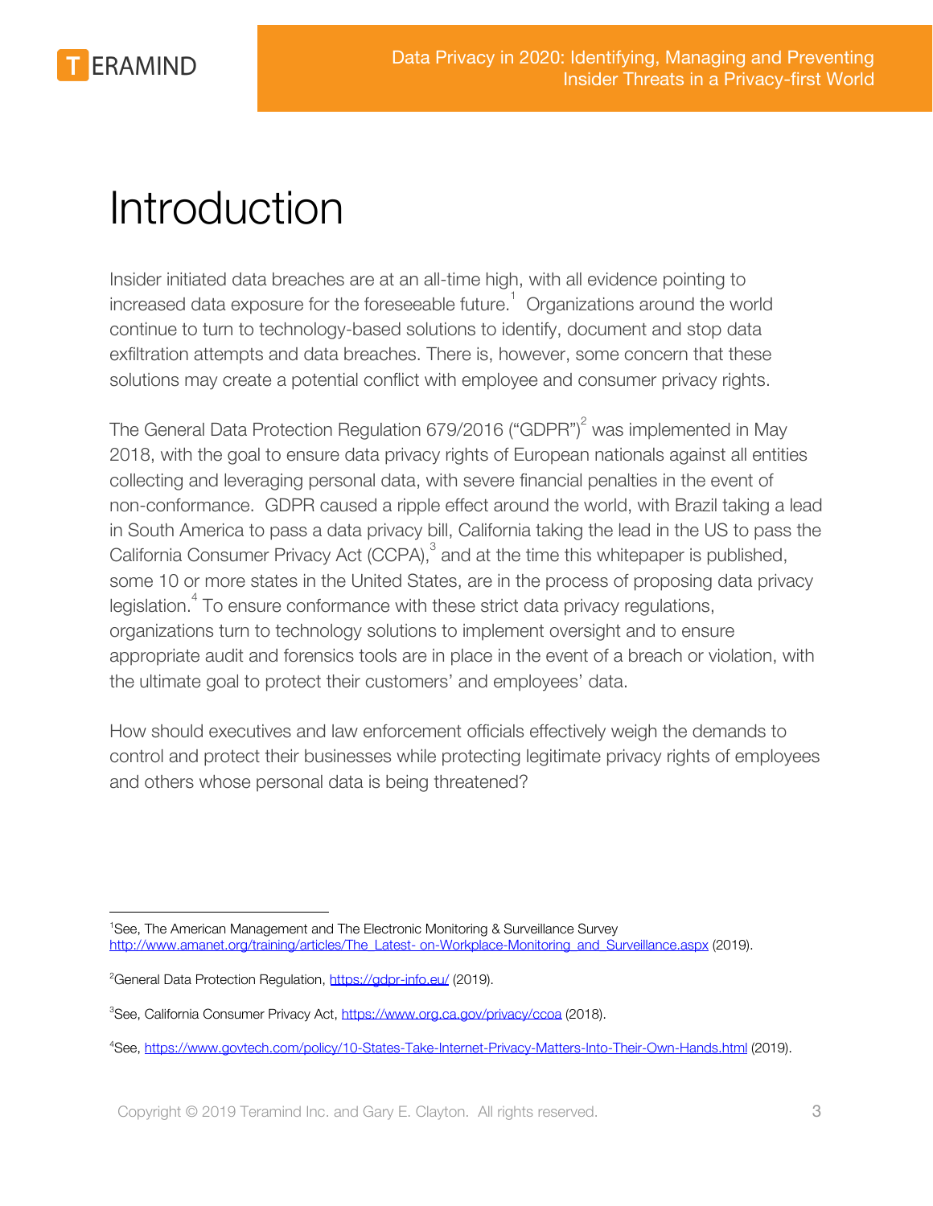# Introduction

Insider initiated data breaches are at an all-time high, with all evidence pointing to increased data exposure for the foreseeable future.[1] Organizations around the world continue to turn to technology-based solutions to identify, document and stop data exfiltration attempts and data breaches. There is, however, some concern that these solutions may create a potential conflict with employee and consumer privacy rights.

The General Data Protection Regulation 679/2016 ("GDPR")[2] was implemented in May 2018, with the goal to ensure data privacy rights of European nationals against all entities collecting and leveraging personal data, with severe financial penalties in the event of non-conformance. GDPR caused a ripple effect around the world, with Brazil taking a lead in South America to pass a data privacy bill, California taking the lead in the US to pass the California Consumer Privacy Act (CCPA),[3] and at the time this whitepaper is published, some 10 or more states in the United States, are in the process of proposing data privacy legislation.[4] To ensure conformance with these strict data privacy regulations, organizations turn to technology solutions to implement oversight and to ensure appropriate audit and forensics tools are in place in the event of a breach or violation, with the ultimate goal to protect their customers' and employees' data.

How should executives and law enforcement officials effectively weigh the demands to control and protect their businesses while protecting legitimate privacy rights of employees and others whose personal data is being threatened?

---

[1] See, The American Management and The Electronic Monitoring & Surveillance Survey http://www.amanet.org/training/articles/The_Latest- on-Workplace-Monitoring_and_Surveillance.aspx (2019).

[2] General Data Protection Regulation, https://gdpr-info.eu/ (2019).

[3] See, California Consumer Privacy Act, https://www.org.ca.gov/privacy/ccoa (2018).

[4] See, https://www.govtech.com/policy/10-States-Take-Internet-Privacy-Matters-Into-Their-Own-Hands.html (2019).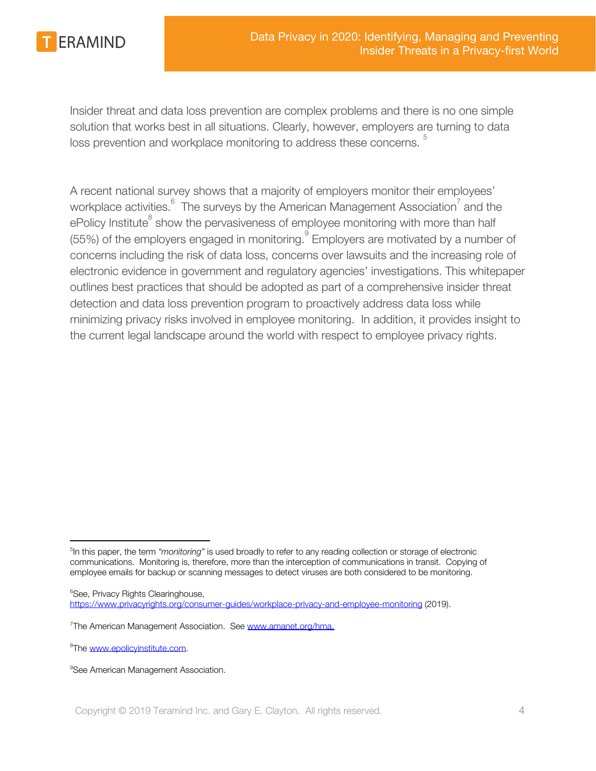Insider threat and data loss prevention are complex problems and there is no one simple solution that works best in all situations. Clearly, however, employers are turning to data loss prevention and workplace monitoring to address these concerns. [5]

A recent national survey shows that a majority of employers monitor their employees' workplace activities.[6] The surveys by the American Management Association[7] and the ePolicy Institute[8] show the pervasiveness of employee monitoring with more than half (55%) of the employers engaged in monitoring.[9] Employers are motivated by a number of concerns including the risk of data loss, concerns over lawsuits and the increasing role of electronic evidence in government and regulatory agencies' investigations. This whitepaper outlines best practices that should be adopted as part of a comprehensive insider threat detection and data loss prevention program to proactively address data loss while minimizing privacy risks involved in employee monitoring. In addition, it provides insight to the current legal landscape around the world with respect to employee privacy rights.

---

[5] In this paper, the term *"monitoring"* is used broadly to refer to any reading collection or storage of electronic communications. Monitoring is, therefore, more than the interception of communications in transit. Copying of employee emails for backup or scanning messages to detect viruses are both considered to be monitoring.

[6] See, Privacy Rights Clearinghouse, https://www.privacyrights.org/consumer-guides/workplace-privacy-and-employee-monitoring (2019).

[7] The American Management Association. See www.amanet.org/hma.

[8] The www.epolicyinstitute.com.

[9] See American Management Association.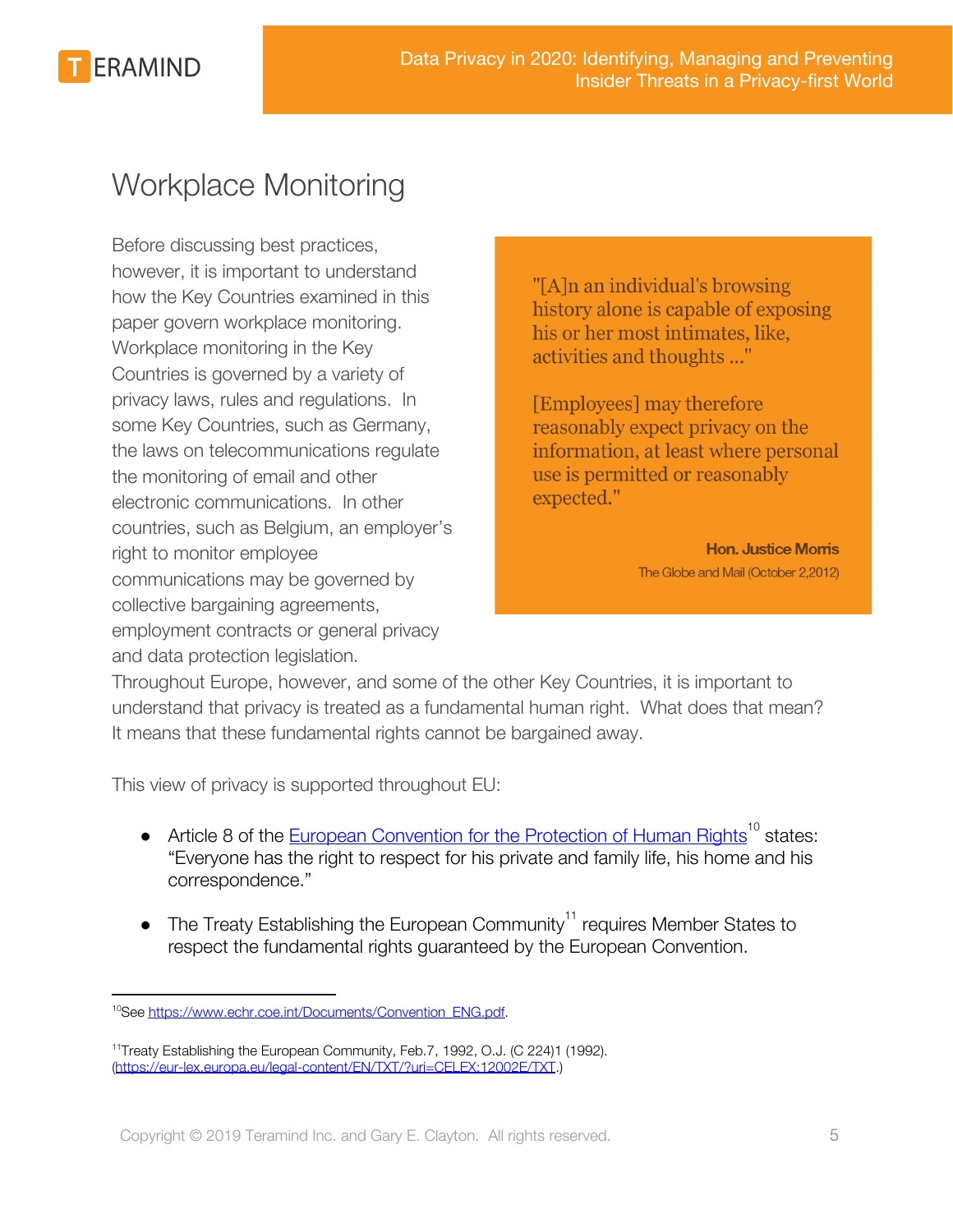## Workplace Monitoring

Before discussing best practices, however, it is important to understand how the Key Countries examined in this paper govern workplace monitoring. Workplace monitoring in the Key Countries is governed by a variety of privacy laws, rules and regulations. In some Key Countries, such as Germany, the laws on telecommunications regulate the monitoring of email and other electronic communications. In other countries, such as Belgium, an employer's right to monitor employee communications may be governed by collective bargaining agreements, employment contracts or general privacy and data protection legislation.

> "[A]n an individual's browsing history alone is capable of exposing his or her most intimates, like, activities and thoughts ..."
>
> [Employees] may therefore reasonably expect privacy on the information, at least where personal use is permitted or reasonably expected."
>
> **Hon. Justice Morris**
> The Globe and Mail (October 2,2012)

Throughout Europe, however, and some of the other Key Countries, it is important to understand that privacy is treated as a fundamental human right. What does that mean? It means that these fundamental rights cannot be bargained away.

This view of privacy is supported throughout EU:

- Article 8 of the European Convention for the Protection of Human Rights[10] states: "Everyone has the right to respect for his private and family life, his home and his correspondence."
- The Treaty Establishing the European Community[11] requires Member States to respect the fundamental rights guaranteed by the European Convention.

---

[10] See https://www.echr.coe.int/Documents/Convention_ENG.pdf.

[11] Treaty Establishing the European Community, Feb.7, 1992, O.J. (C 224)1 (1992). (https://eur-lex.europa.eu/legal-content/EN/TXT/?uri=CELEX:12002E/TXT.)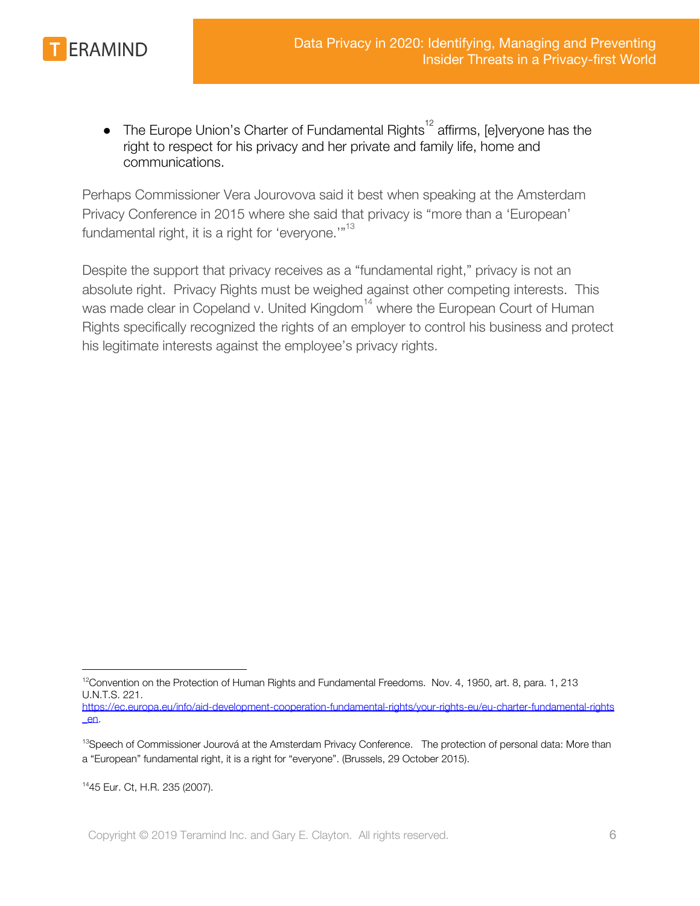- The Europe Union's Charter of Fundamental Rights[12] affirms, [e]veryone has the right to respect for his privacy and her private and family life, home and communications.

Perhaps Commissioner Vera Jourovova said it best when speaking at the Amsterdam Privacy Conference in 2015 where she said that privacy is "more than a 'European' fundamental right, it is a right for 'everyone.'"[13]

Despite the support that privacy receives as a "fundamental right," privacy is not an absolute right. Privacy Rights must be weighed against other competing interests. This was made clear in Copeland v. United Kingdom[14] where the European Court of Human Rights specifically recognized the rights of an employer to control his business and protect his legitimate interests against the employee's privacy rights.

---

[12] Convention on the Protection of Human Rights and Fundamental Freedoms. Nov. 4, 1950, art. 8, para. 1, 213 U.N.T.S. 221. https://ec.europa.eu/info/aid-development-cooperation-fundamental-rights/your-rights-eu/eu-charter-fundamental-rights_en.

[13] Speech of Commissioner Jourová at the Amsterdam Privacy Conference. The protection of personal data: More than a "European" fundamental right, it is a right for "everyone". (Brussels, 29 October 2015).

[14] 45 Eur. Ct, H.R. 235 (2007).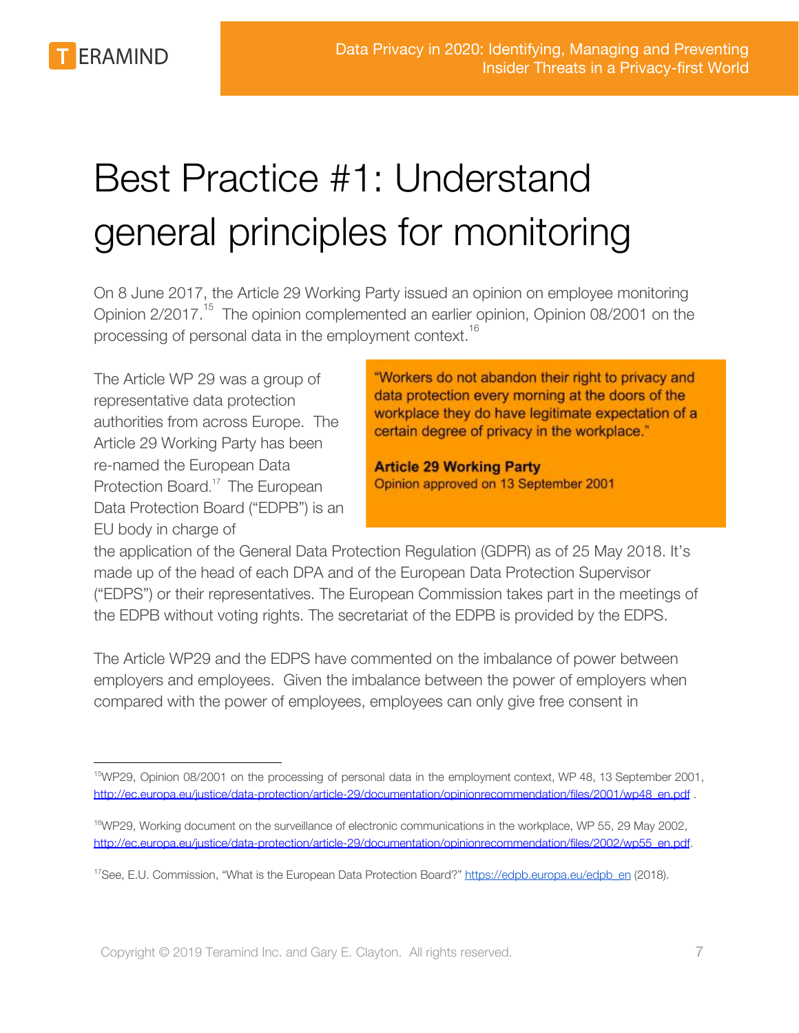# Best Practice #1: Understand general principles for monitoring

On 8 June 2017, the Article 29 Working Party issued an opinion on employee monitoring Opinion 2/2017.[15] The opinion complemented an earlier opinion, Opinion 08/2001 on the processing of personal data in the employment context.[16]

> "Workers do not abandon their right to privacy and data protection every morning at the doors of the workplace they do have legitimate expectation of a certain degree of privacy in the workplace."
>
> **Article 29 Working Party**
> Opinion approved on 13 September 2001

The Article WP 29 was a group of representative data protection authorities from across Europe. The Article 29 Working Party has been re-named the European Data Protection Board.[17] The European Data Protection Board ("EDPB") is an EU body in charge of the application of the General Data Protection Regulation (GDPR) as of 25 May 2018. It's made up of the head of each DPA and of the European Data Protection Supervisor ("EDPS") or their representatives. The European Commission takes part in the meetings of the EDPB without voting rights. The secretariat of the EDPB is provided by the EDPS.

The Article WP29 and the EDPS have commented on the imbalance of power between employers and employees. Given the imbalance between the power of employers when compared with the power of employees, employees can only give free consent in

---

[15] WP29, Opinion 08/2001 on the processing of personal data in the employment context, WP 48, 13 September 2001, http://ec.europa.eu/justice/data-protection/article-29/documentation/opinionrecommendation/files/2001/wp48_en.pdf .

[16] WP29, Working document on the surveillance of electronic communications in the workplace, WP 55, 29 May 2002, http://ec.europa.eu/justice/data-protection/article-29/documentation/opinionrecommendation/files/2002/wp55_en.pdf.

[17] See, E.U. Commission, "What is the European Data Protection Board?" https://edpb.europa.eu/edpb_en (2018).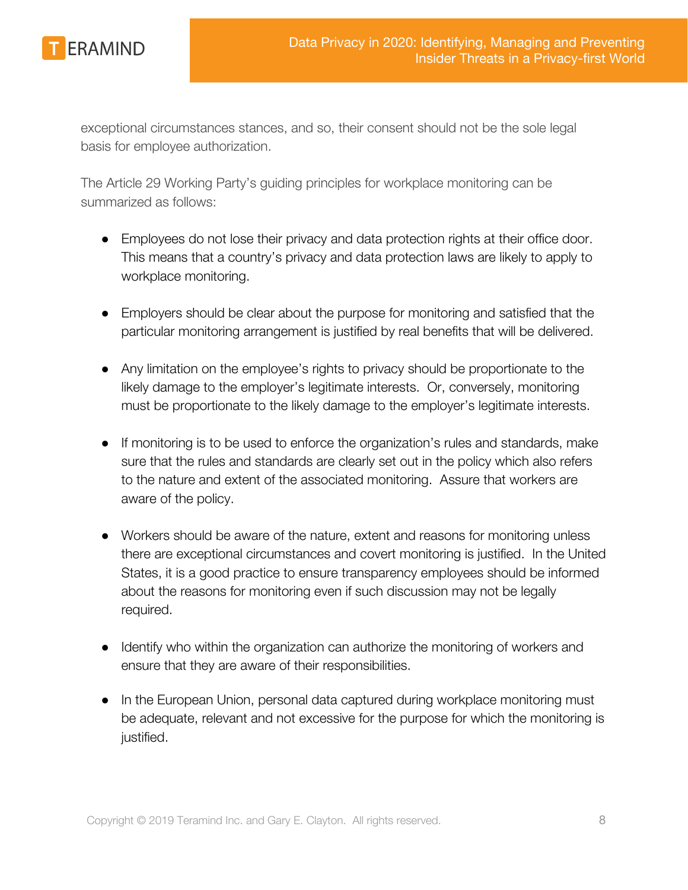exceptional circumstances stances, and so, their consent should not be the sole legal basis for employee authorization.

The Article 29 Working Party's guiding principles for workplace monitoring can be summarized as follows:

- Employees do not lose their privacy and data protection rights at their office door. This means that a country's privacy and data protection laws are likely to apply to workplace monitoring.
- Employers should be clear about the purpose for monitoring and satisfied that the particular monitoring arrangement is justified by real benefits that will be delivered.
- Any limitation on the employee's rights to privacy should be proportionate to the likely damage to the employer's legitimate interests. Or, conversely, monitoring must be proportionate to the likely damage to the employer's legitimate interests.
- If monitoring is to be used to enforce the organization's rules and standards, make sure that the rules and standards are clearly set out in the policy which also refers to the nature and extent of the associated monitoring. Assure that workers are aware of the policy.
- Workers should be aware of the nature, extent and reasons for monitoring unless there are exceptional circumstances and covert monitoring is justified. In the United States, it is a good practice to ensure transparency employees should be informed about the reasons for monitoring even if such discussion may not be legally required.
- Identify who within the organization can authorize the monitoring of workers and ensure that they are aware of their responsibilities.
- In the European Union, personal data captured during workplace monitoring must be adequate, relevant and not excessive for the purpose for which the monitoring is justified.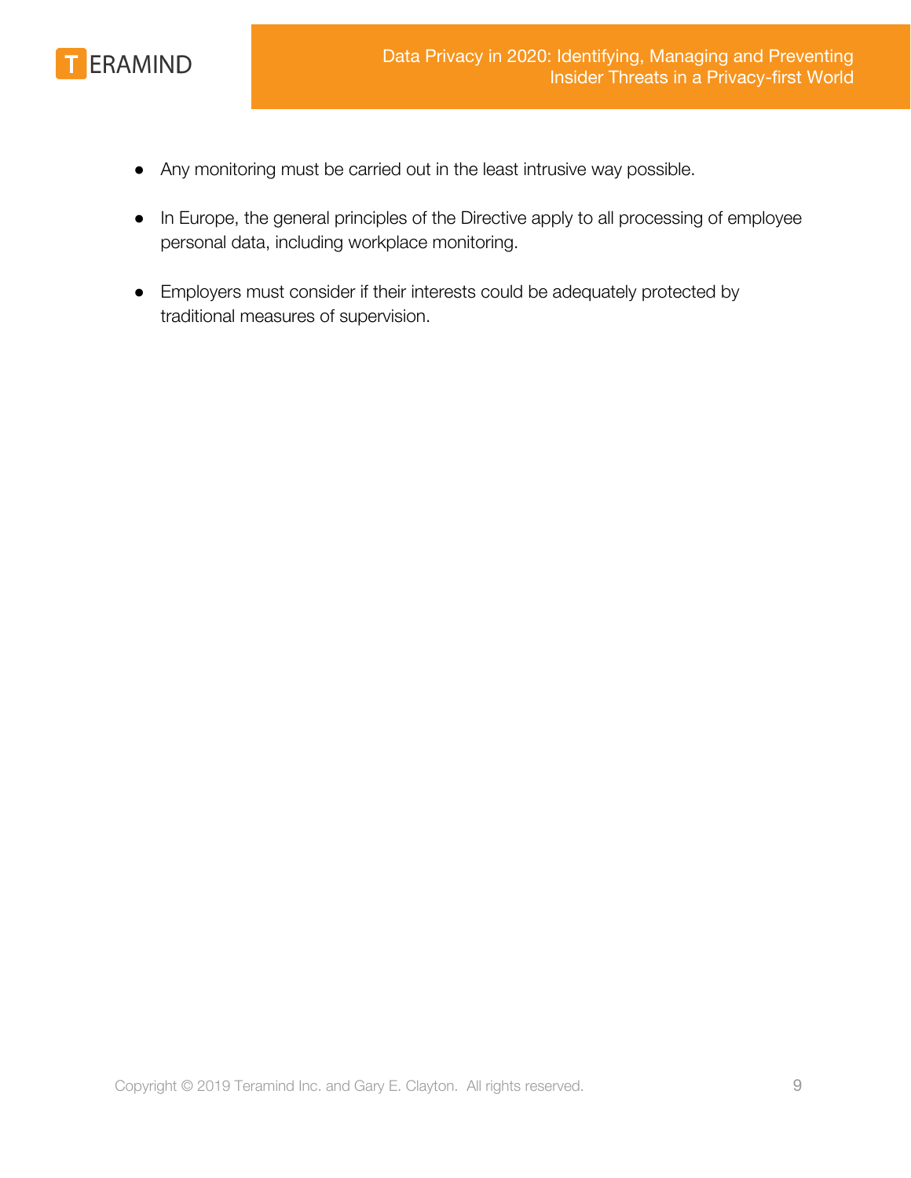- Any monitoring must be carried out in the least intrusive way possible.
- In Europe, the general principles of the Directive apply to all processing of employee personal data, including workplace monitoring.
- Employers must consider if their interests could be adequately protected by traditional measures of supervision.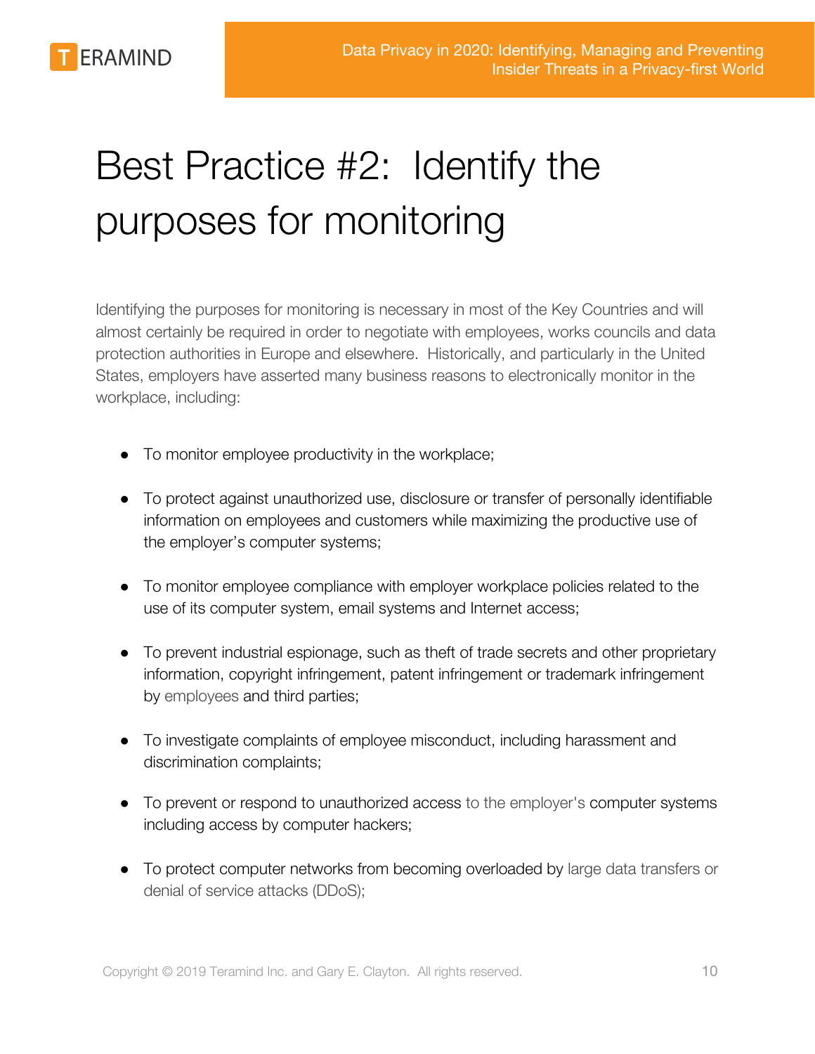# Best Practice #2: Identify the purposes for monitoring

Identifying the purposes for monitoring is necessary in most of the Key Countries and will almost certainly be required in order to negotiate with employees, works councils and data protection authorities in Europe and elsewhere. Historically, and particularly in the United States, employers have asserted many business reasons to electronically monitor in the workplace, including:

- To monitor employee productivity in the workplace;
- To protect against unauthorized use, disclosure or transfer of personally identifiable information on employees and customers while maximizing the productive use of the employer's computer systems;
- To monitor employee compliance with employer workplace policies related to the use of its computer system, email systems and Internet access;
- To prevent industrial espionage, such as theft of trade secrets and other proprietary information, copyright infringement, patent infringement or trademark infringement by employees and third parties;
- To investigate complaints of employee misconduct, including harassment and discrimination complaints;
- To prevent or respond to unauthorized access to the employer's computer systems including access by computer hackers;
- To protect computer networks from becoming overloaded by large data transfers or denial of service attacks (DDoS);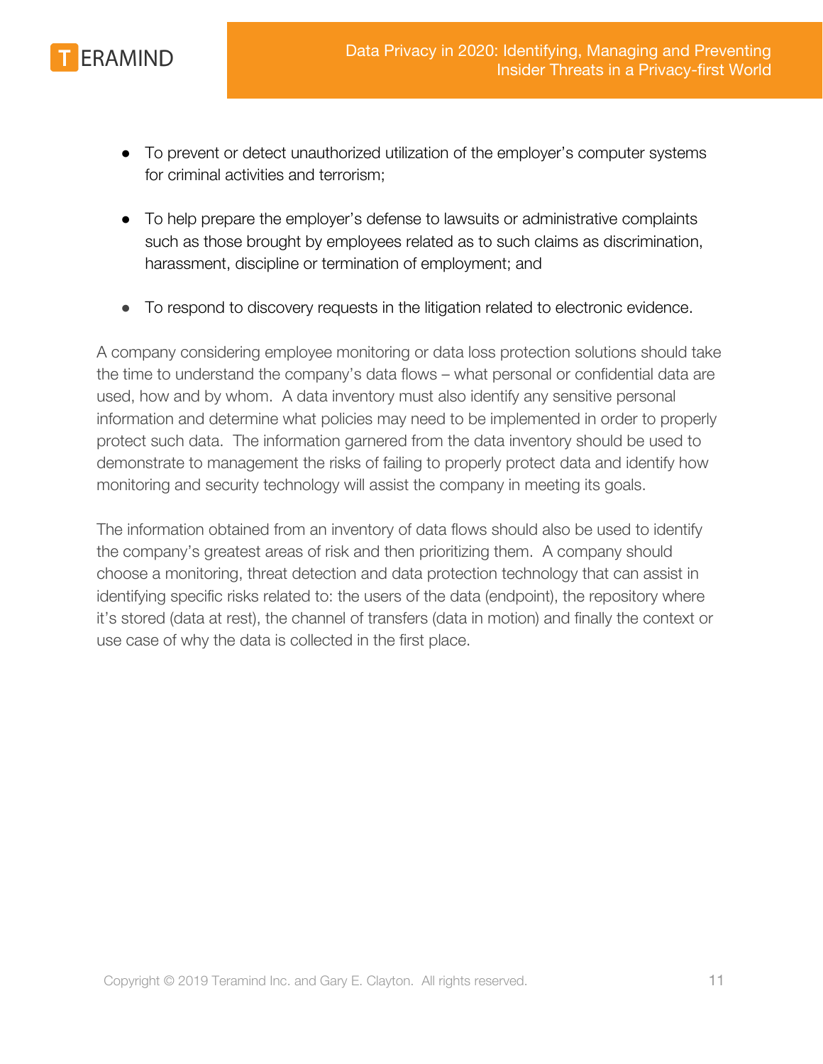- To prevent or detect unauthorized utilization of the employer's computer systems for criminal activities and terrorism;

- To help prepare the employer's defense to lawsuits or administrative complaints such as those brought by employees related as to such claims as discrimination, harassment, discipline or termination of employment; and

- To respond to discovery requests in the litigation related to electronic evidence.

A company considering employee monitoring or data loss protection solutions should take the time to understand the company's data flows – what personal or confidential data are used, how and by whom. A data inventory must also identify any sensitive personal information and determine what policies may need to be implemented in order to properly protect such data. The information garnered from the data inventory should be used to demonstrate to management the risks of failing to properly protect data and identify how monitoring and security technology will assist the company in meeting its goals.

The information obtained from an inventory of data flows should also be used to identify the company's greatest areas of risk and then prioritizing them. A company should choose a monitoring, threat detection and data protection technology that can assist in identifying specific risks related to: the users of the data (endpoint), the repository where it's stored (data at rest), the channel of transfers (data in motion) and finally the context or use case of why the data is collected in the first place.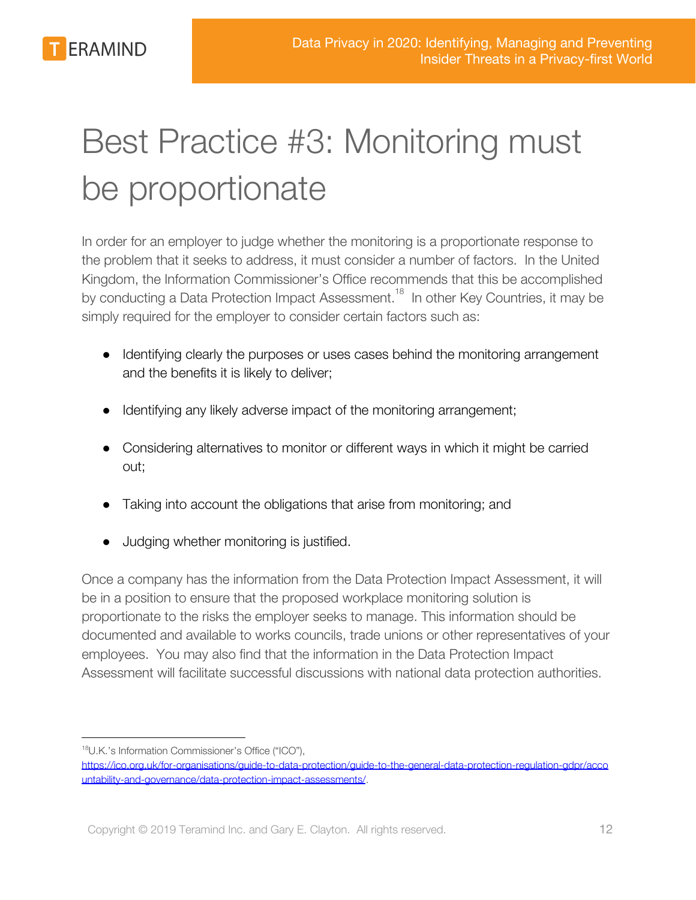# Best Practice #3: Monitoring must be proportionate

In order for an employer to judge whether the monitoring is a proportionate response to the problem that it seeks to address, it must consider a number of factors. In the United Kingdom, the Information Commissioner's Office recommends that this be accomplished by conducting a Data Protection Impact Assessment.[18] In other Key Countries, it may be simply required for the employer to consider certain factors such as:

- Identifying clearly the purposes or uses cases behind the monitoring arrangement and the benefits it is likely to deliver;
- Identifying any likely adverse impact of the monitoring arrangement;
- Considering alternatives to monitor or different ways in which it might be carried out;
- Taking into account the obligations that arise from monitoring; and
- Judging whether monitoring is justified.

Once a company has the information from the Data Protection Impact Assessment, it will be in a position to ensure that the proposed workplace monitoring solution is proportionate to the risks the employer seeks to manage. This information should be documented and available to works councils, trade unions or other representatives of your employees. You may also find that the information in the Data Protection Impact Assessment will facilitate successful discussions with national data protection authorities.

---

[18] U.K.'s Information Commissioner's Office ("ICO"), https://ico.org.uk/for-organisations/guide-to-data-protection/guide-to-the-general-data-protection-regulation-gdpr/accountability-and-governance/data-protection-impact-assessments/.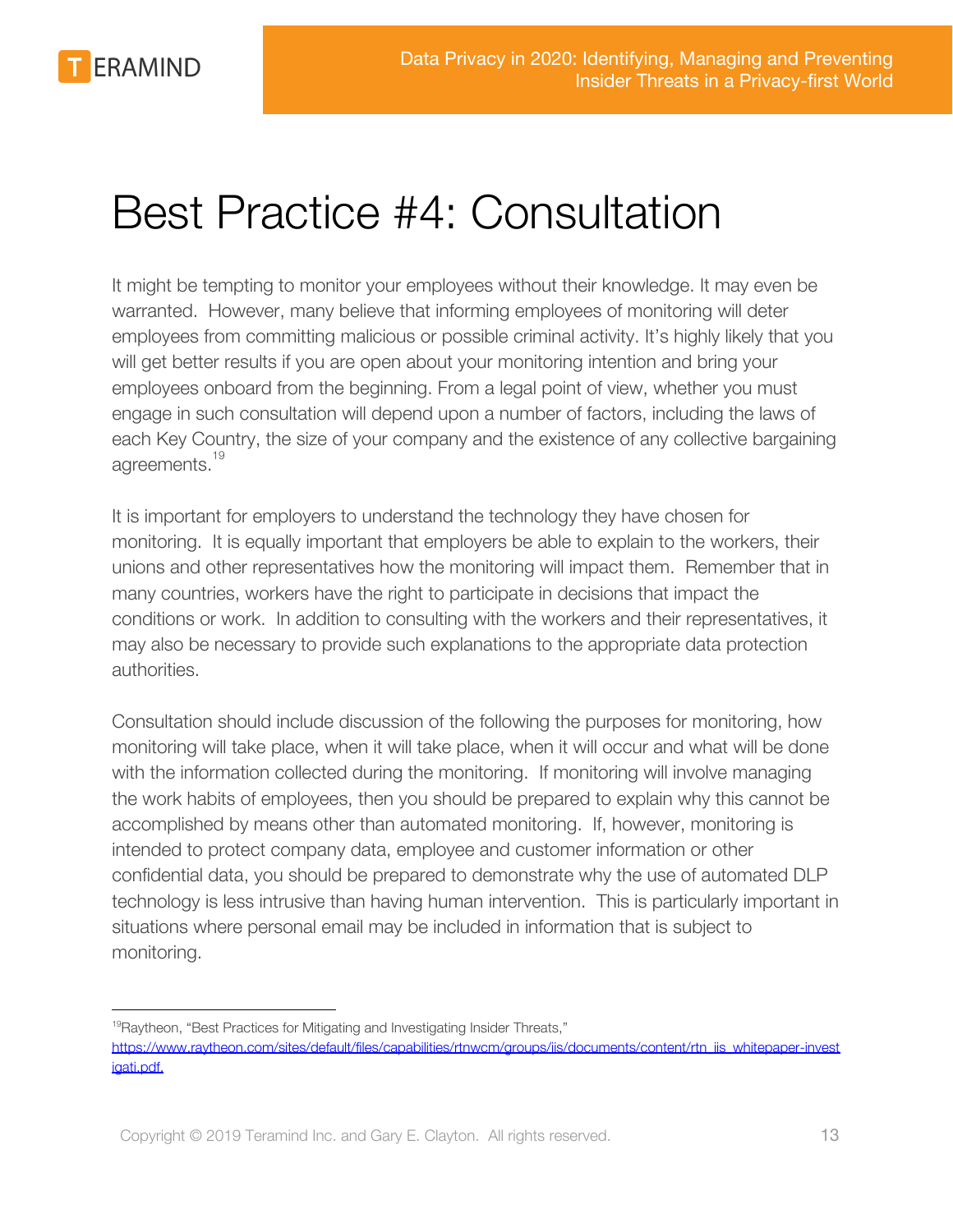# Best Practice #4: Consultation

It might be tempting to monitor your employees without their knowledge. It may even be warranted. However, many believe that informing employees of monitoring will deter employees from committing malicious or possible criminal activity. It's highly likely that you will get better results if you are open about your monitoring intention and bring your employees onboard from the beginning. From a legal point of view, whether you must engage in such consultation will depend upon a number of factors, including the laws of each Key Country, the size of your company and the existence of any collective bargaining agreements.[19]

It is important for employers to understand the technology they have chosen for monitoring. It is equally important that employers be able to explain to the workers, their unions and other representatives how the monitoring will impact them. Remember that in many countries, workers have the right to participate in decisions that impact the conditions or work. In addition to consulting with the workers and their representatives, it may also be necessary to provide such explanations to the appropriate data protection authorities.

Consultation should include discussion of the following the purposes for monitoring, how monitoring will take place, when it will take place, when it will occur and what will be done with the information collected during the monitoring. If monitoring will involve managing the work habits of employees, then you should be prepared to explain why this cannot be accomplished by means other than automated monitoring. If, however, monitoring is intended to protect company data, employee and customer information or other confidential data, you should be prepared to demonstrate why the use of automated DLP technology is less intrusive than having human intervention. This is particularly important in situations where personal email may be included in information that is subject to monitoring.

---

[19] Raytheon, "Best Practices for Mitigating and Investigating Insider Threats," https://www.raytheon.com/sites/default/files/capabilities/rtnwcm/groups/iis/documents/content/rtn_iis_whitepaper-investigati.pdf.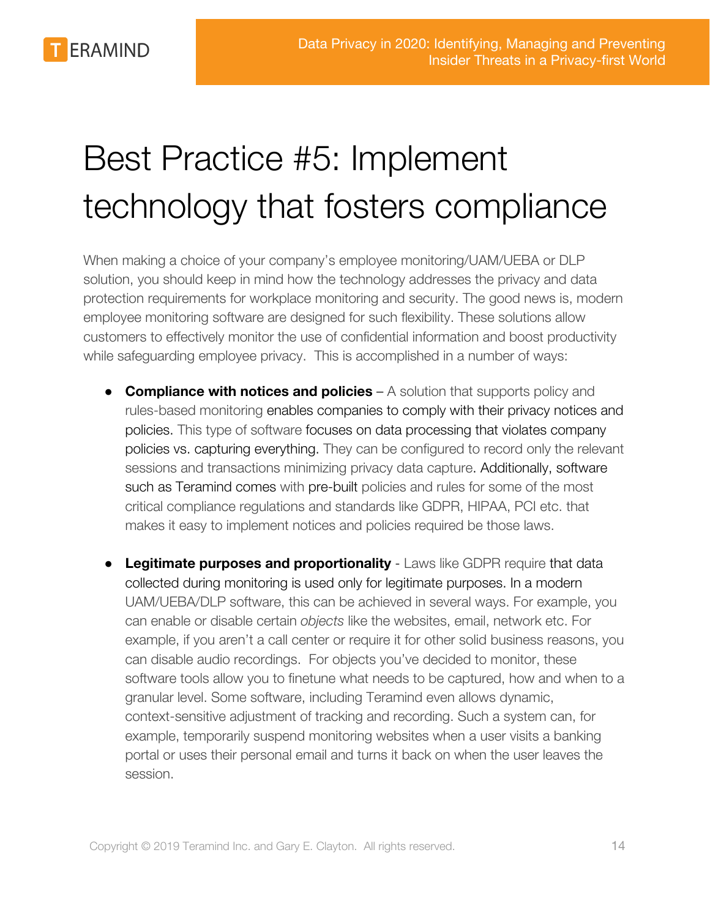# Best Practice #5: Implement technology that fosters compliance

When making a choice of your company's employee monitoring/UAM/UEBA or DLP solution, you should keep in mind how the technology addresses the privacy and data protection requirements for workplace monitoring and security. The good news is, modern employee monitoring software are designed for such flexibility. These solutions allow customers to effectively monitor the use of confidential information and boost productivity while safeguarding employee privacy. This is accomplished in a number of ways:

- **Compliance with notices and policies** – A solution that supports policy and rules-based monitoring enables companies to comply with their privacy notices and policies. This type of software focuses on data processing that violates company policies vs. capturing everything. They can be configured to record only the relevant sessions and transactions minimizing privacy data capture. Additionally, software such as Teramind comes with pre-built policies and rules for some of the most critical compliance regulations and standards like GDPR, HIPAA, PCI etc. that makes it easy to implement notices and policies required be those laws.

- **Legitimate purposes and proportionality** - Laws like GDPR require that data collected during monitoring is used only for legitimate purposes. In a modern UAM/UEBA/DLP software, this can be achieved in several ways. For example, you can enable or disable certain *objects* like the websites, email, network etc. For example, if you aren't a call center or require it for other solid business reasons, you can disable audio recordings. For objects you've decided to monitor, these software tools allow you to finetune what needs to be captured, how and when to a granular level. Some software, including Teramind even allows dynamic, context-sensitive adjustment of tracking and recording. Such a system can, for example, temporarily suspend monitoring websites when a user visits a banking portal or uses their personal email and turns it back on when the user leaves the session.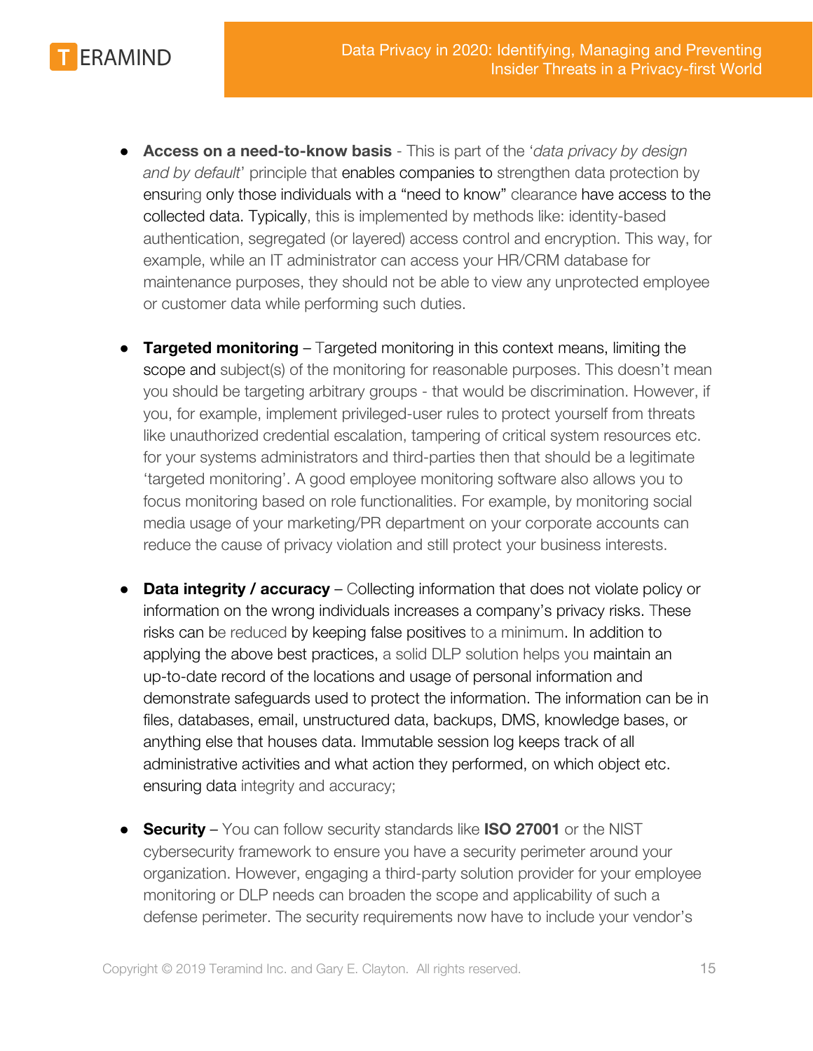- **Access on a need-to-know basis** - This is part of the '*data privacy by design and by default*' principle that enables companies to strengthen data protection by ensuring only those individuals with a "need to know" clearance have access to the collected data. Typically, this is implemented by methods like: identity-based authentication, segregated (or layered) access control and encryption. This way, for example, while an IT administrator can access your HR/CRM database for maintenance purposes, they should not be able to view any unprotected employee or customer data while performing such duties.

- **Targeted monitoring** – Targeted monitoring in this context means, limiting the scope and subject(s) of the monitoring for reasonable purposes. This doesn't mean you should be targeting arbitrary groups - that would be discrimination. However, if you, for example, implement privileged-user rules to protect yourself from threats like unauthorized credential escalation, tampering of critical system resources etc. for your systems administrators and third-parties then that should be a legitimate 'targeted monitoring'. A good employee monitoring software also allows you to focus monitoring based on role functionalities. For example, by monitoring social media usage of your marketing/PR department on your corporate accounts can reduce the cause of privacy violation and still protect your business interests.

- **Data integrity / accuracy** – Collecting information that does not violate policy or information on the wrong individuals increases a company's privacy risks. These risks can be reduced by keeping false positives to a minimum. In addition to applying the above best practices, a solid DLP solution helps you maintain an up-to-date record of the locations and usage of personal information and demonstrate safeguards used to protect the information. The information can be in files, databases, email, unstructured data, backups, DMS, knowledge bases, or anything else that houses data. Immutable session log keeps track of all administrative activities and what action they performed, on which object etc. ensuring data integrity and accuracy;

- **Security** – You can follow security standards like **ISO 27001** or the NIST cybersecurity framework to ensure you have a security perimeter around your organization. However, engaging a third-party solution provider for your employee monitoring or DLP needs can broaden the scope and applicability of such a defense perimeter. The security requirements now have to include your vendor's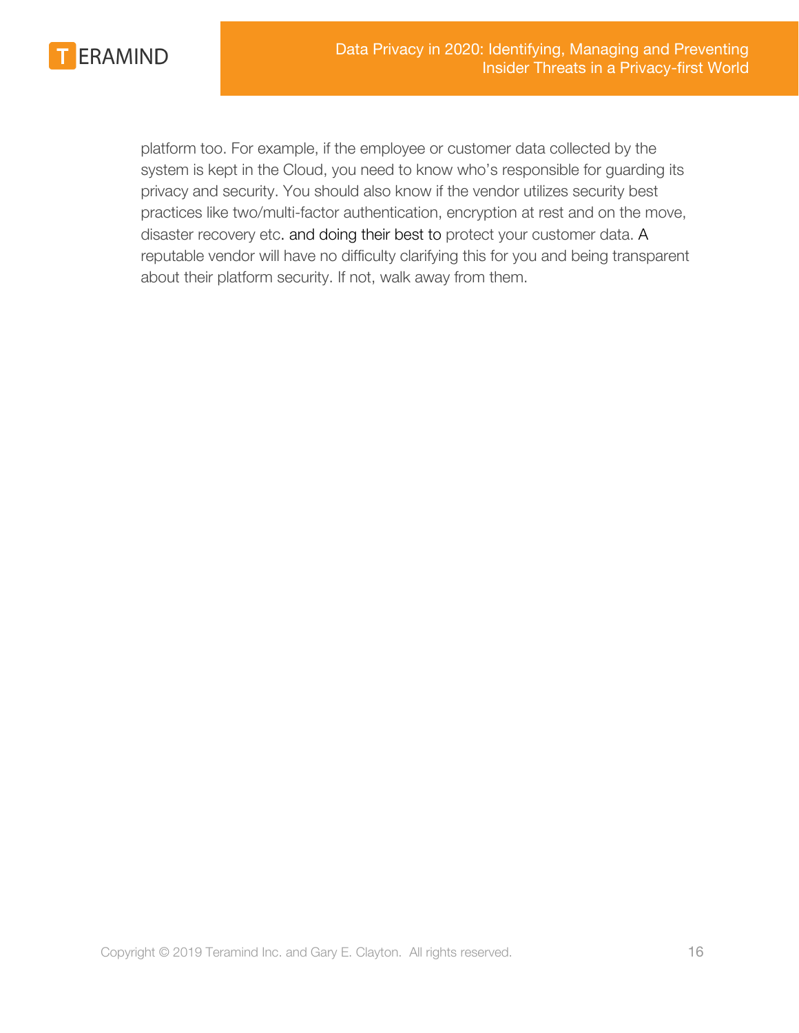platform too. For example, if the employee or customer data collected by the system is kept in the Cloud, you need to know who's responsible for guarding its privacy and security. You should also know if the vendor utilizes security best practices like two/multi-factor authentication, encryption at rest and on the move, disaster recovery etc. and doing their best to protect your customer data. A reputable vendor will have no difficulty clarifying this for you and being transparent about their platform security. If not, walk away from them.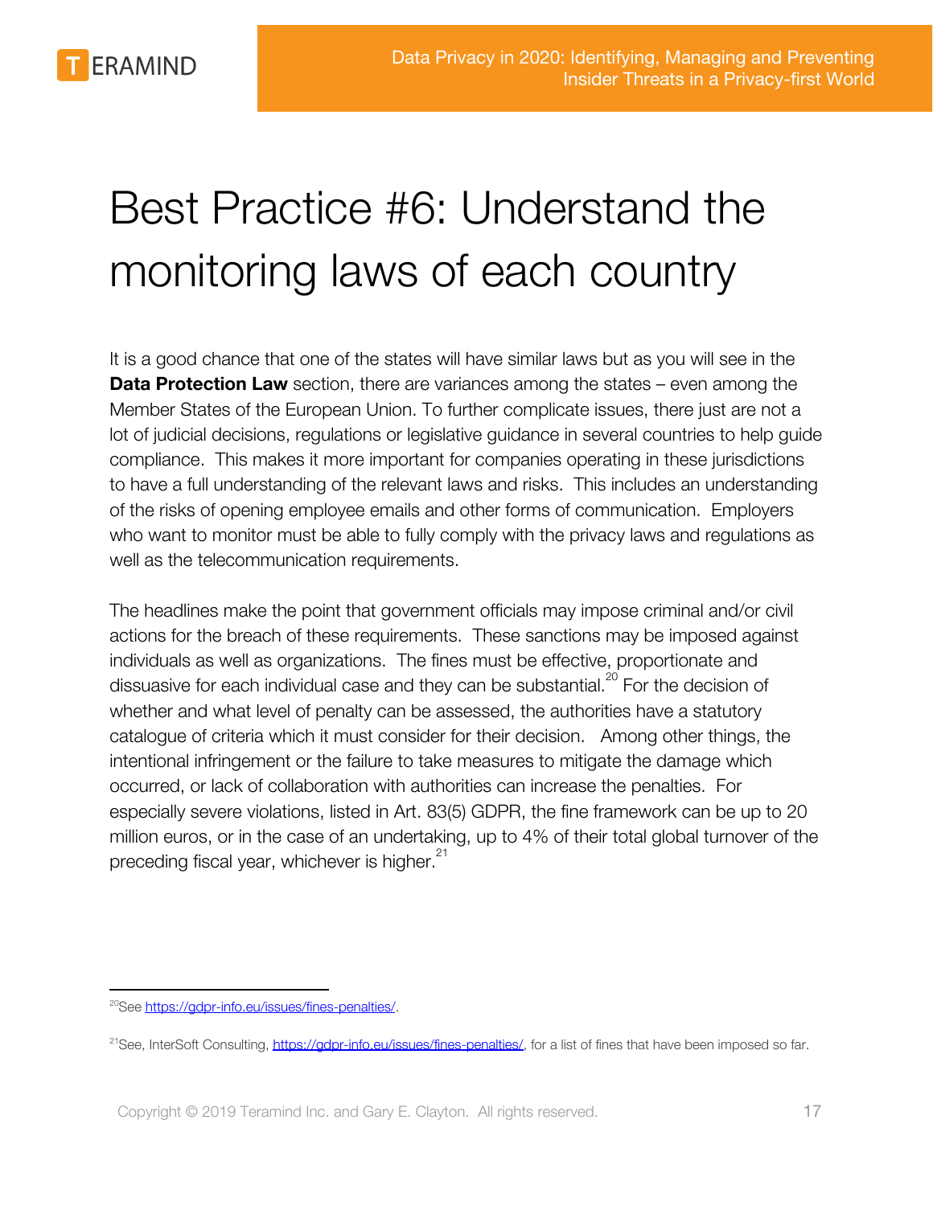# Best Practice #6: Understand the monitoring laws of each country

It is a good chance that one of the states will have similar laws but as you will see in the **Data Protection Law** section, there are variances among the states – even among the Member States of the European Union. To further complicate issues, there just are not a lot of judicial decisions, regulations or legislative guidance in several countries to help guide compliance. This makes it more important for companies operating in these jurisdictions to have a full understanding of the relevant laws and risks. This includes an understanding of the risks of opening employee emails and other forms of communication. Employers who want to monitor must be able to fully comply with the privacy laws and regulations as well as the telecommunication requirements.

The headlines make the point that government officials may impose criminal and/or civil actions for the breach of these requirements. These sanctions may be imposed against individuals as well as organizations. The fines must be effective, proportionate and dissuasive for each individual case and they can be substantial.[20] For the decision of whether and what level of penalty can be assessed, the authorities have a statutory catalogue of criteria which it must consider for their decision. Among other things, the intentional infringement or the failure to take measures to mitigate the damage which occurred, or lack of collaboration with authorities can increase the penalties. For especially severe violations, listed in Art. 83(5) GDPR, the fine framework can be up to 20 million euros, or in the case of an undertaking, up to 4% of their total global turnover of the preceding fiscal year, whichever is higher.[21]

---

[20] See https://gdpr-info.eu/issues/fines-penalties/.

[21] See, InterSoft Consulting, https://gdpr-info.eu/issues/fines-penalties/, for a list of fines that have been imposed so far.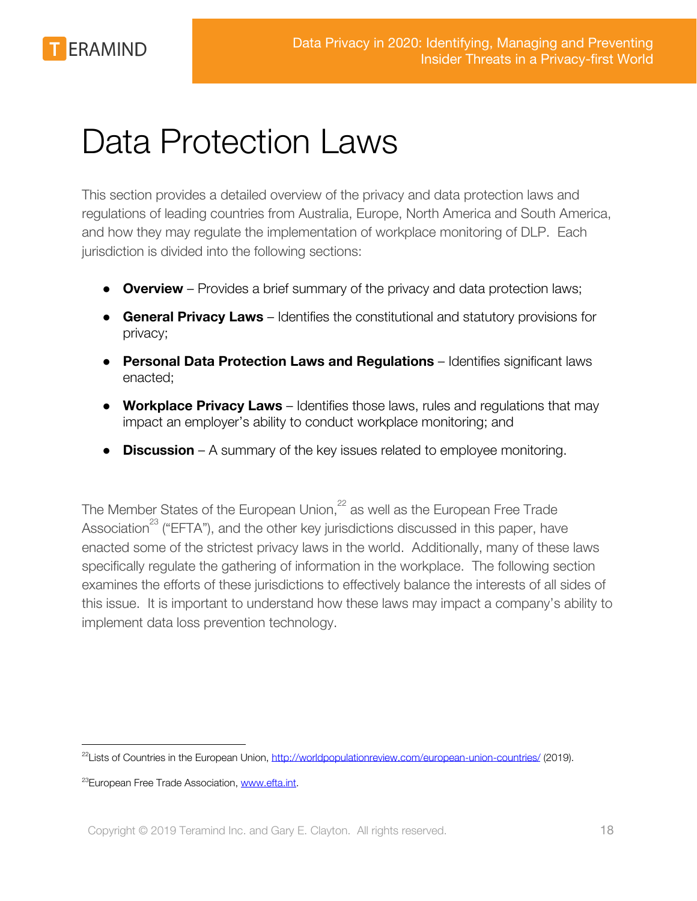# Data Protection Laws

This section provides a detailed overview of the privacy and data protection laws and regulations of leading countries from Australia, Europe, North America and South America, and how they may regulate the implementation of workplace monitoring of DLP. Each jurisdiction is divided into the following sections:

- **Overview** – Provides a brief summary of the privacy and data protection laws;
- **General Privacy Laws** – Identifies the constitutional and statutory provisions for privacy;
- **Personal Data Protection Laws and Regulations** – Identifies significant laws enacted;
- **Workplace Privacy Laws** – Identifies those laws, rules and regulations that may impact an employer's ability to conduct workplace monitoring; and
- **Discussion** – A summary of the key issues related to employee monitoring.

The Member States of the European Union,[22] as well as the European Free Trade Association[23] ("EFTA"), and the other key jurisdictions discussed in this paper, have enacted some of the strictest privacy laws in the world. Additionally, many of these laws specifically regulate the gathering of information in the workplace. The following section examines the efforts of these jurisdictions to effectively balance the interests of all sides of this issue. It is important to understand how these laws may impact a company's ability to implement data loss prevention technology.

---

[22] Lists of Countries in the European Union, http://worldpopulationreview.com/european-union-countries/ (2019).

[23] European Free Trade Association, www.efta.int.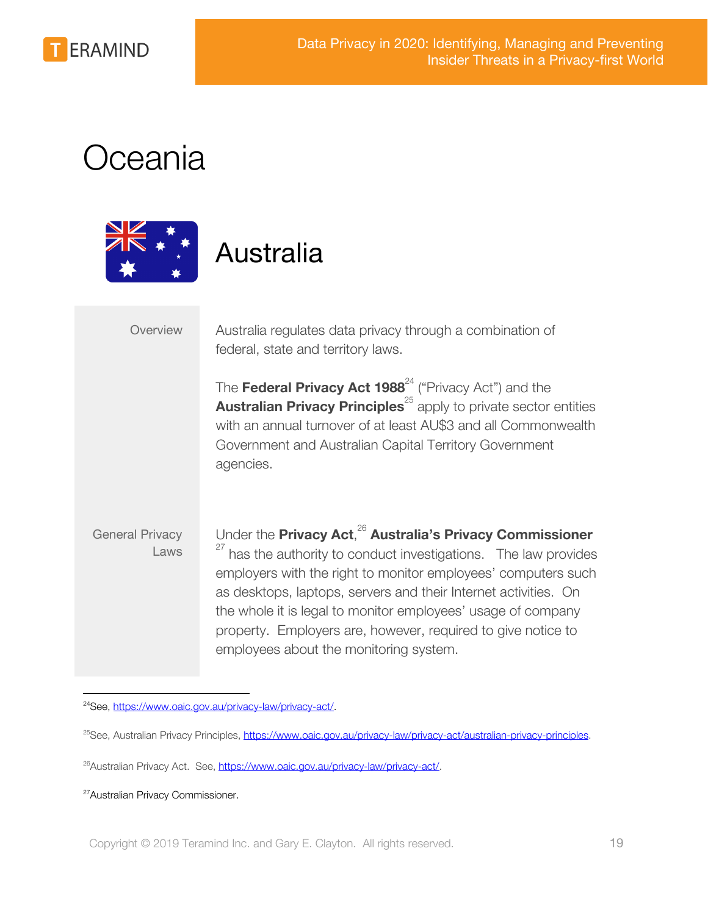# Oceania

## Australia

| | |
|---|---|
| Overview | Australia regulates data privacy through a combination of federal, state and territory laws.<br><br>The **Federal Privacy Act 1988**[24] ("Privacy Act") and the **Australian Privacy Principles**[25] apply to private sector entities with an annual turnover of at least AU$3 and all Commonwealth Government and Australian Capital Territory Government agencies. |
| General Privacy Laws | Under the **Privacy Act**,[26] **Australia's Privacy Commissioner**[27] has the authority to conduct investigations. The law provides employers with the right to monitor employees' computers such as desktops, laptops, servers and their Internet activities. On the whole it is legal to monitor employees' usage of company property. Employers are, however, required to give notice to employees about the monitoring system. |

[24] See, https://www.oaic.gov.au/privacy-law/privacy-act/.

[25] See, Australian Privacy Principles, https://www.oaic.gov.au/privacy-law/privacy-act/australian-privacy-principles.

[26] Australian Privacy Act. See, https://www.oaic.gov.au/privacy-law/privacy-act/.

[27] Australian Privacy Commissioner.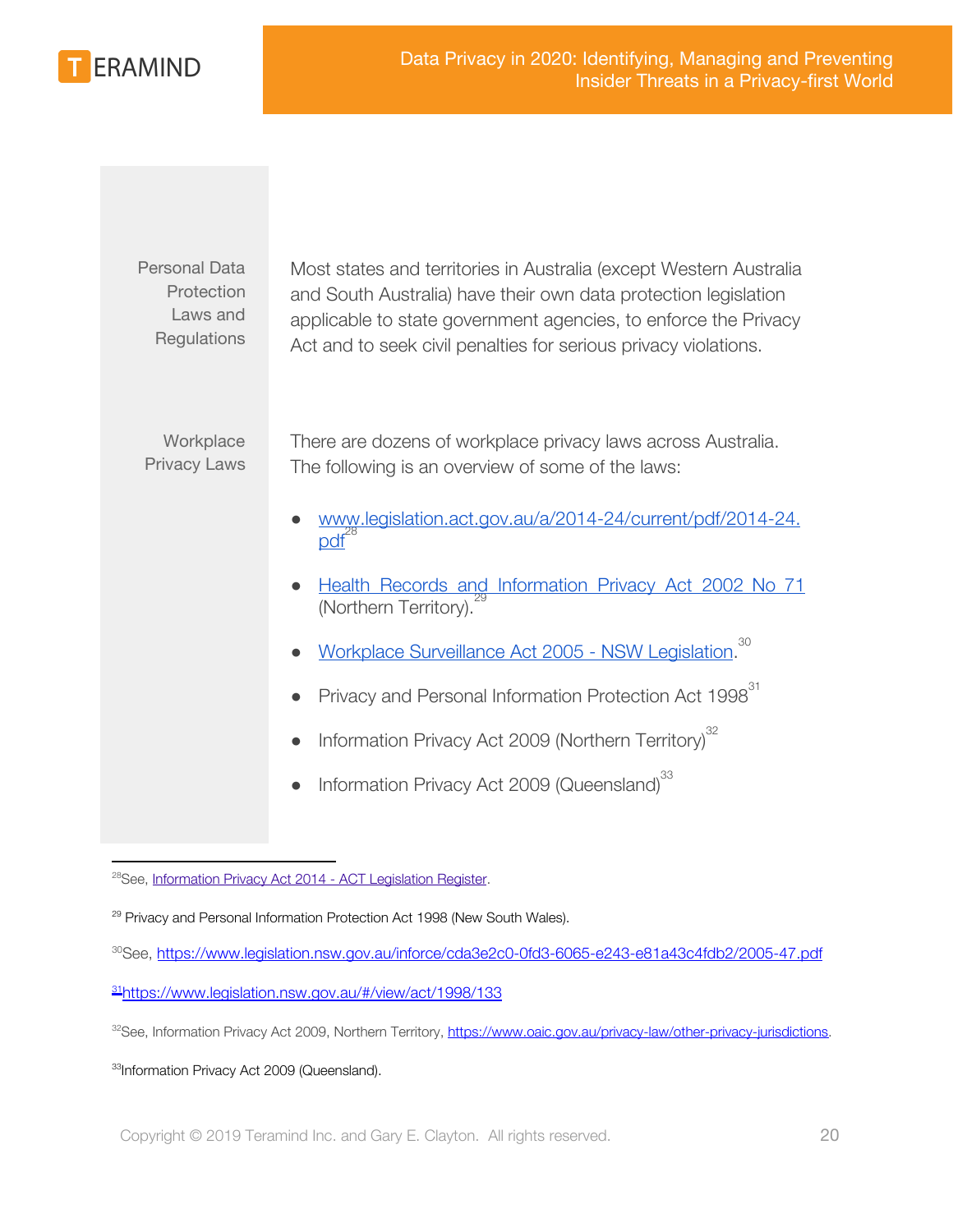### Personal Data Protection Laws and Regulations

Most states and territories in Australia (except Western Australia and South Australia) have their own data protection legislation applicable to state government agencies, to enforce the Privacy Act and to seek civil penalties for serious privacy violations.

### Workplace Privacy Laws

There are dozens of workplace privacy laws across Australia. The following is an overview of some of the laws:

- www.legislation.act.gov.au/a/2014-24/current/pdf/2014-24.pdf[28]
- Health Records and Information Privacy Act 2002 No 71 (Northern Territory).[29]
- Workplace Surveillance Act 2005 - NSW Legislation.[30]
- Privacy and Personal Information Protection Act 1998[31]
- Information Privacy Act 2009 (Northern Territory)[32]
- Information Privacy Act 2009 (Queensland)[33]

---

[28] See, Information Privacy Act 2014 - ACT Legislation Register.

[29] Privacy and Personal Information Protection Act 1998 (New South Wales).

[30] See, https://www.legislation.nsw.gov.au/inforce/cda3e2c0-0fd3-6065-e243-e81a43c4fdb2/2005-47.pdf

[31] https://www.legislation.nsw.gov.au/#/view/act/1998/133

[32] See, Information Privacy Act 2009, Northern Territory, https://www.oaic.gov.au/privacy-law/other-privacy-jurisdictions.

[33] Information Privacy Act 2009 (Queensland).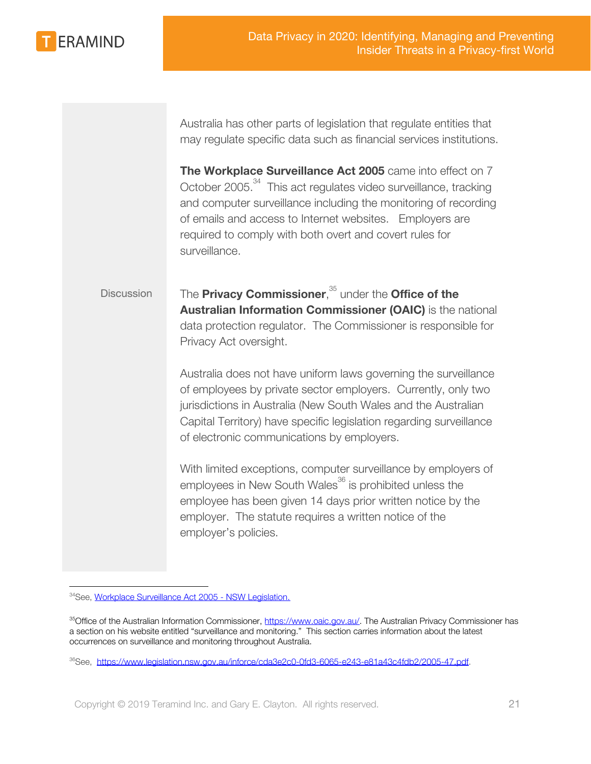Australia has other parts of legislation that regulate entities that may regulate specific data such as financial services institutions.

**The Workplace Surveillance Act 2005** came into effect on 7 October 2005.[34] This act regulates video surveillance, tracking and computer surveillance including the monitoring of recording of emails and access to Internet websites. Employers are required to comply with both overt and covert rules for surveillance.

Discussion

The **Privacy Commissioner**,[35] under the **Office of the Australian Information Commissioner (OAIC)** is the national data protection regulator. The Commissioner is responsible for Privacy Act oversight.

Australia does not have uniform laws governing the surveillance of employees by private sector employers. Currently, only two jurisdictions in Australia (New South Wales and the Australian Capital Territory) have specific legislation regarding surveillance of electronic communications by employers.

With limited exceptions, computer surveillance by employers of employees in New South Wales[36] is prohibited unless the employee has been given 14 days prior written notice by the employer. The statute requires a written notice of the employer's policies.

---

[34] See, [Workplace Surveillance Act 2005 - NSW Legislation.](#)

[35] Office of the Australian Information Commissioner, https://www.oaic.gov.au/. The Australian Privacy Commissioner has a section on his website entitled "surveillance and monitoring." This section carries information about the latest occurrences on surveillance and monitoring throughout Australia.

[36] See, https://www.legislation.nsw.gov.au/inforce/cda3e2c0-0fd3-6065-e243-e81a43c4fdb2/2005-47.pdf.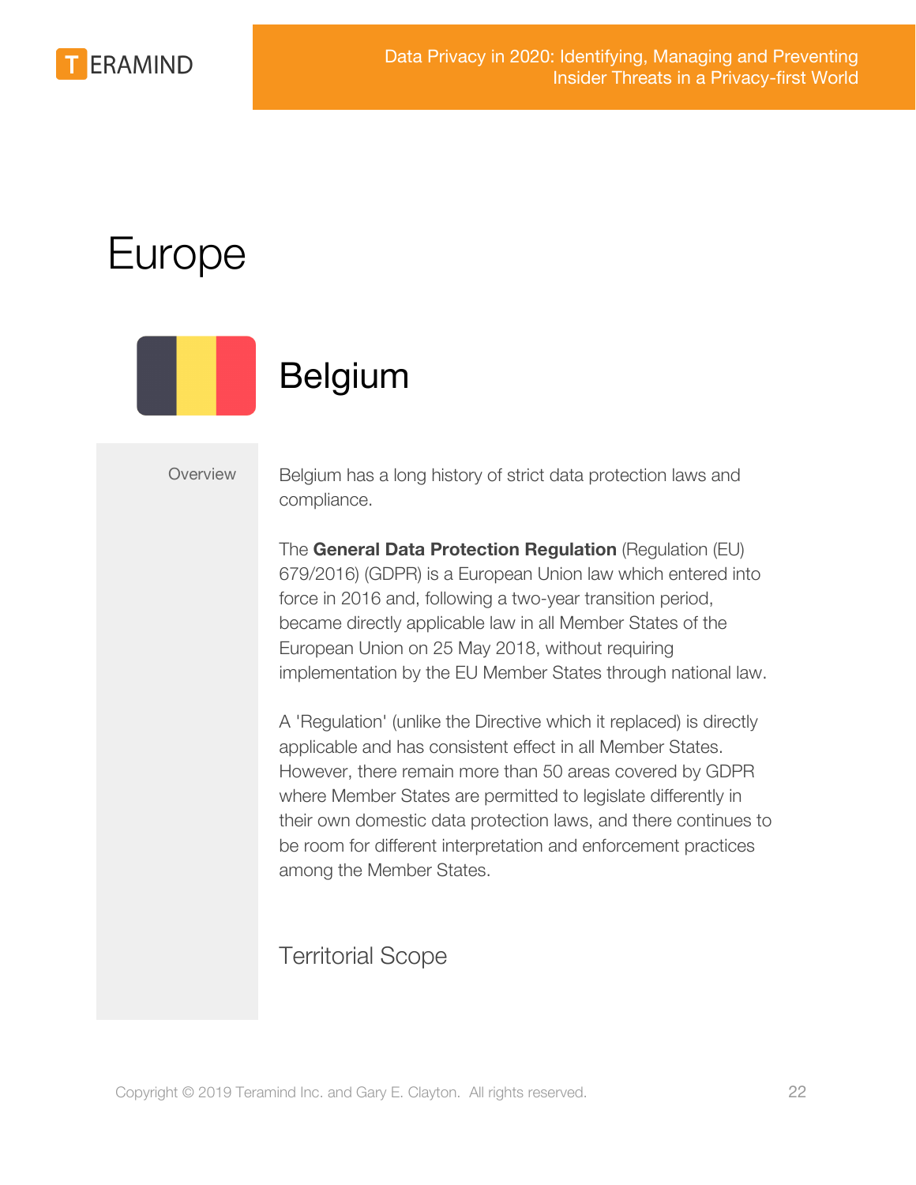# Europe

## Belgium

Overview

Belgium has a long history of strict data protection laws and compliance.

The **General Data Protection Regulation** (Regulation (EU) 679/2016) (GDPR) is a European Union law which entered into force in 2016 and, following a two-year transition period, became directly applicable law in all Member States of the European Union on 25 May 2018, without requiring implementation by the EU Member States through national law.

A 'Regulation' (unlike the Directive which it replaced) is directly applicable and has consistent effect in all Member States. However, there remain more than 50 areas covered by GDPR where Member States are permitted to legislate differently in their own domestic data protection laws, and there continues to be room for different interpretation and enforcement practices among the Member States.

### Territorial Scope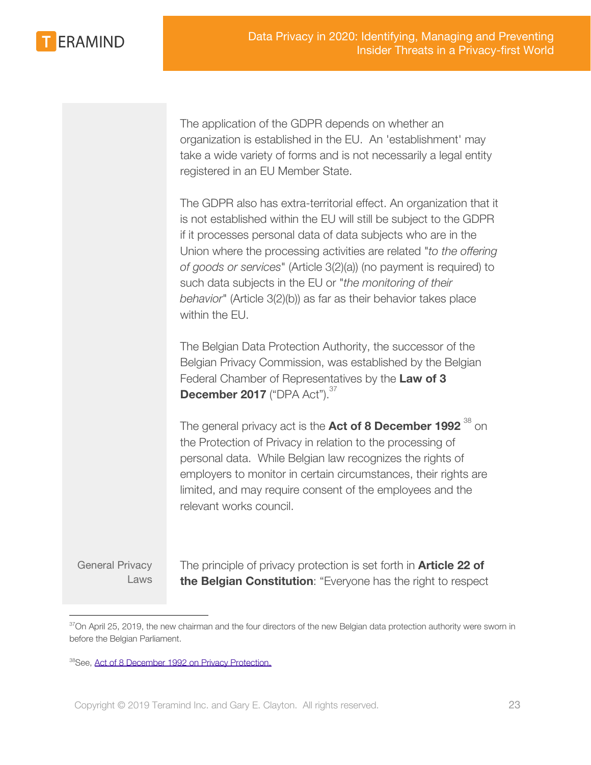The application of the GDPR depends on whether an organization is established in the EU. An 'establishment' may take a wide variety of forms and is not necessarily a legal entity registered in an EU Member State.

The GDPR also has extra-territorial effect. An organization that it is not established within the EU will still be subject to the GDPR if it processes personal data of data subjects who are in the Union where the processing activities are related "*to the offering of goods or services*" (Article 3(2)(a)) (no payment is required) to such data subjects in the EU or "*the monitoring of their behavior*" (Article 3(2)(b)) as far as their behavior takes place within the EU.

The Belgian Data Protection Authority, the successor of the Belgian Privacy Commission, was established by the Belgian Federal Chamber of Representatives by the **Law of 3 December 2017** ("DPA Act").[37]

The general privacy act is the **Act of 8 December 1992** [38] on the Protection of Privacy in relation to the processing of personal data. While Belgian law recognizes the rights of employers to monitor in certain circumstances, their rights are limited, and may require consent of the employees and the relevant works council.

General Privacy Laws

The principle of privacy protection is set forth in **Article 22 of the Belgian Constitution**: "Everyone has the right to respect

---

[37] On April 25, 2019, the new chairman and the four directors of the new Belgian data protection authority were sworn in before the Belgian Parliament.

[38] See, [Act of 8 December 1992 on Privacy Protection.]()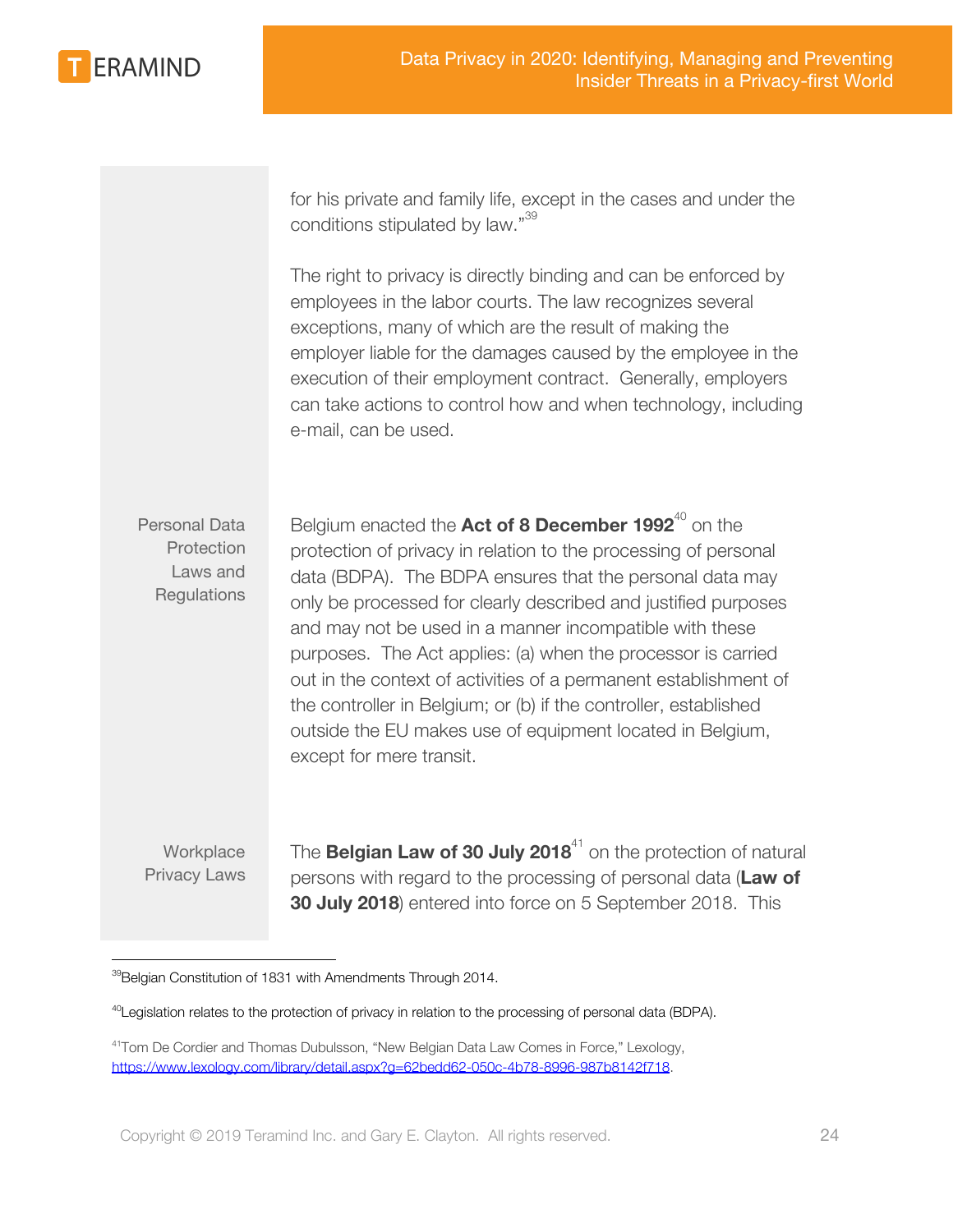for his private and family life, except in the cases and under the conditions stipulated by law."[39]

The right to privacy is directly binding and can be enforced by employees in the labor courts. The law recognizes several exceptions, many of which are the result of making the employer liable for the damages caused by the employee in the execution of their employment contract. Generally, employers can take actions to control how and when technology, including e-mail, can be used.

### Personal Data Protection Laws and Regulations

Belgium enacted the **Act of 8 December 1992**[40] on the protection of privacy in relation to the processing of personal data (BDPA). The BDPA ensures that the personal data may only be processed for clearly described and justified purposes and may not be used in a manner incompatible with these purposes. The Act applies: (a) when the processor is carried out in the context of activities of a permanent establishment of the controller in Belgium; or (b) if the controller, established outside the EU makes use of equipment located in Belgium, except for mere transit.

### Workplace Privacy Laws

The **Belgian Law of 30 July 2018**[41] on the protection of natural persons with regard to the processing of personal data (**Law of 30 July 2018**) entered into force on 5 September 2018. This

---

[39] Belgian Constitution of 1831 with Amendments Through 2014.

[40] Legislation relates to the protection of privacy in relation to the processing of personal data (BDPA).

[41] Tom De Cordier and Thomas Dubulsson, "New Belgian Data Law Comes in Force," Lexology, https://www.lexology.com/library/detail.aspx?g=62bedd62-050c-4b78-8996-987b8142f718.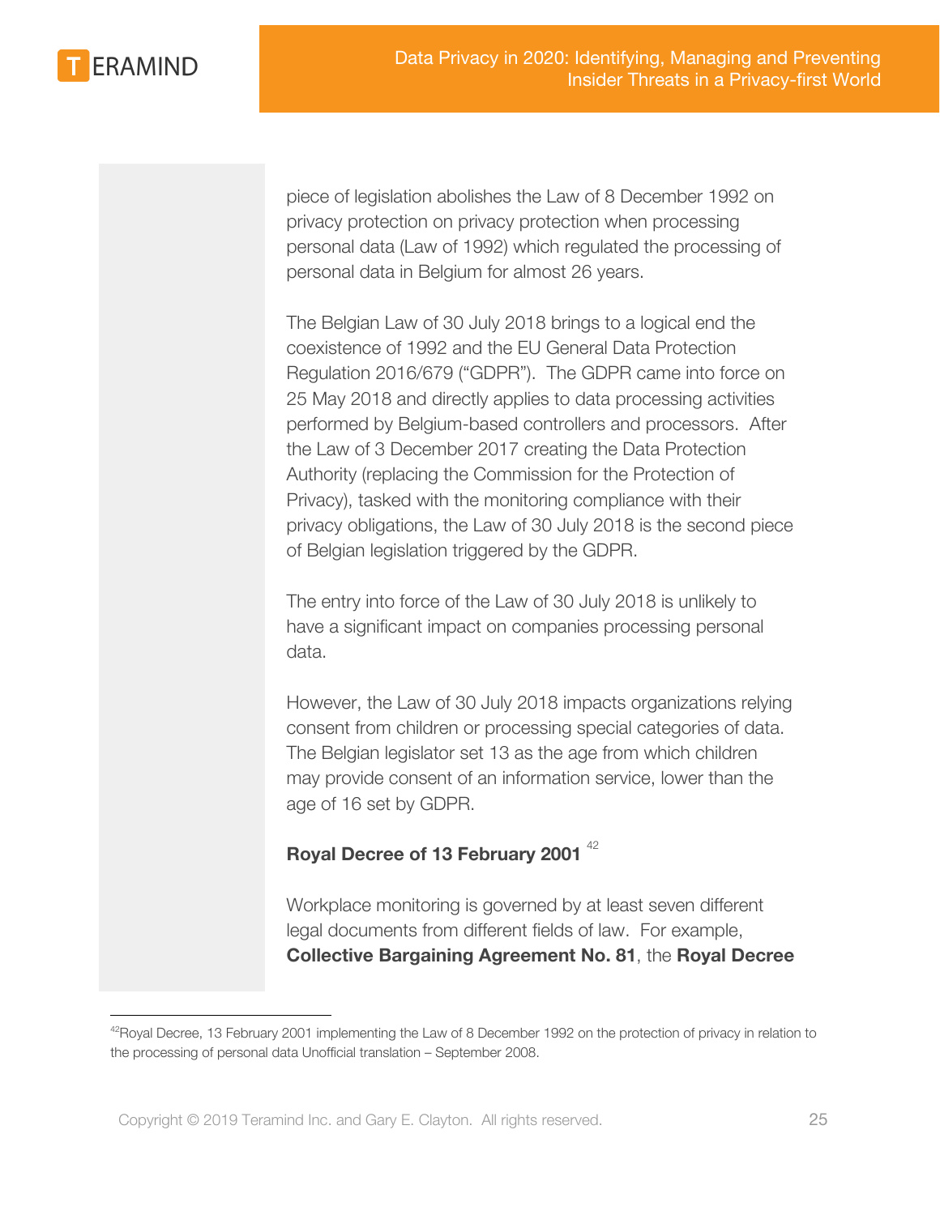piece of legislation abolishes the Law of 8 December 1992 on privacy protection on privacy protection when processing personal data (Law of 1992) which regulated the processing of personal data in Belgium for almost 26 years.

The Belgian Law of 30 July 2018 brings to a logical end the coexistence of 1992 and the EU General Data Protection Regulation 2016/679 ("GDPR"). The GDPR came into force on 25 May 2018 and directly applies to data processing activities performed by Belgium-based controllers and processors. After the Law of 3 December 2017 creating the Data Protection Authority (replacing the Commission for the Protection of Privacy), tasked with the monitoring compliance with their privacy obligations, the Law of 30 July 2018 is the second piece of Belgian legislation triggered by the GDPR.

The entry into force of the Law of 30 July 2018 is unlikely to have a significant impact on companies processing personal data.

However, the Law of 30 July 2018 impacts organizations relying consent from children or processing special categories of data. The Belgian legislator set 13 as the age from which children may provide consent of an information service, lower than the age of 16 set by GDPR.

**Royal Decree of 13 February 2001** [42]

Workplace monitoring is governed by at least seven different legal documents from different fields of law. For example, **Collective Bargaining Agreement No. 81**, the **Royal Decree**

---

[42] Royal Decree, 13 February 2001 implementing the Law of 8 December 1992 on the protection of privacy in relation to the processing of personal data Unofficial translation – September 2008.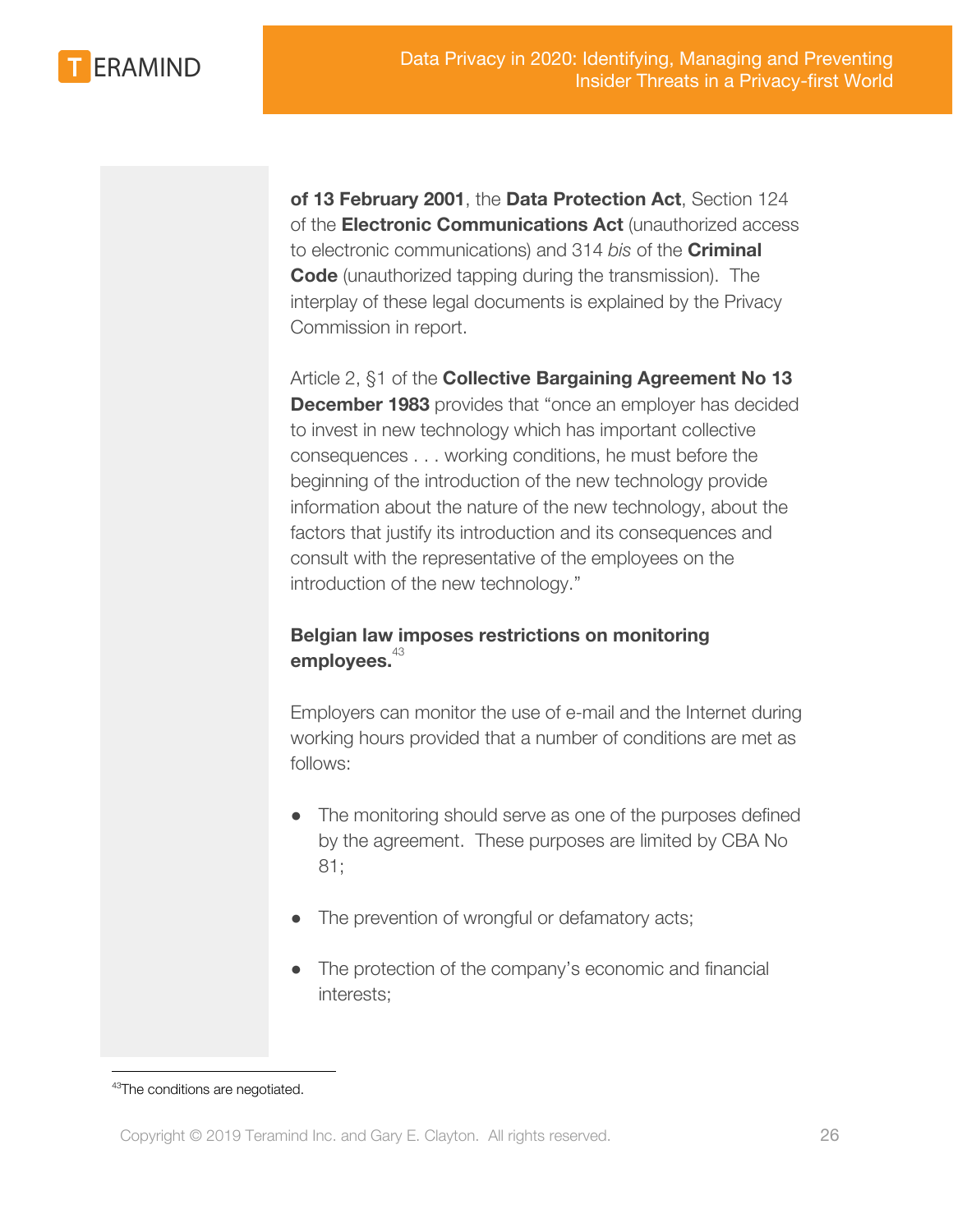**of 13 February 2001**, the **Data Protection Act**, Section 124 of the **Electronic Communications Act** (unauthorized access to electronic communications) and 314 *bis* of the **Criminal Code** (unauthorized tapping during the transmission). The interplay of these legal documents is explained by the Privacy Commission in report.

Article 2, §1 of the **Collective Bargaining Agreement No 13 December 1983** provides that "once an employer has decided to invest in new technology which has important collective consequences . . . working conditions, he must before the beginning of the introduction of the new technology provide information about the nature of the new technology, about the factors that justify its introduction and its consequences and consult with the representative of the employees on the introduction of the new technology."

**Belgian law imposes restrictions on monitoring employees.**[43]

Employers can monitor the use of e-mail and the Internet during working hours provided that a number of conditions are met as follows:

- The monitoring should serve as one of the purposes defined by the agreement. These purposes are limited by CBA No 81;
- The prevention of wrongful or defamatory acts;
- The protection of the company's economic and financial interests;

[43] The conditions are negotiated.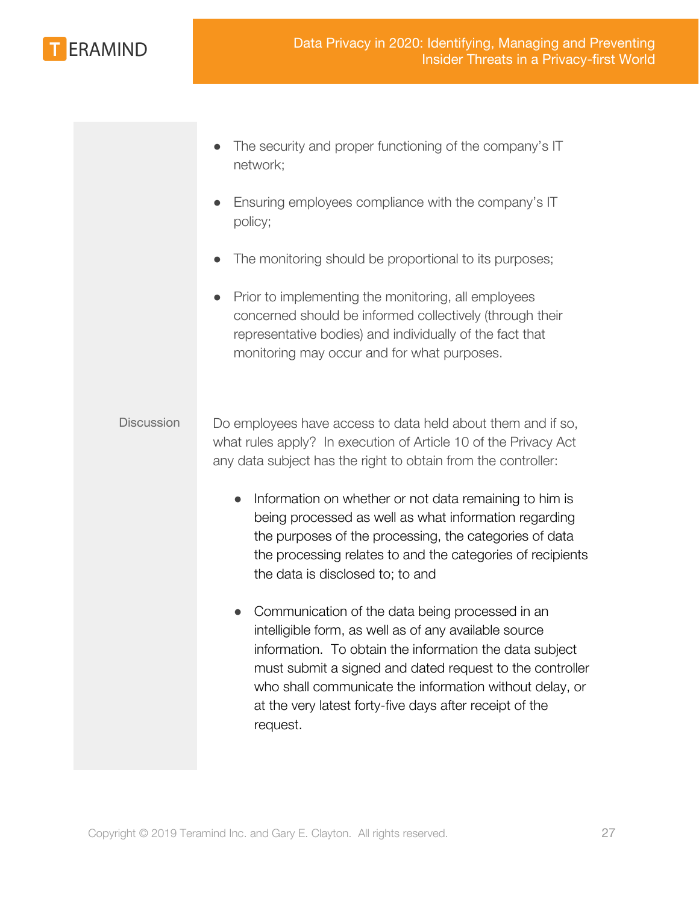- The security and proper functioning of the company's IT network;
- Ensuring employees compliance with the company's IT policy;
- The monitoring should be proportional to its purposes;
- Prior to implementing the monitoring, all employees concerned should be informed collectively (through their representative bodies) and individually of the fact that monitoring may occur and for what purposes.

Discussion

Do employees have access to data held about them and if so, what rules apply? In execution of Article 10 of the Privacy Act any data subject has the right to obtain from the controller:

- Information on whether or not data remaining to him is being processed as well as what information regarding the purposes of the processing, the categories of data the processing relates to and the categories of recipients the data is disclosed to; to and
- Communication of the data being processed in an intelligible form, as well as of any available source information. To obtain the information the data subject must submit a signed and dated request to the controller who shall communicate the information without delay, or at the very latest forty-five days after receipt of the request.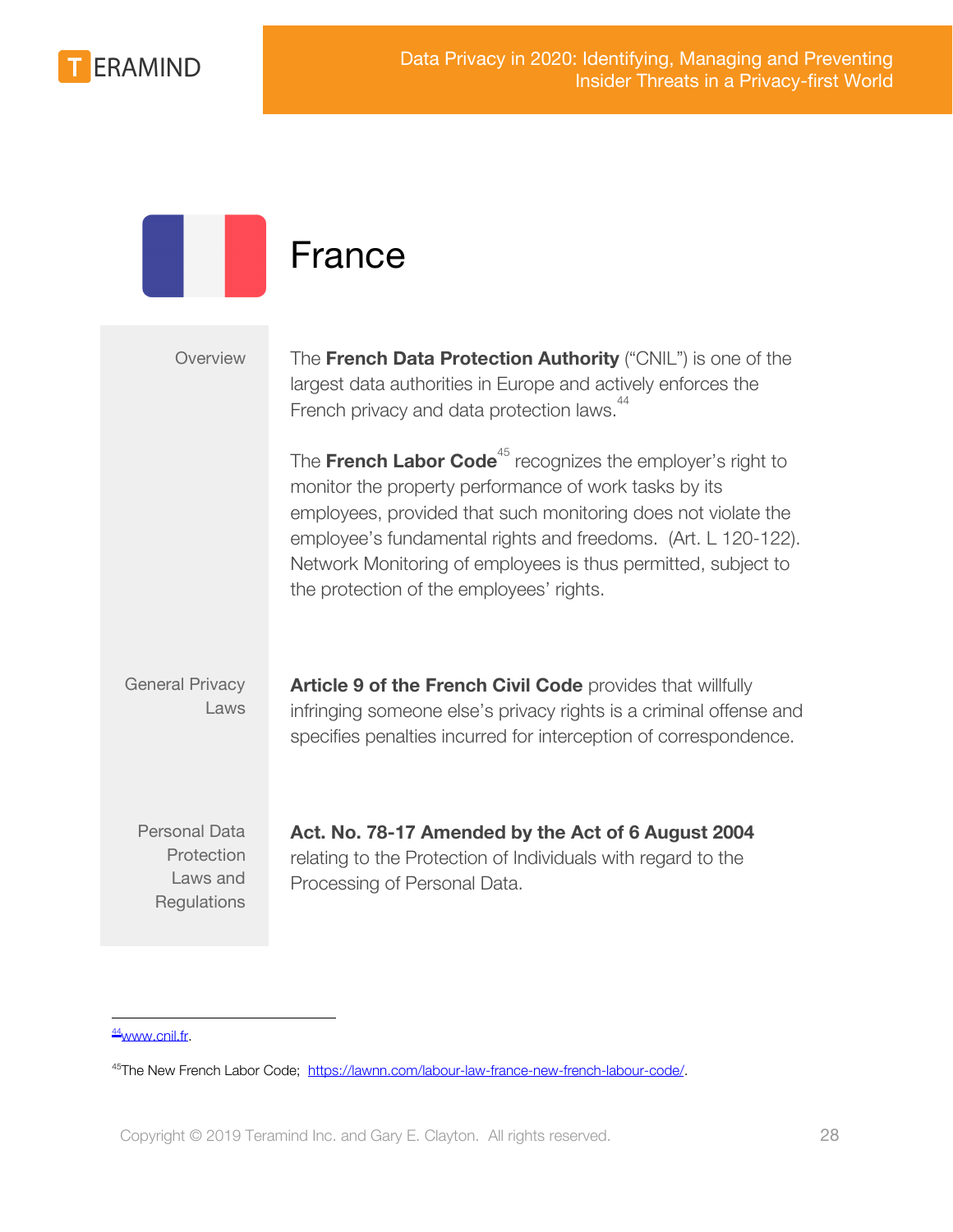# France

| | |
|---|---|
| Overview | The **French Data Protection Authority** ("CNIL") is one of the largest data authorities in Europe and actively enforces the French privacy and data protection laws.[44]<br><br>The **French Labor Code**[45] recognizes the employer's right to monitor the property performance of work tasks by its employees, provided that such monitoring does not violate the employee's fundamental rights and freedoms. (Art. L 120-122). Network Monitoring of employees is thus permitted, subject to the protection of the employees' rights. |
| General Privacy Laws | **Article 9 of the French Civil Code** provides that willfully infringing someone else's privacy rights is a criminal offense and specifies penalties incurred for interception of correspondence. |
| Personal Data Protection Laws and Regulations | **Act. No. 78-17 Amended by the Act of 6 August 2004** relating to the Protection of Individuals with regard to the Processing of Personal Data. |

---

[44] www.cnil.fr.

[45] The New French Labor Code; https://lawnn.com/labour-law-france-new-french-labour-code/.

Copyright © 2019 Teramind Inc. and Gary E. Clayton. All rights reserved.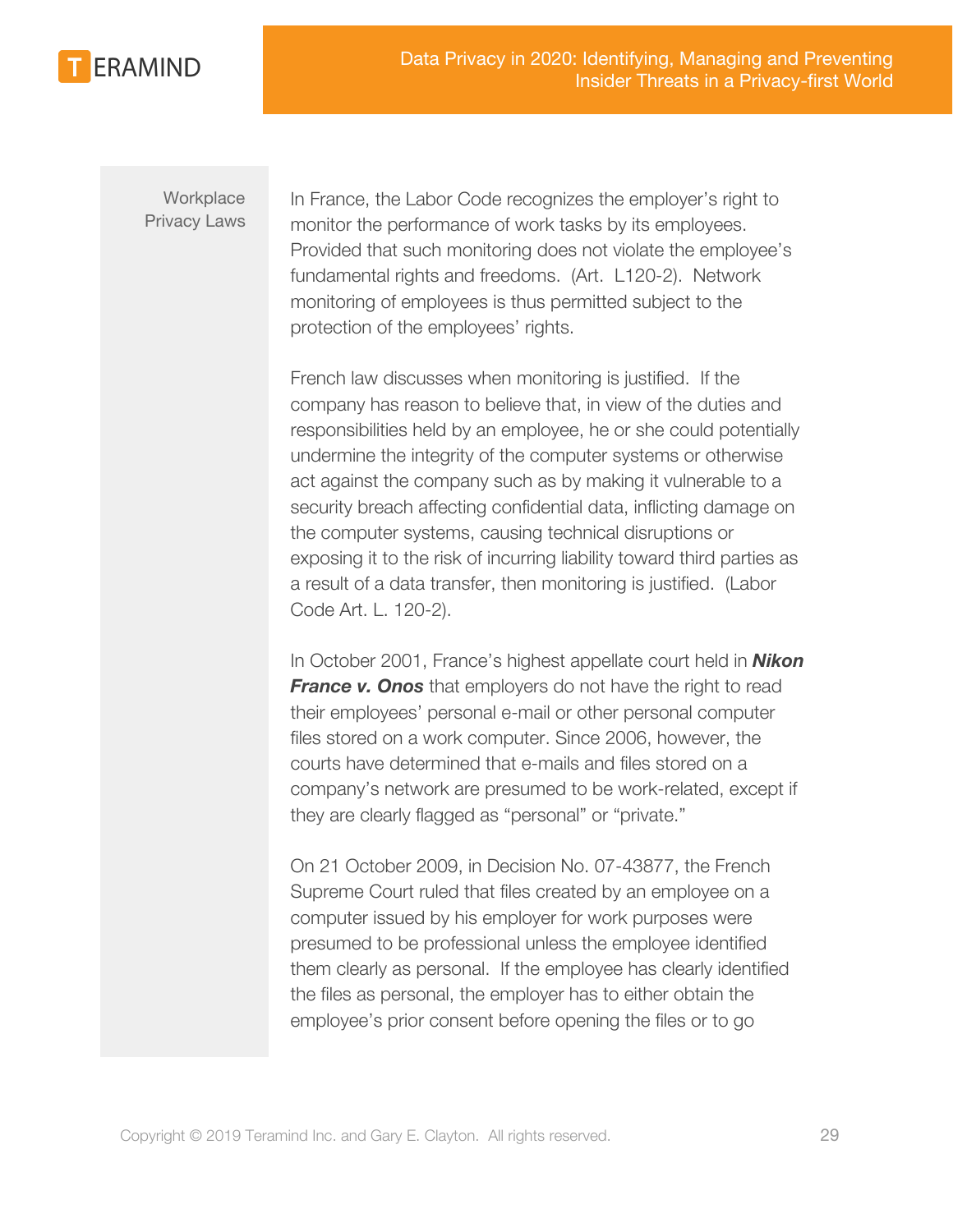## Workplace Privacy Laws

In France, the Labor Code recognizes the employer's right to monitor the performance of work tasks by its employees. Provided that such monitoring does not violate the employee's fundamental rights and freedoms. (Art. L120-2). Network monitoring of employees is thus permitted subject to the protection of the employees' rights.

French law discusses when monitoring is justified. If the company has reason to believe that, in view of the duties and responsibilities held by an employee, he or she could potentially undermine the integrity of the computer systems or otherwise act against the company such as by making it vulnerable to a security breach affecting confidential data, inflicting damage on the computer systems, causing technical disruptions or exposing it to the risk of incurring liability toward third parties as a result of a data transfer, then monitoring is justified. (Labor Code Art. L. 120-2).

In October 2001, France's highest appellate court held in ***Nikon France v. Onos*** that employers do not have the right to read their employees' personal e-mail or other personal computer files stored on a work computer. Since 2006, however, the courts have determined that e-mails and files stored on a company's network are presumed to be work-related, except if they are clearly flagged as "personal" or "private."

On 21 October 2009, in Decision No. 07-43877, the French Supreme Court ruled that files created by an employee on a computer issued by his employer for work purposes were presumed to be professional unless the employee identified them clearly as personal. If the employee has clearly identified the files as personal, the employer has to either obtain the employee's prior consent before opening the files or to go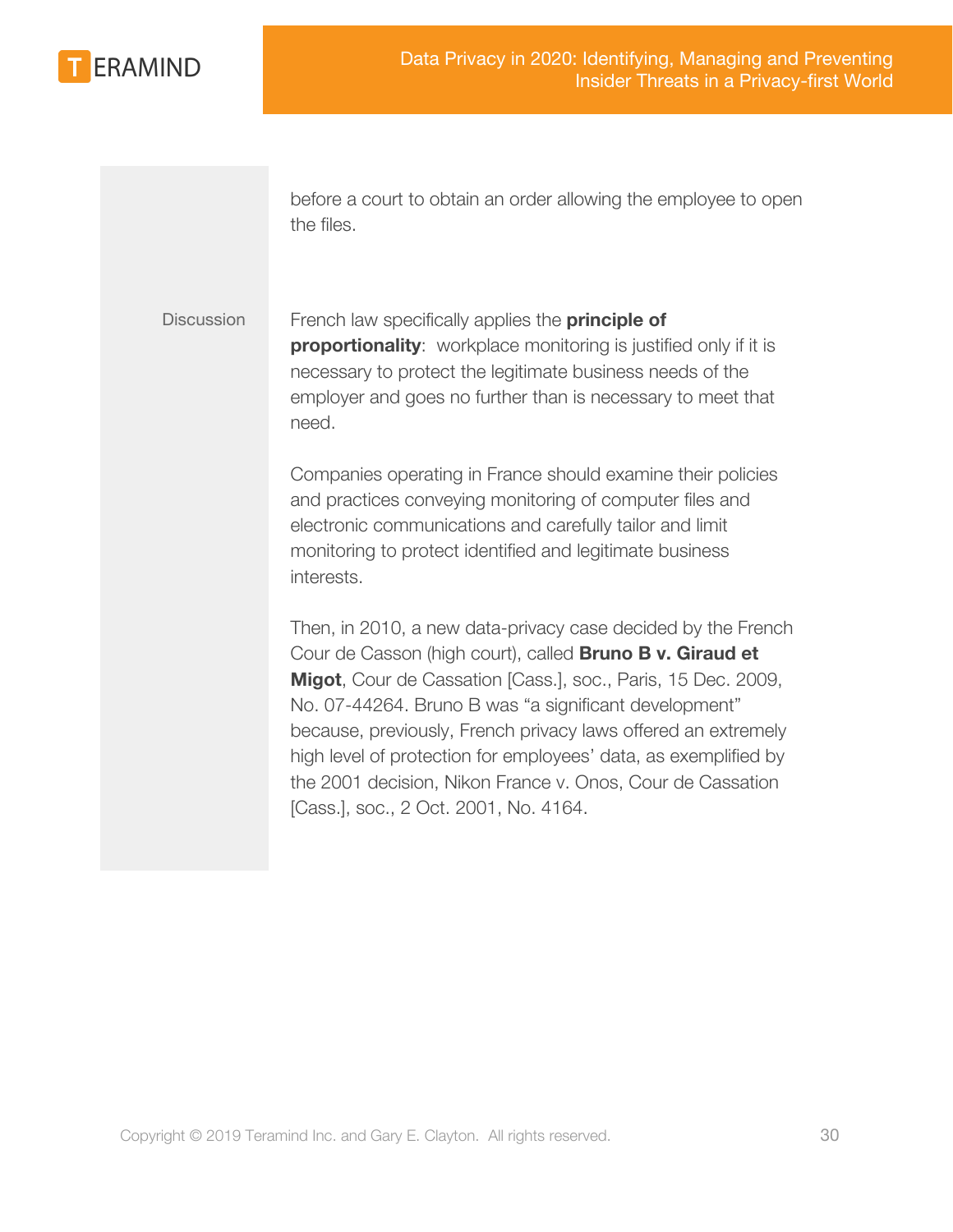before a court to obtain an order allowing the employee to open the files.

Discussion

French law specifically applies the **principle of proportionality**: workplace monitoring is justified only if it is necessary to protect the legitimate business needs of the employer and goes no further than is necessary to meet that need.

Companies operating in France should examine their policies and practices conveying monitoring of computer files and electronic communications and carefully tailor and limit monitoring to protect identified and legitimate business interests.

Then, in 2010, a new data-privacy case decided by the French Cour de Casson (high court), called **Bruno B v. Giraud et Migot**, Cour de Cassation [Cass.], soc., Paris, 15 Dec. 2009, No. 07-44264. Bruno B was "a significant development" because, previously, French privacy laws offered an extremely high level of protection for employees' data, as exemplified by the 2001 decision, Nikon France v. Onos, Cour de Cassation [Cass.], soc., 2 Oct. 2001, No. 4164.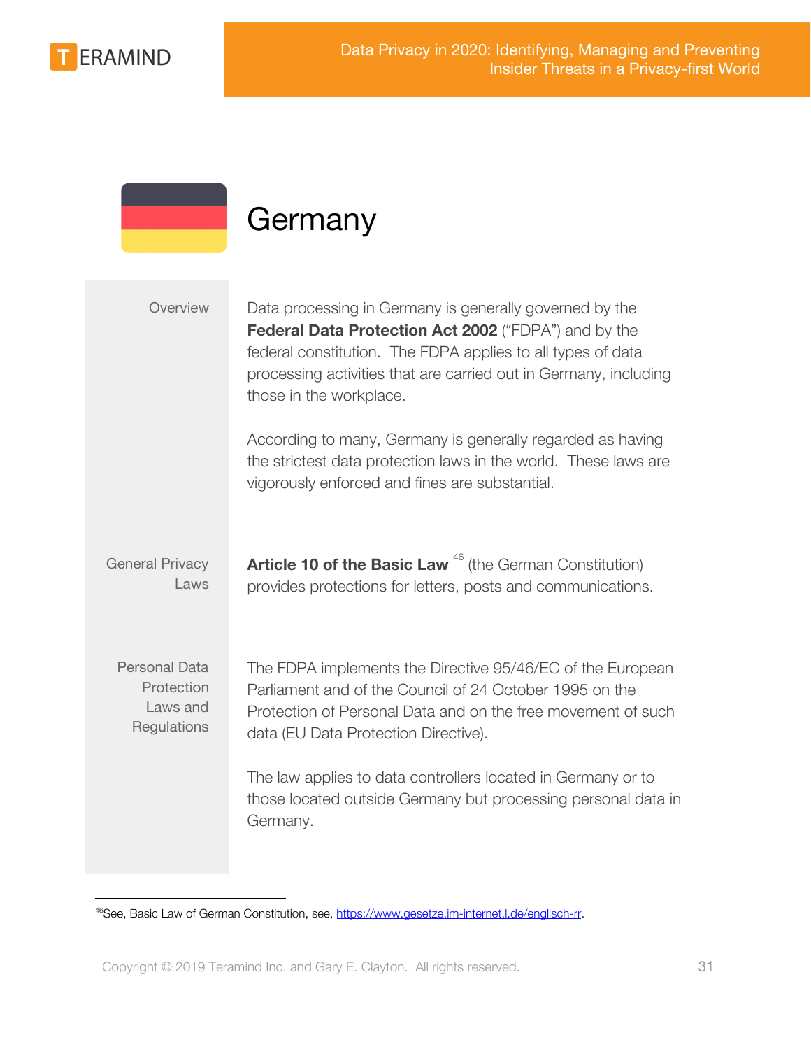# Germany

| | |
|---|---|
| Overview | Data processing in Germany is generally governed by the **Federal Data Protection Act 2002** ("FDPA") and by the federal constitution. The FDPA applies to all types of data processing activities that are carried out in Germany, including those in the workplace.<br><br>According to many, Germany is generally regarded as having the strictest data protection laws in the world. These laws are vigorously enforced and fines are substantial. |
| General Privacy Laws | **Article 10 of the Basic Law** [46] (the German Constitution) provides protections for letters, posts and communications. |
| Personal Data Protection Laws and Regulations | The FDPA implements the Directive 95/46/EC of the European Parliament and of the Council of 24 October 1995 on the Protection of Personal Data and on the free movement of such data (EU Data Protection Directive).<br><br>The law applies to data controllers located in Germany or to those located outside Germany but processing personal data in Germany. |

[46] See, Basic Law of German Constitution, see, https://www.gesetze.im-internet.l.de/englisch-rr.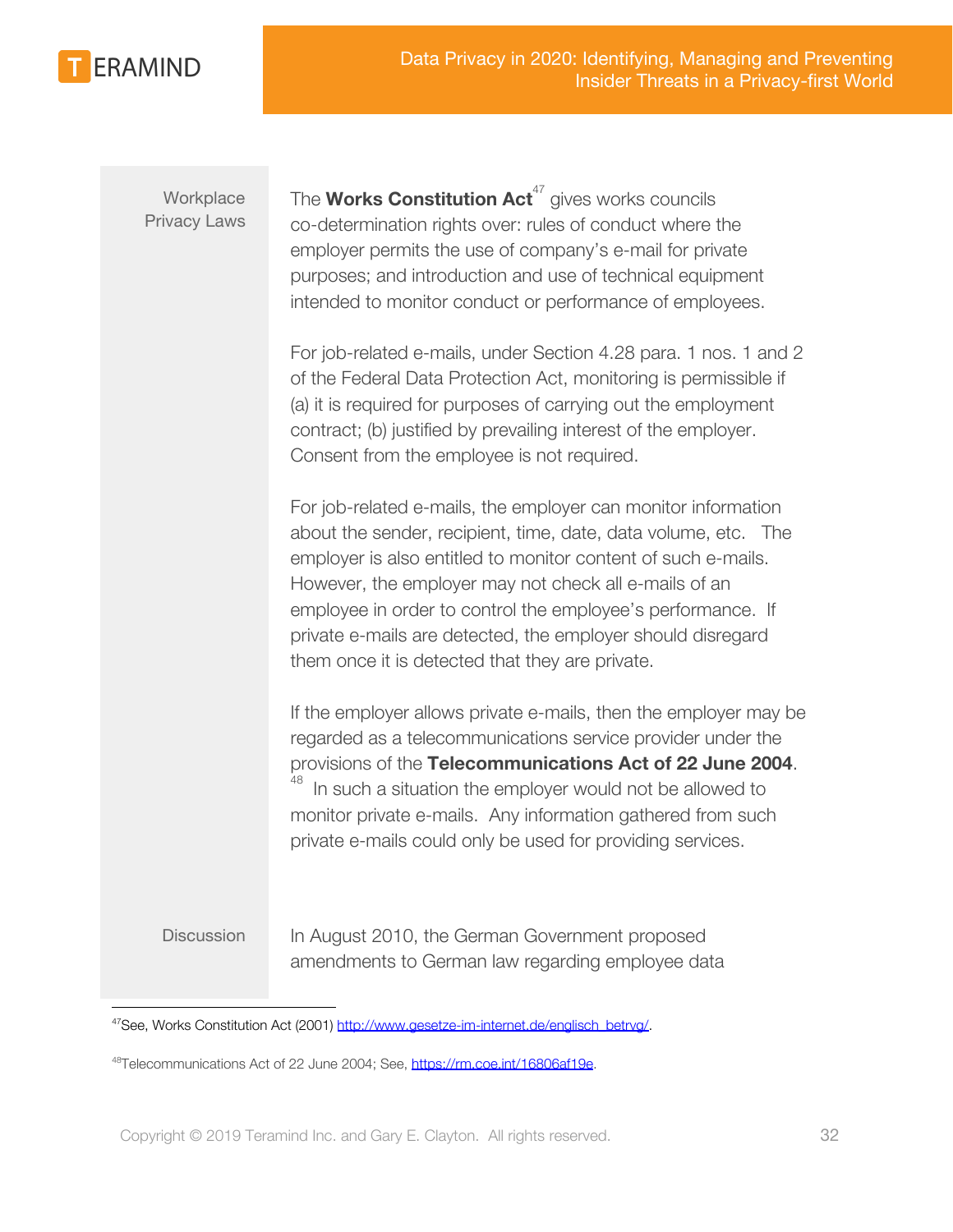**Workplace Privacy Laws**

The **Works Constitution Act**[47] gives works councils co-determination rights over: rules of conduct where the employer permits the use of company's e-mail for private purposes; and introduction and use of technical equipment intended to monitor conduct or performance of employees.

For job-related e-mails, under Section 4.28 para. 1 nos. 1 and 2 of the Federal Data Protection Act, monitoring is permissible if (a) it is required for purposes of carrying out the employment contract; (b) justified by prevailing interest of the employer. Consent from the employee is not required.

For job-related e-mails, the employer can monitor information about the sender, recipient, time, date, data volume, etc. The employer is also entitled to monitor content of such e-mails. However, the employer may not check all e-mails of an employee in order to control the employee's performance. If private e-mails are detected, the employer should disregard them once it is detected that they are private.

If the employer allows private e-mails, then the employer may be regarded as a telecommunications service provider under the provisions of the **Telecommunications Act of 22 June 2004**.[48] In such a situation the employer would not be allowed to monitor private e-mails. Any information gathered from such private e-mails could only be used for providing services.

**Discussion**

In August 2010, the German Government proposed amendments to German law regarding employee data

---

[47] See, Works Constitution Act (2001) http://www.gesetze-im-internet.de/englisch_betrvg/.

[48] Telecommunications Act of 22 June 2004; See, https://rm.coe.int/16806af19e.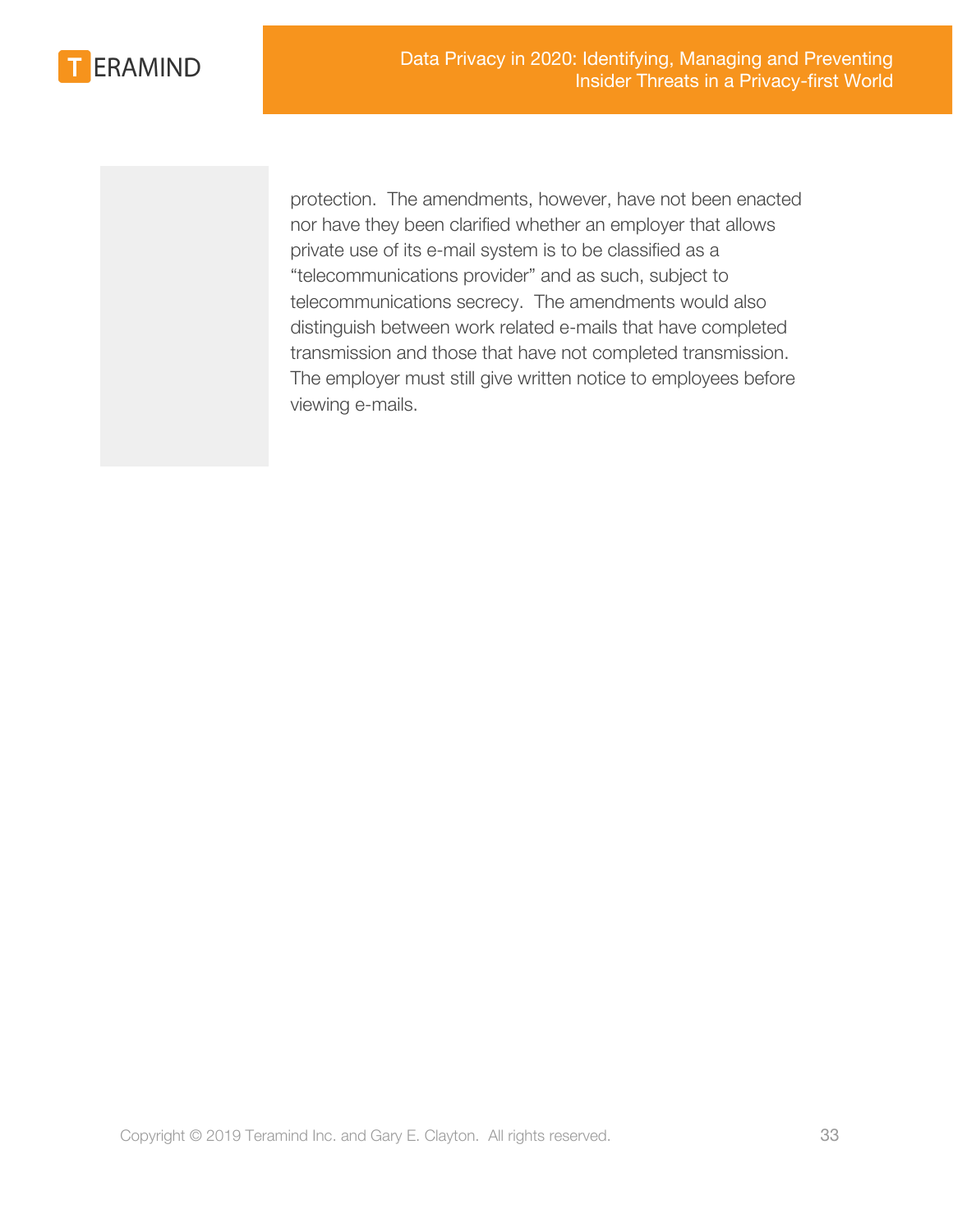protection. The amendments, however, have not been enacted nor have they been clarified whether an employer that allows private use of its e-mail system is to be classified as a "telecommunications provider" and as such, subject to telecommunications secrecy. The amendments would also distinguish between work related e-mails that have completed transmission and those that have not completed transmission. The employer must still give written notice to employees before viewing e-mails.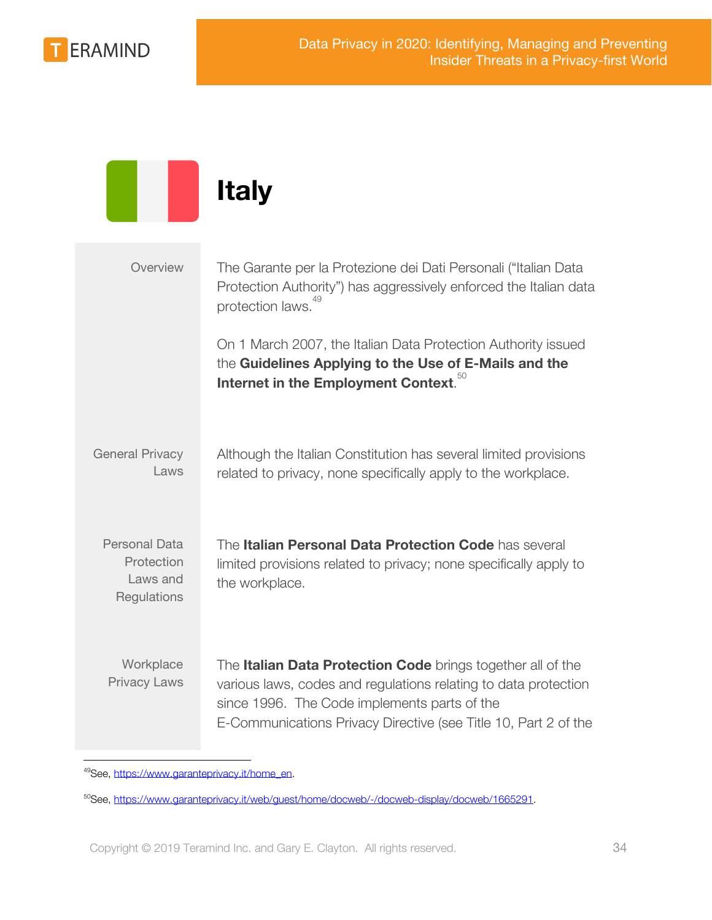# Italy

| | |
|---|---|
| Overview | The Garante per la Protezione dei Dati Personali ("Italian Data Protection Authority") has aggressively enforced the Italian data protection laws.[49] <br><br> On 1 March 2007, the Italian Data Protection Authority issued the **Guidelines Applying to the Use of E-Mails and the Internet in the Employment Context**.[50] |
| General Privacy Laws | Although the Italian Constitution has several limited provisions related to privacy, none specifically apply to the workplace. |
| Personal Data Protection Laws and Regulations | The **Italian Personal Data Protection Code** has several limited provisions related to privacy; none specifically apply to the workplace. |
| Workplace Privacy Laws | The **Italian Data Protection Code** brings together all of the various laws, codes and regulations relating to data protection since 1996. The Code implements parts of the E-Communications Privacy Directive (see Title 10, Part 2 of the |

[49] See, https://www.garanteprivacy.it/home_en.

[50] See, https://www.garanteprivacy.it/web/guest/home/docweb/-/docweb-display/docweb/1665291.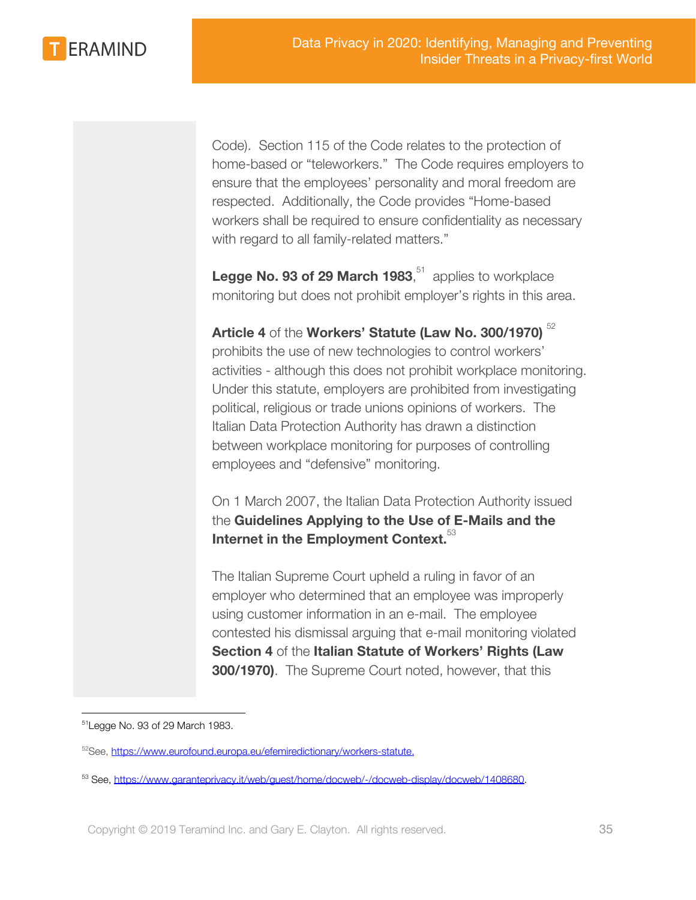Code). Section 115 of the Code relates to the protection of home-based or "teleworkers." The Code requires employers to ensure that the employees' personality and moral freedom are respected. Additionally, the Code provides "Home-based workers shall be required to ensure confidentiality as necessary with regard to all family-related matters."

**Legge No. 93 of 29 March 1983**,[51] applies to workplace monitoring but does not prohibit employer's rights in this area.

**Article 4** of the **Workers' Statute (Law No. 300/1970)**[52] prohibits the use of new technologies to control workers' activities - although this does not prohibit workplace monitoring. Under this statute, employers are prohibited from investigating political, religious or trade unions opinions of workers. The Italian Data Protection Authority has drawn a distinction between workplace monitoring for purposes of controlling employees and "defensive" monitoring.

On 1 March 2007, the Italian Data Protection Authority issued the **Guidelines Applying to the Use of E-Mails and the Internet in the Employment Context.**[53]

The Italian Supreme Court upheld a ruling in favor of an employer who determined that an employee was improperly using customer information in an e-mail. The employee contested his dismissal arguing that e-mail monitoring violated **Section 4** of the **Italian Statute of Workers' Rights (Law 300/1970)**. The Supreme Court noted, however, that this

---

[51] Legge No. 93 of 29 March 1983.

[52] See, https://www.eurofound.europa.eu/efemiredictionary/workers-statute.

[53] See, https://www.garanteprivacy.it/web/guest/home/docweb/-/docweb-display/docweb/1408680.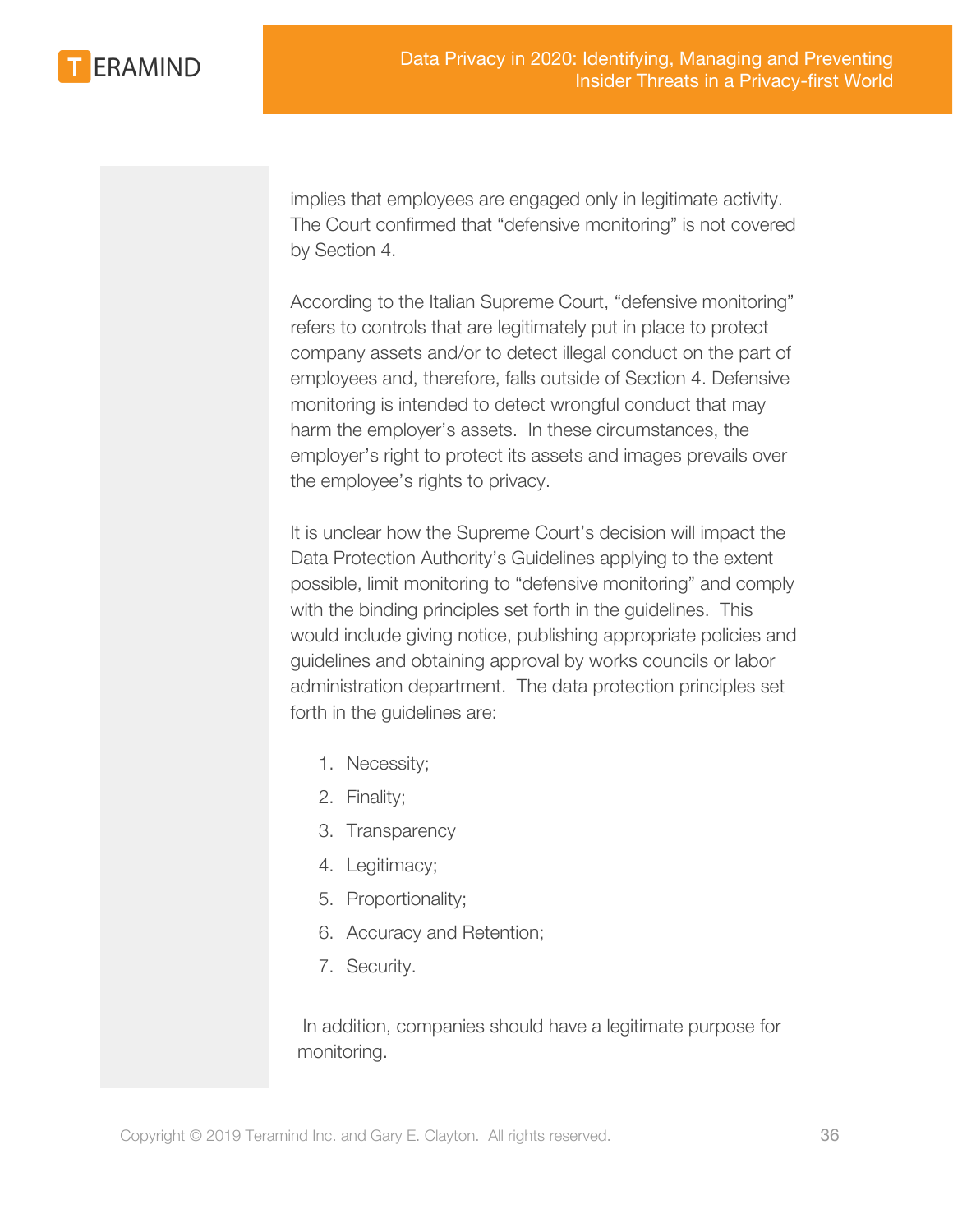implies that employees are engaged only in legitimate activity. The Court confirmed that "defensive monitoring" is not covered by Section 4.

According to the Italian Supreme Court, "defensive monitoring" refers to controls that are legitimately put in place to protect company assets and/or to detect illegal conduct on the part of employees and, therefore, falls outside of Section 4. Defensive monitoring is intended to detect wrongful conduct that may harm the employer's assets. In these circumstances, the employer's right to protect its assets and images prevails over the employee's rights to privacy.

It is unclear how the Supreme Court's decision will impact the Data Protection Authority's Guidelines applying to the extent possible, limit monitoring to "defensive monitoring" and comply with the binding principles set forth in the guidelines. This would include giving notice, publishing appropriate policies and guidelines and obtaining approval by works councils or labor administration department. The data protection principles set forth in the guidelines are:

1. Necessity;
2. Finality;
3. Transparency
4. Legitimacy;
5. Proportionality;
6. Accuracy and Retention;
7. Security.

In addition, companies should have a legitimate purpose for monitoring.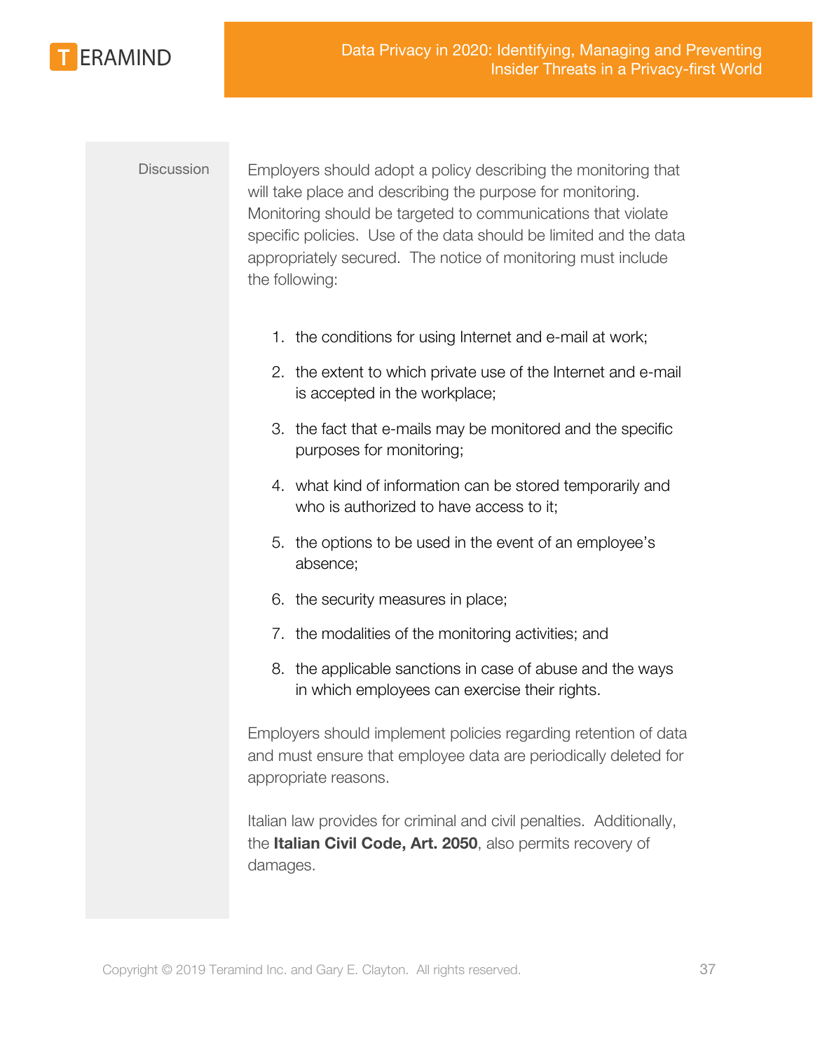Discussion

Employers should adopt a policy describing the monitoring that will take place and describing the purpose for monitoring. Monitoring should be targeted to communications that violate specific policies. Use of the data should be limited and the data appropriately secured. The notice of monitoring must include the following:

1. the conditions for using Internet and e-mail at work;
2. the extent to which private use of the Internet and e-mail is accepted in the workplace;
3. the fact that e-mails may be monitored and the specific purposes for monitoring;
4. what kind of information can be stored temporarily and who is authorized to have access to it;
5. the options to be used in the event of an employee's absence;
6. the security measures in place;
7. the modalities of the monitoring activities; and
8. the applicable sanctions in case of abuse and the ways in which employees can exercise their rights.

Employers should implement policies regarding retention of data and must ensure that employee data are periodically deleted for appropriate reasons.

Italian law provides for criminal and civil penalties. Additionally, the **Italian Civil Code, Art. 2050**, also permits recovery of damages.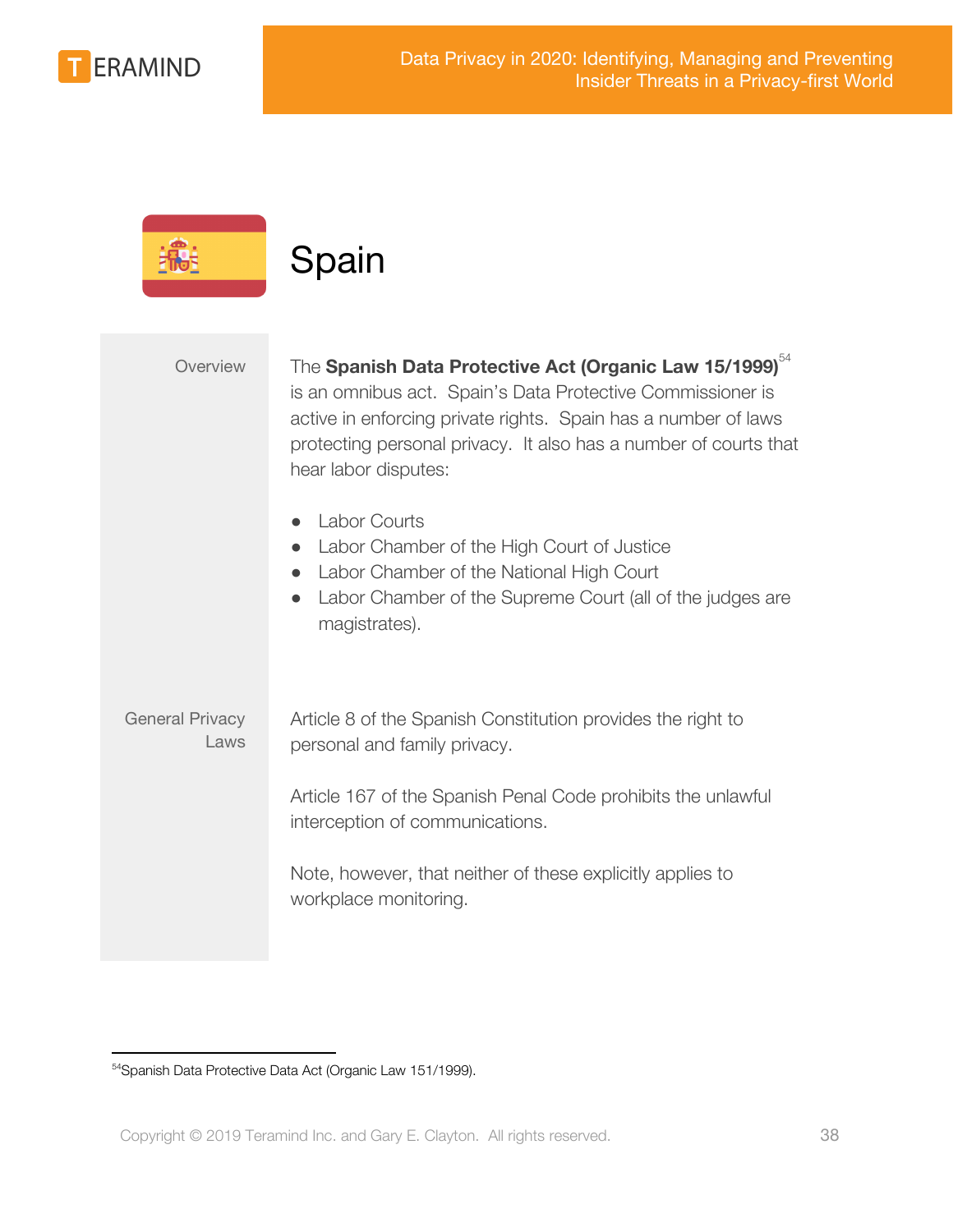# Spain

**Overview**

The **Spanish Data Protective Act (Organic Law 15/1999)**[54] is an omnibus act. Spain's Data Protective Commissioner is active in enforcing private rights. Spain has a number of laws protecting personal privacy. It also has a number of courts that hear labor disputes:

- Labor Courts
- Labor Chamber of the High Court of Justice
- Labor Chamber of the National High Court
- Labor Chamber of the Supreme Court (all of the judges are magistrates).

**General Privacy Laws**

Article 8 of the Spanish Constitution provides the right to personal and family privacy.

Article 167 of the Spanish Penal Code prohibits the unlawful interception of communications.

Note, however, that neither of these explicitly applies to workplace monitoring.

---

[54] Spanish Data Protective Data Act (Organic Law 151/1999).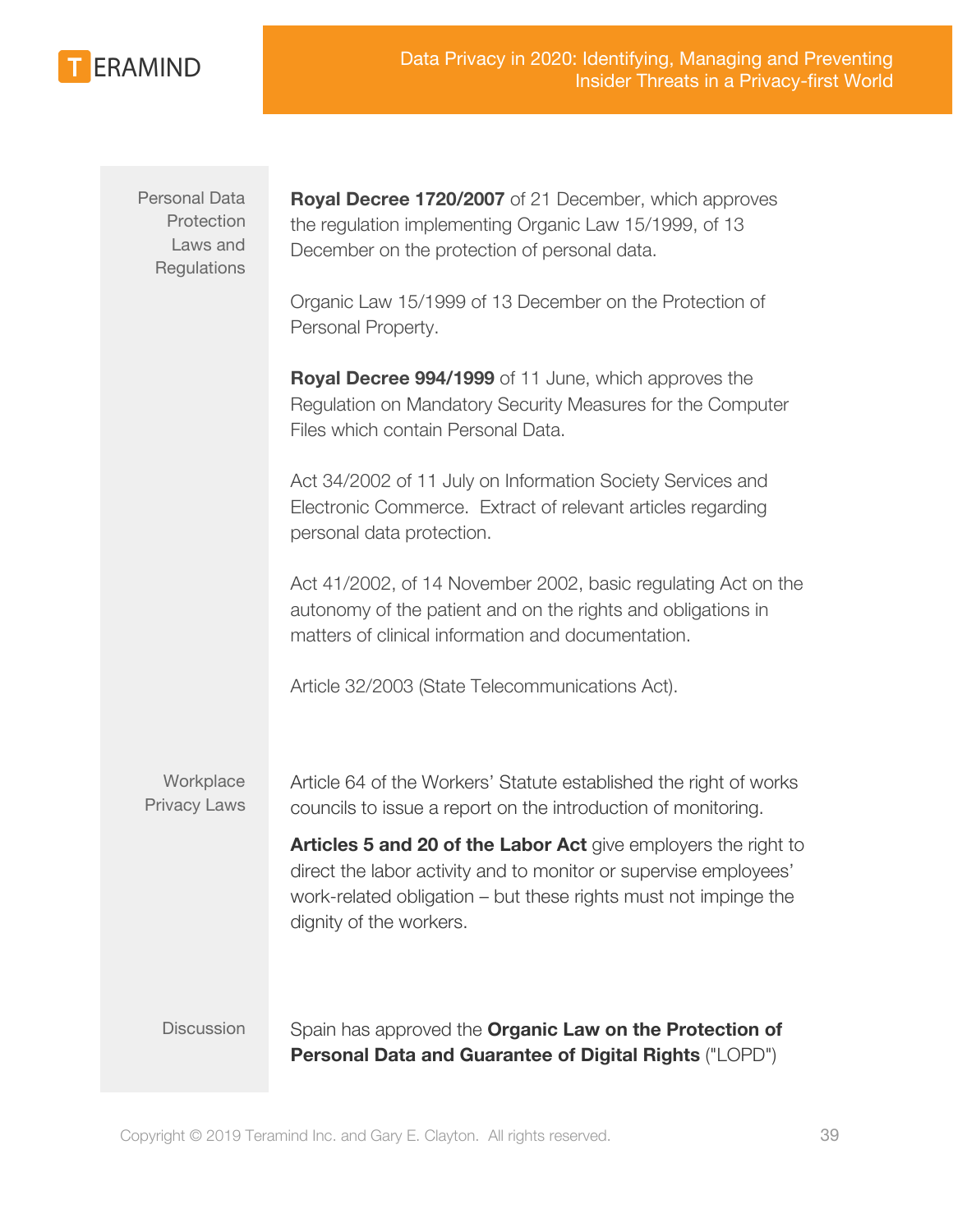| | |
|---|---|
| Personal Data Protection Laws and Regulations | **Royal Decree 1720/2007** of 21 December, which approves the regulation implementing Organic Law 15/1999, of 13 December on the protection of personal data.<br><br>Organic Law 15/1999 of 13 December on the Protection of Personal Property.<br><br>**Royal Decree 994/1999** of 11 June, which approves the Regulation on Mandatory Security Measures for the Computer Files which contain Personal Data.<br><br>Act 34/2002 of 11 July on Information Society Services and Electronic Commerce. Extract of relevant articles regarding personal data protection.<br><br>Act 41/2002, of 14 November 2002, basic regulating Act on the autonomy of the patient and on the rights and obligations in matters of clinical information and documentation.<br><br>Article 32/2003 (State Telecommunications Act). |
| Workplace Privacy Laws | Article 64 of the Workers' Statute established the right of works councils to issue a report on the introduction of monitoring.<br><br>**Articles 5 and 20 of the Labor Act** give employers the right to direct the labor activity and to monitor or supervise employees' work-related obligation – but these rights must not impinge the dignity of the workers. |
| Discussion | Spain has approved the **Organic Law on the Protection of Personal Data and Guarantee of Digital Rights** ("LOPD") |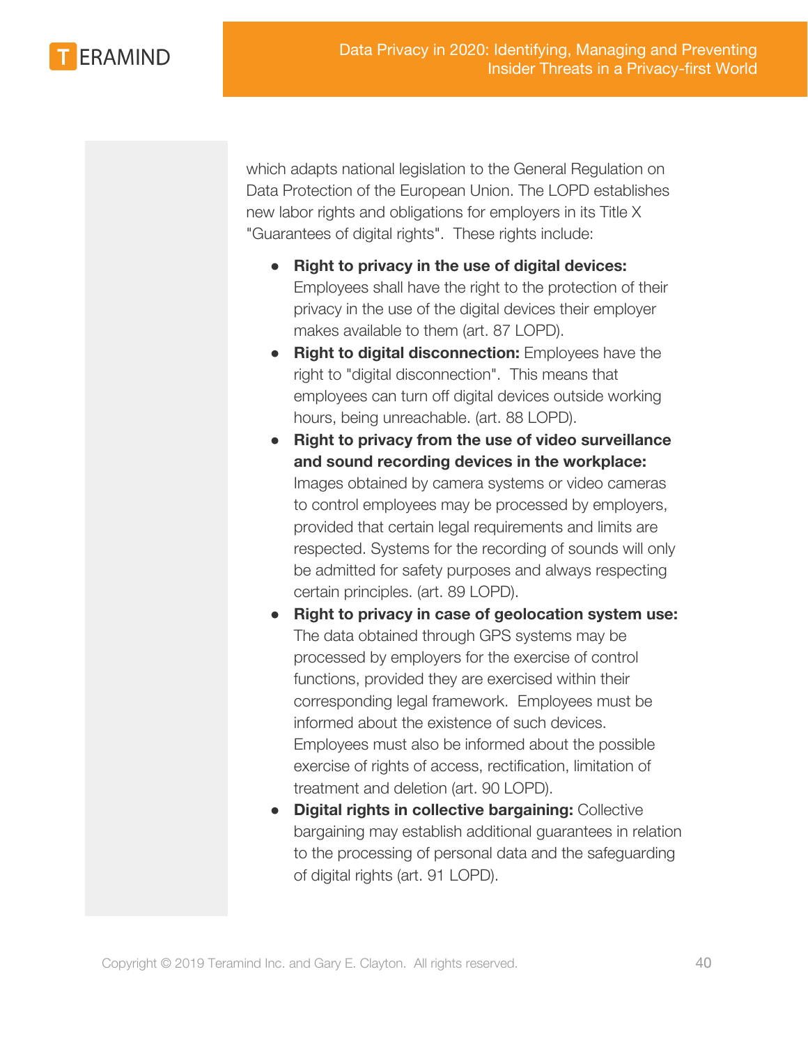which adapts national legislation to the General Regulation on Data Protection of the European Union. The LOPD establishes new labor rights and obligations for employers in its Title X "Guarantees of digital rights". These rights include:

- **Right to privacy in the use of digital devices:** Employees shall have the right to the protection of their privacy in the use of the digital devices their employer makes available to them (art. 87 LOPD).
- **Right to digital disconnection:** Employees have the right to "digital disconnection". This means that employees can turn off digital devices outside working hours, being unreachable. (art. 88 LOPD).
- **Right to privacy from the use of video surveillance and sound recording devices in the workplace:** Images obtained by camera systems or video cameras to control employees may be processed by employers, provided that certain legal requirements and limits are respected. Systems for the recording of sounds will only be admitted for safety purposes and always respecting certain principles. (art. 89 LOPD).
- **Right to privacy in case of geolocation system use:** The data obtained through GPS systems may be processed by employers for the exercise of control functions, provided they are exercised within their corresponding legal framework. Employees must be informed about the existence of such devices. Employees must also be informed about the possible exercise of rights of access, rectification, limitation of treatment and deletion (art. 90 LOPD).
- **Digital rights in collective bargaining:** Collective bargaining may establish additional guarantees in relation to the processing of personal data and the safeguarding of digital rights (art. 91 LOPD).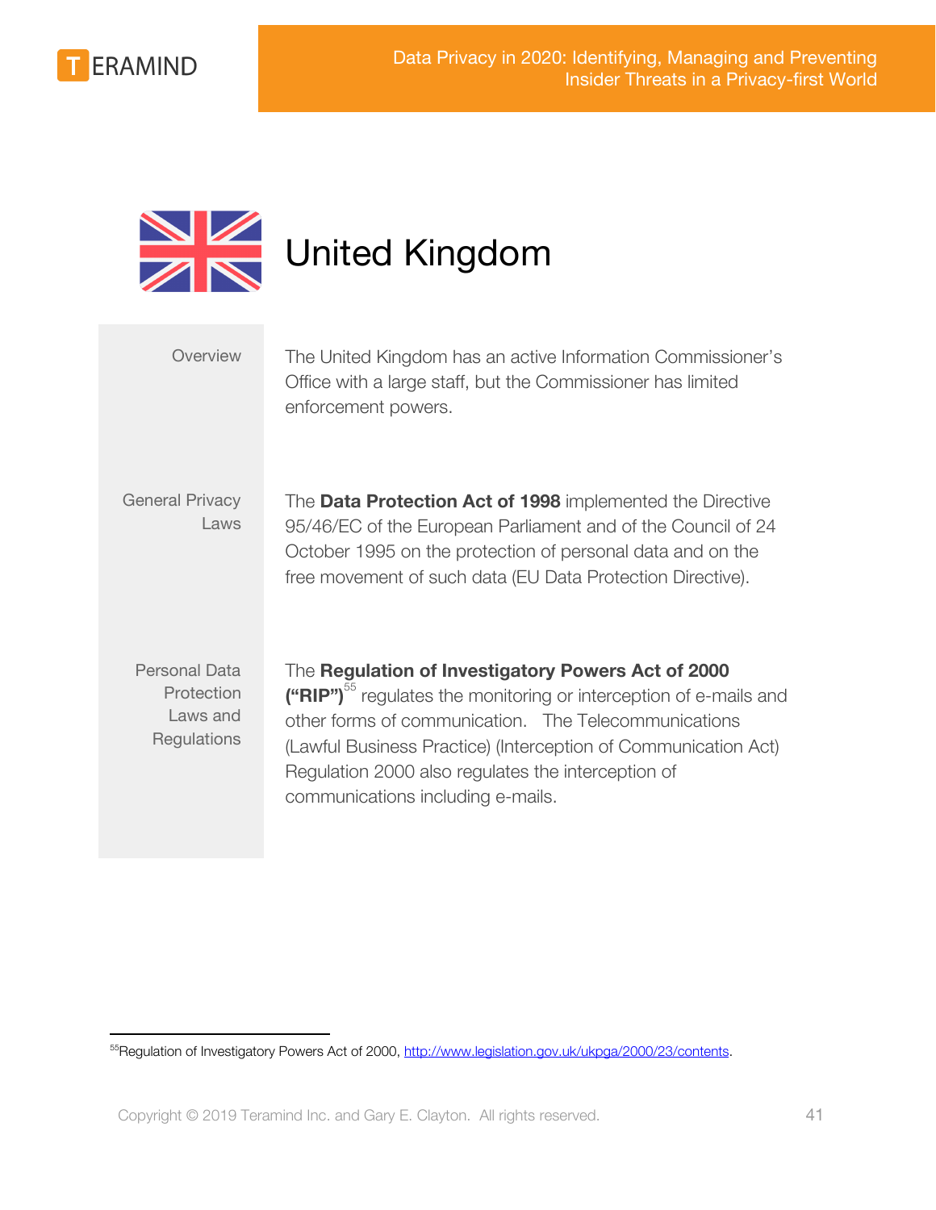# United Kingdom

| | |
|---|---|
| Overview | The United Kingdom has an active Information Commissioner's Office with a large staff, but the Commissioner has limited enforcement powers. |
| General Privacy Laws | The **Data Protection Act of 1998** implemented the Directive 95/46/EC of the European Parliament and of the Council of 24 October 1995 on the protection of personal data and on the free movement of such data (EU Data Protection Directive). |
| Personal Data Protection Laws and Regulations | The **Regulation of Investigatory Powers Act of 2000 ("RIP")**[55] regulates the monitoring or interception of e-mails and other forms of communication. The Telecommunications (Lawful Business Practice) (Interception of Communication Act) Regulation 2000 also regulates the interception of communications including e-mails. |

[55] Regulation of Investigatory Powers Act of 2000, http://www.legislation.gov.uk/ukpga/2000/23/contents.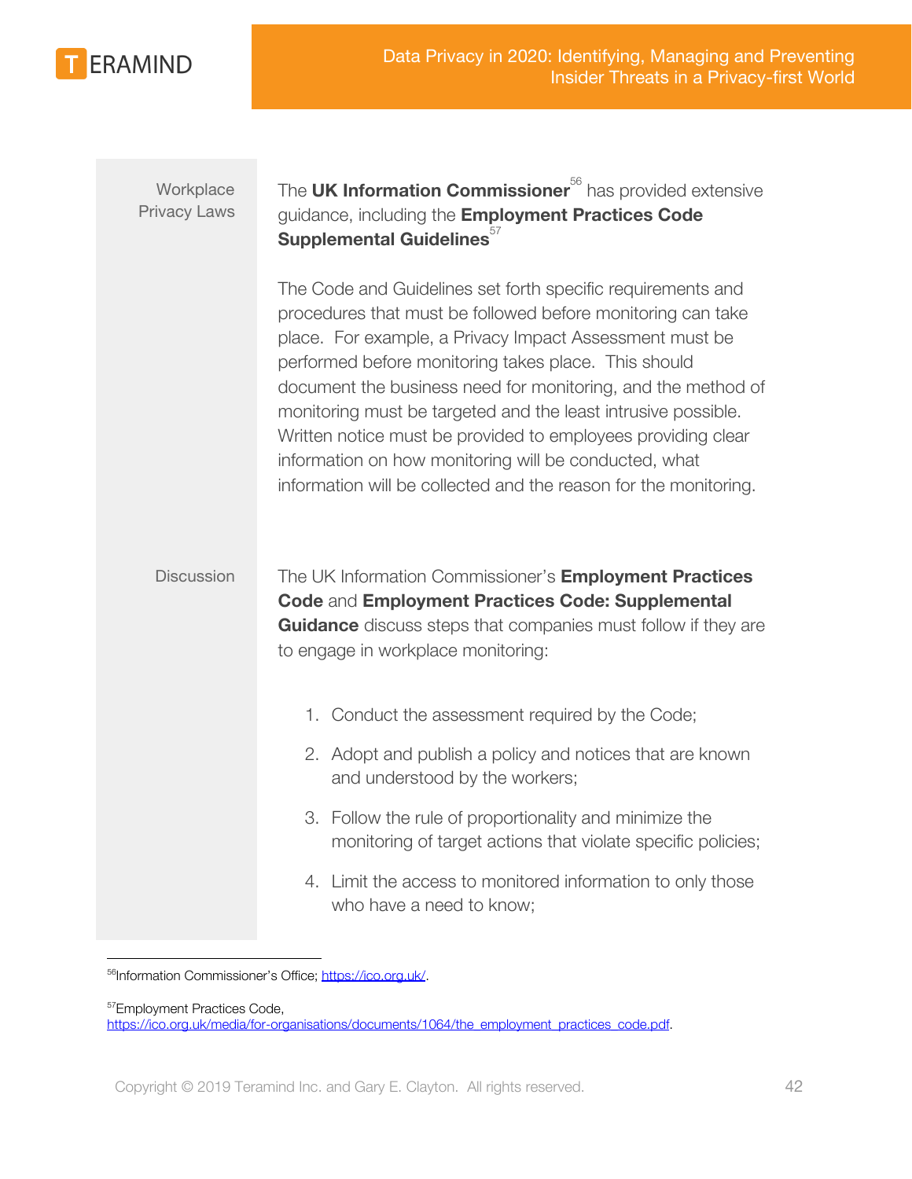**Workplace Privacy Laws**

The **UK Information Commissioner**[56] has provided extensive guidance, including the **Employment Practices Code Supplemental Guidelines**[57]

The Code and Guidelines set forth specific requirements and procedures that must be followed before monitoring can take place. For example, a Privacy Impact Assessment must be performed before monitoring takes place. This should document the business need for monitoring, and the method of monitoring must be targeted and the least intrusive possible. Written notice must be provided to employees providing clear information on how monitoring will be conducted, what information will be collected and the reason for the monitoring.

**Discussion**

The UK Information Commissioner's **Employment Practices Code** and **Employment Practices Code: Supplemental Guidance** discuss steps that companies must follow if they are to engage in workplace monitoring:

1. Conduct the assessment required by the Code;
2. Adopt and publish a policy and notices that are known and understood by the workers;
3. Follow the rule of proportionality and minimize the monitoring of target actions that violate specific policies;
4. Limit the access to monitored information to only those who have a need to know;

---

[56] Information Commissioner's Office; https://ico.org.uk/.

[57] Employment Practices Code, https://ico.org.uk/media/for-organisations/documents/1064/the_employment_practices_code.pdf.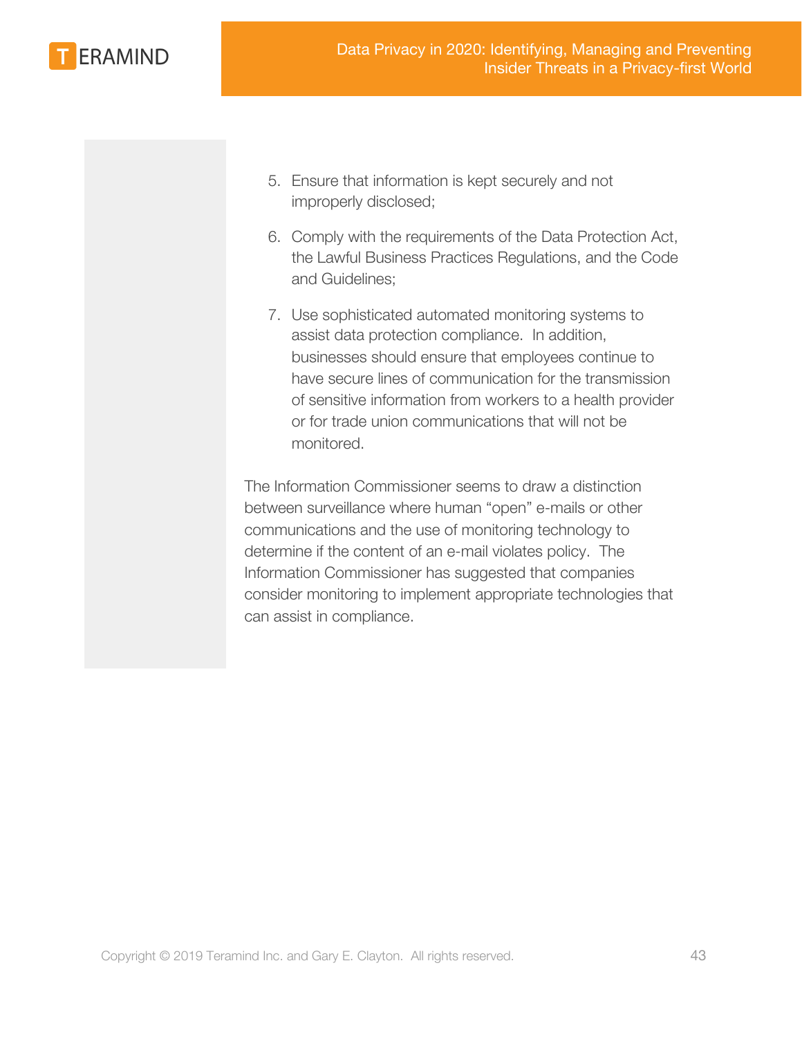5. Ensure that information is kept securely and not improperly disclosed;
6. Comply with the requirements of the Data Protection Act, the Lawful Business Practices Regulations, and the Code and Guidelines;
7. Use sophisticated automated monitoring systems to assist data protection compliance. In addition, businesses should ensure that employees continue to have secure lines of communication for the transmission of sensitive information from workers to a health provider or for trade union communications that will not be monitored.

The Information Commissioner seems to draw a distinction between surveillance where human "open" e-mails or other communications and the use of monitoring technology to determine if the content of an e-mail violates policy. The Information Commissioner has suggested that companies consider monitoring to implement appropriate technologies that can assist in compliance.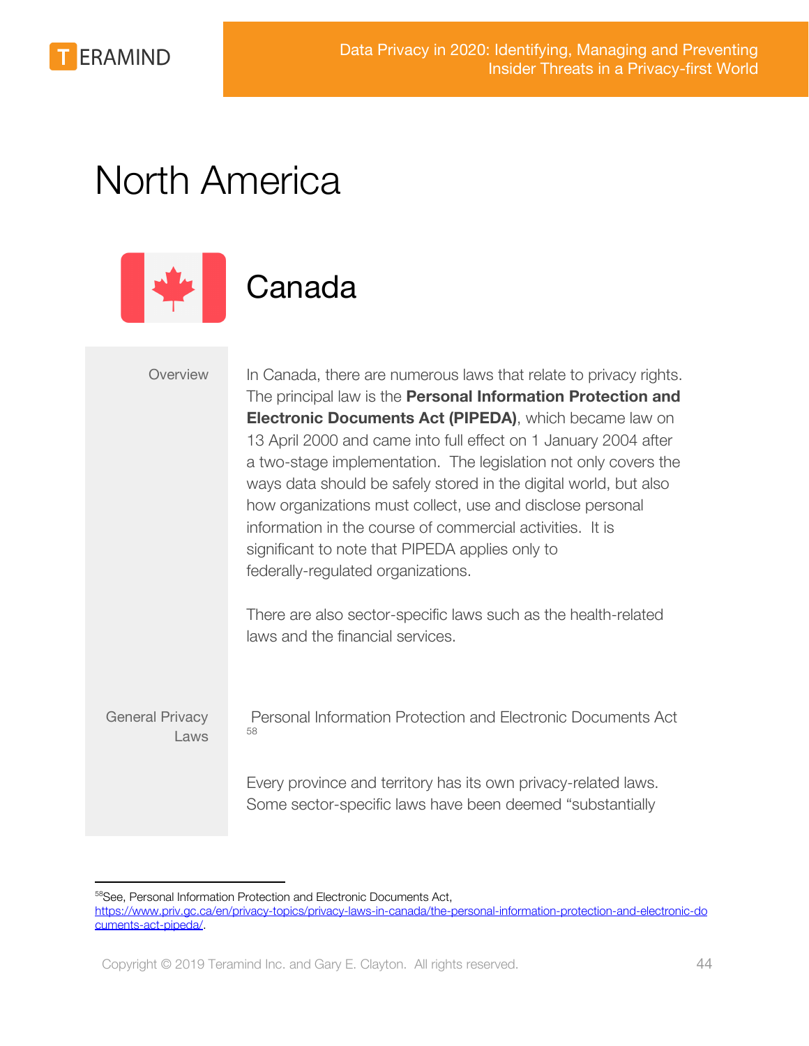# North America

## Canada

| | |
|---|---|
| Overview | In Canada, there are numerous laws that relate to privacy rights. The principal law is the **Personal Information Protection and Electronic Documents Act (PIPEDA)**, which became law on 13 April 2000 and came into full effect on 1 January 2004 after a two-stage implementation. The legislation not only covers the ways data should be safely stored in the digital world, but also how organizations must collect, use and disclose personal information in the course of commercial activities. It is significant to note that PIPEDA applies only to federally-regulated organizations.<br><br>There are also sector-specific laws such as the health-related laws and the financial services. |
| General Privacy Laws | Personal Information Protection and Electronic Documents Act [58]<br><br>Every province and territory has its own privacy-related laws. Some sector-specific laws have been deemed "substantially |

[58] See, Personal Information Protection and Electronic Documents Act, https://www.priv.gc.ca/en/privacy-topics/privacy-laws-in-canada/the-personal-information-protection-and-electronic-documents-act-pipeda/.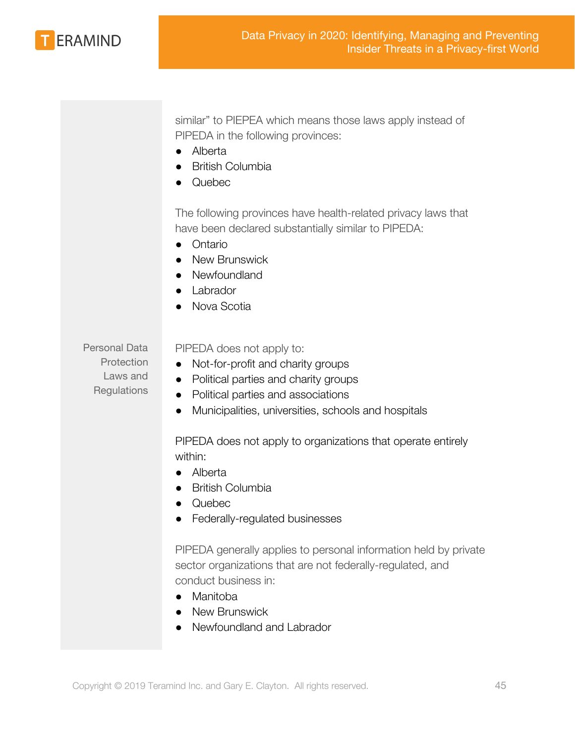similar" to PIEPEA which means those laws apply instead of PIPEDA in the following provinces:

- Alberta
- British Columbia
- Quebec

The following provinces have health-related privacy laws that have been declared substantially similar to PIPEDA:

- Ontario
- New Brunswick
- Newfoundland
- Labrador
- Nova Scotia

Personal Data Protection Laws and Regulations

PIPEDA does not apply to:

- Not-for-profit and charity groups
- Political parties and charity groups
- Political parties and associations
- Municipalities, universities, schools and hospitals

PIPEDA does not apply to organizations that operate entirely within:

- Alberta
- British Columbia
- Quebec
- Federally-regulated businesses

PIPEDA generally applies to personal information held by private sector organizations that are not federally-regulated, and conduct business in:

- Manitoba
- New Brunswick
- Newfoundland and Labrador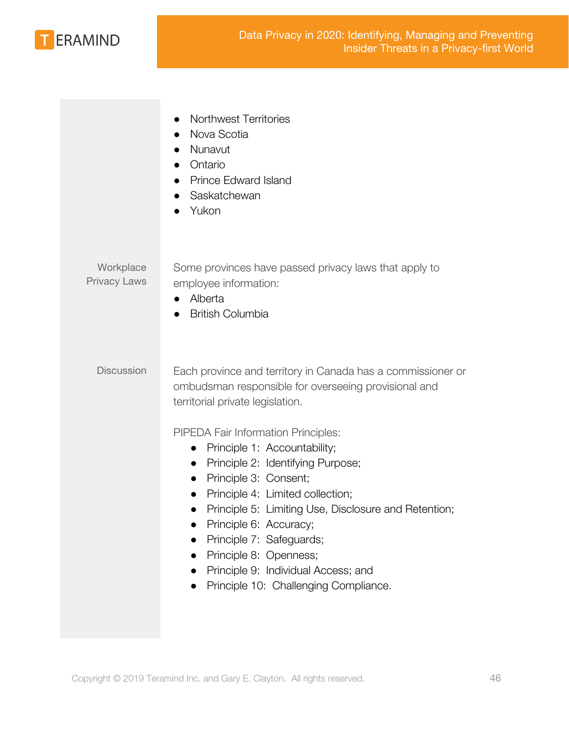- Northwest Territories
- Nova Scotia
- Nunavut
- Ontario
- Prince Edward Island
- Saskatchewan
- Yukon

**Workplace Privacy Laws**

Some provinces have passed privacy laws that apply to employee information:

- Alberta
- British Columbia

**Discussion**

Each province and territory in Canada has a commissioner or ombudsman responsible for overseeing provisional and territorial private legislation.

PIPEDA Fair Information Principles:

- Principle 1: Accountability;
- Principle 2: Identifying Purpose;
- Principle 3: Consent;
- Principle 4: Limited collection;
- Principle 5: Limiting Use, Disclosure and Retention;
- Principle 6: Accuracy;
- Principle 7: Safeguards;
- Principle 8: Openness;
- Principle 9: Individual Access; and
- Principle 10: Challenging Compliance.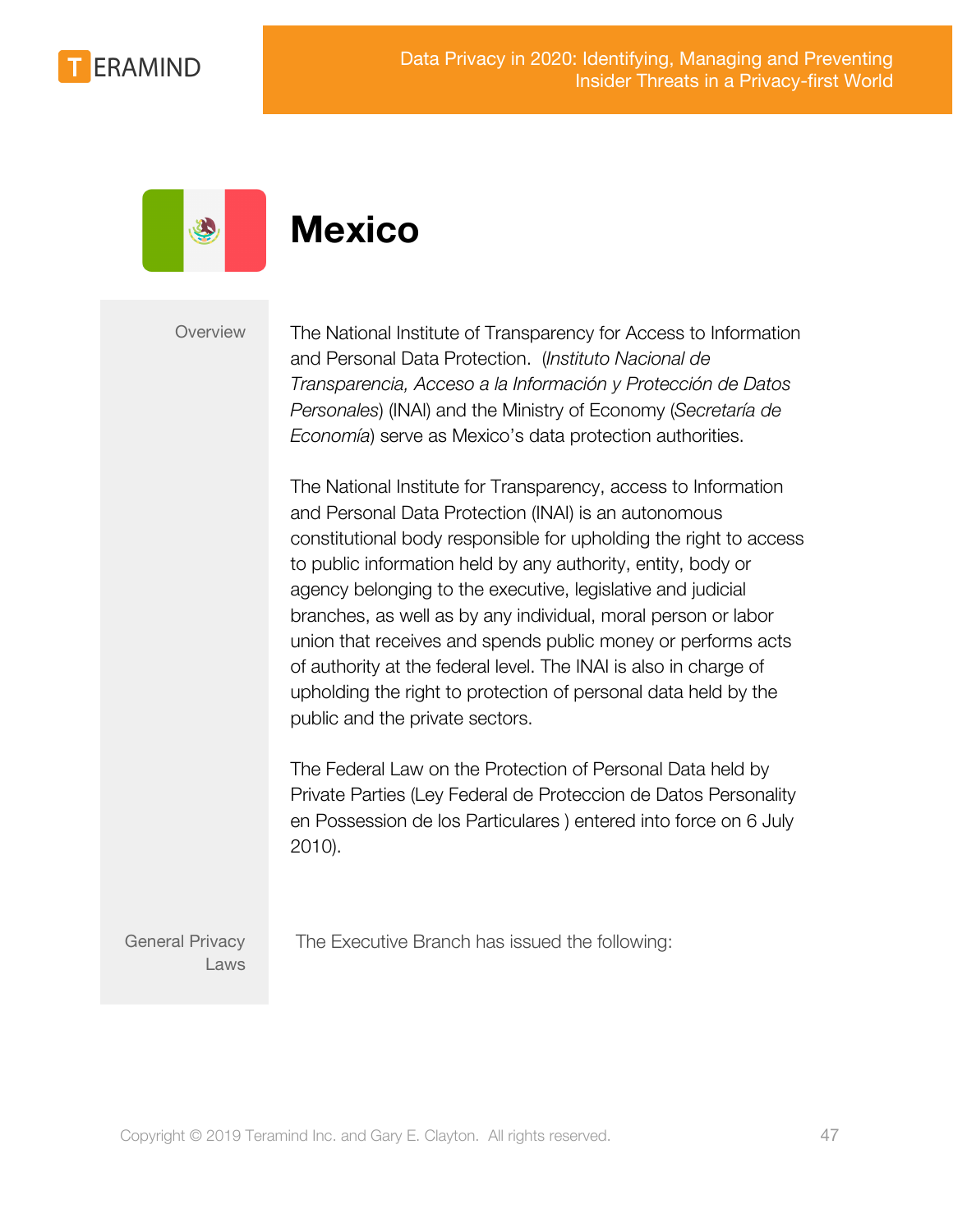# Mexico

**Overview**

The National Institute of Transparency for Access to Information and Personal Data Protection. (*Instituto Nacional de Transparencia, Acceso a la Información y Protección de Datos Personales*) (INAI) and the Ministry of Economy (*Secretaría de Economía*) serve as Mexico's data protection authorities.

The National Institute for Transparency, access to Information and Personal Data Protection (INAI) is an autonomous constitutional body responsible for upholding the right to access to public information held by any authority, entity, body or agency belonging to the executive, legislative and judicial branches, as well as by any individual, moral person or labor union that receives and spends public money or performs acts of authority at the federal level. The INAI is also in charge of upholding the right to protection of personal data held by the public and the private sectors.

The Federal Law on the Protection of Personal Data held by Private Parties (Ley Federal de Proteccion de Datos Personality en Possession de los Particulares ) entered into force on 6 July 2010).

**General Privacy Laws**

The Executive Branch has issued the following: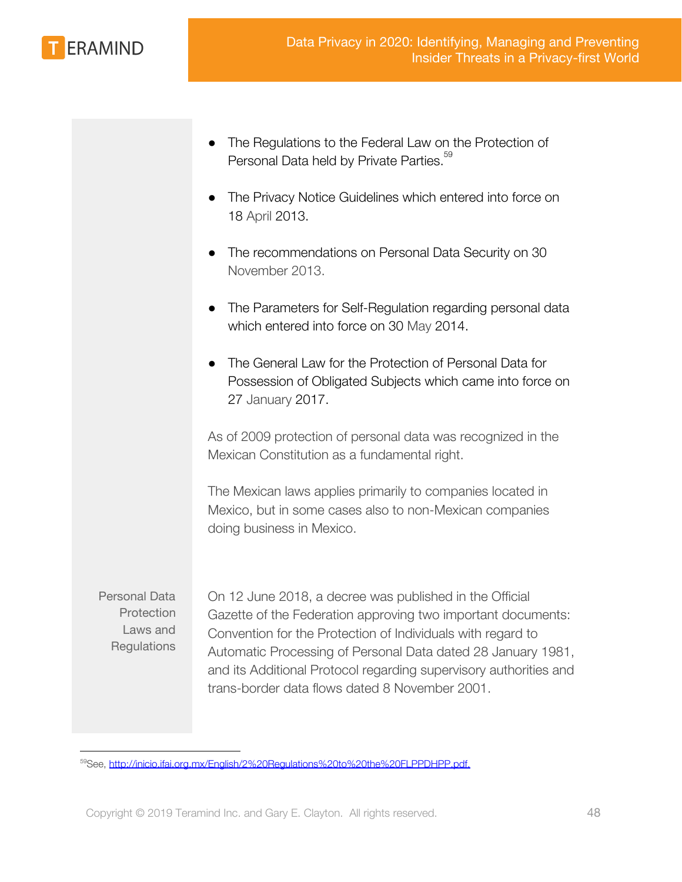- The Regulations to the Federal Law on the Protection of Personal Data held by Private Parties.[59]

- The Privacy Notice Guidelines which entered into force on 18 April 2013.

- The recommendations on Personal Data Security on 30 November 2013.

- The Parameters for Self-Regulation regarding personal data which entered into force on 30 May 2014.

- The General Law for the Protection of Personal Data for Possession of Obligated Subjects which came into force on 27 January 2017.

As of 2009 protection of personal data was recognized in the Mexican Constitution as a fundamental right.

The Mexican laws applies primarily to companies located in Mexico, but in some cases also to non-Mexican companies doing business in Mexico.

## Personal Data Protection Laws and Regulations

On 12 June 2018, a decree was published in the Official Gazette of the Federation approving two important documents: Convention for the Protection of Individuals with regard to Automatic Processing of Personal Data dated 28 January 1981, and its Additional Protocol regarding supervisory authorities and trans-border data flows dated 8 November 2001.

---

[59] See, http://inicio.ifai.org.mx/English/2%20Regulations%20to%20the%20FLPPDHPP.pdf.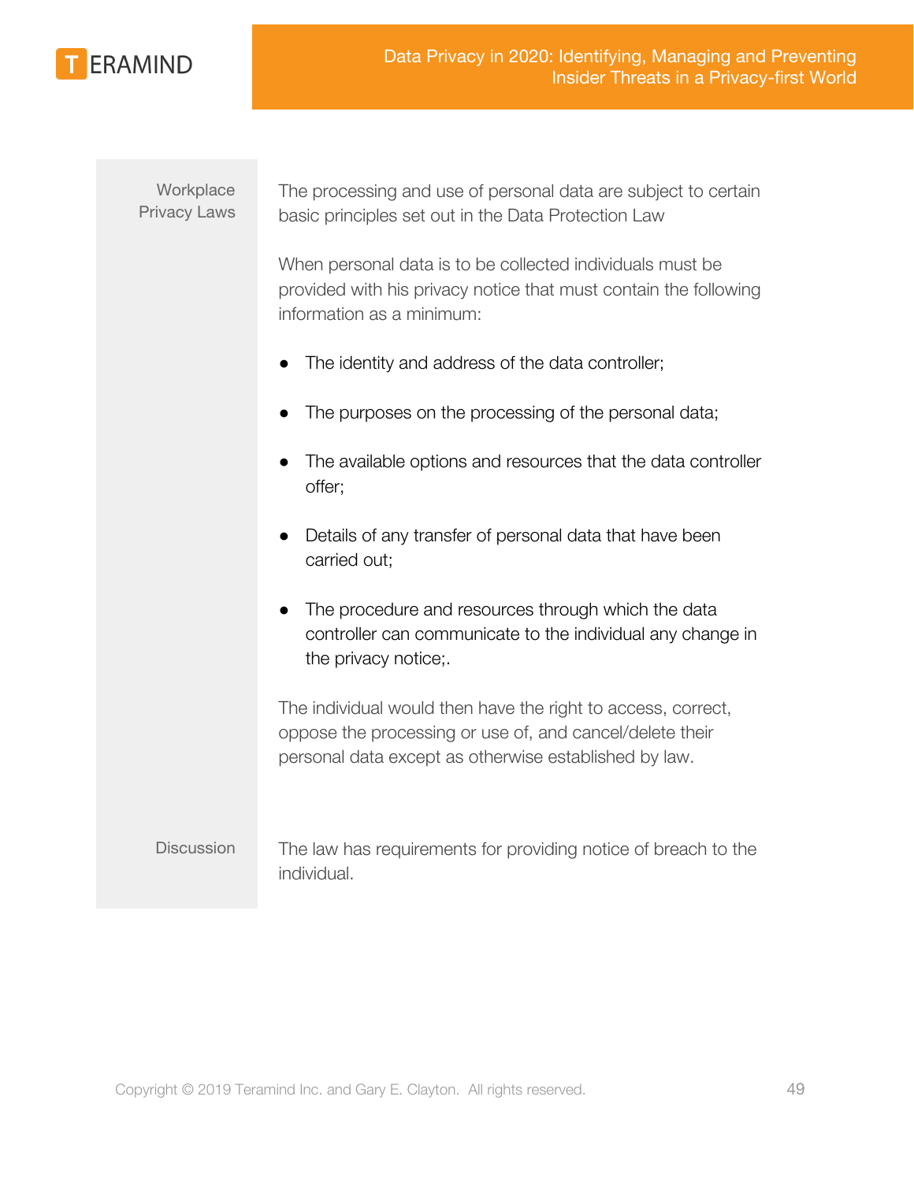| | |
|---|---|
| Workplace Privacy Laws | The processing and use of personal data are subject to certain basic principles set out in the Data Protection Law<br><br>When personal data is to be collected individuals must be provided with his privacy notice that must contain the following information as a minimum:<br><br>● The identity and address of the data controller;<br>● The purposes on the processing of the personal data;<br>● The available options and resources that the data controller offer;<br>● Details of any transfer of personal data that have been carried out;<br>● The procedure and resources through which the data controller can communicate to the individual any change in the privacy notice;.<br><br>The individual would then have the right to access, correct, oppose the processing or use of, and cancel/delete their personal data except as otherwise established by law. |
| Discussion | The law has requirements for providing notice of breach to the individual. |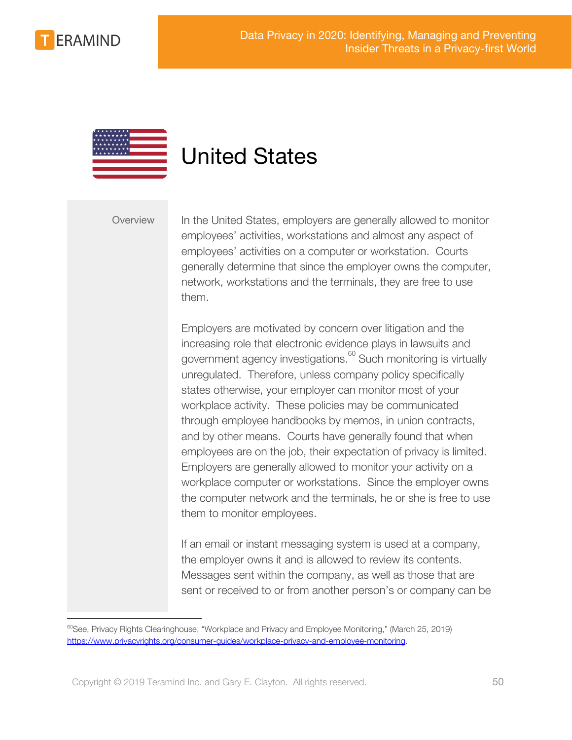# United States

**Overview**

In the United States, employers are generally allowed to monitor employees' activities, workstations and almost any aspect of employees' activities on a computer or workstation. Courts generally determine that since the employer owns the computer, network, workstations and the terminals, they are free to use them.

Employers are motivated by concern over litigation and the increasing role that electronic evidence plays in lawsuits and government agency investigations.[60] Such monitoring is virtually unregulated. Therefore, unless company policy specifically states otherwise, your employer can monitor most of your workplace activity. These policies may be communicated through employee handbooks by memos, in union contracts, and by other means. Courts have generally found that when employees are on the job, their expectation of privacy is limited. Employers are generally allowed to monitor your activity on a workplace computer or workstations. Since the employer owns the computer network and the terminals, he or she is free to use them to monitor employees.

If an email or instant messaging system is used at a company, the employer owns it and is allowed to review its contents. Messages sent within the company, as well as those that are sent or received to or from another person's or company can be

---

[60] See, Privacy Rights Clearinghouse, "Workplace and Privacy and Employee Monitoring," (March 25, 2019) https://www.privacyrights.org/consumer-guides/workplace-privacy-and-employee-monitoring.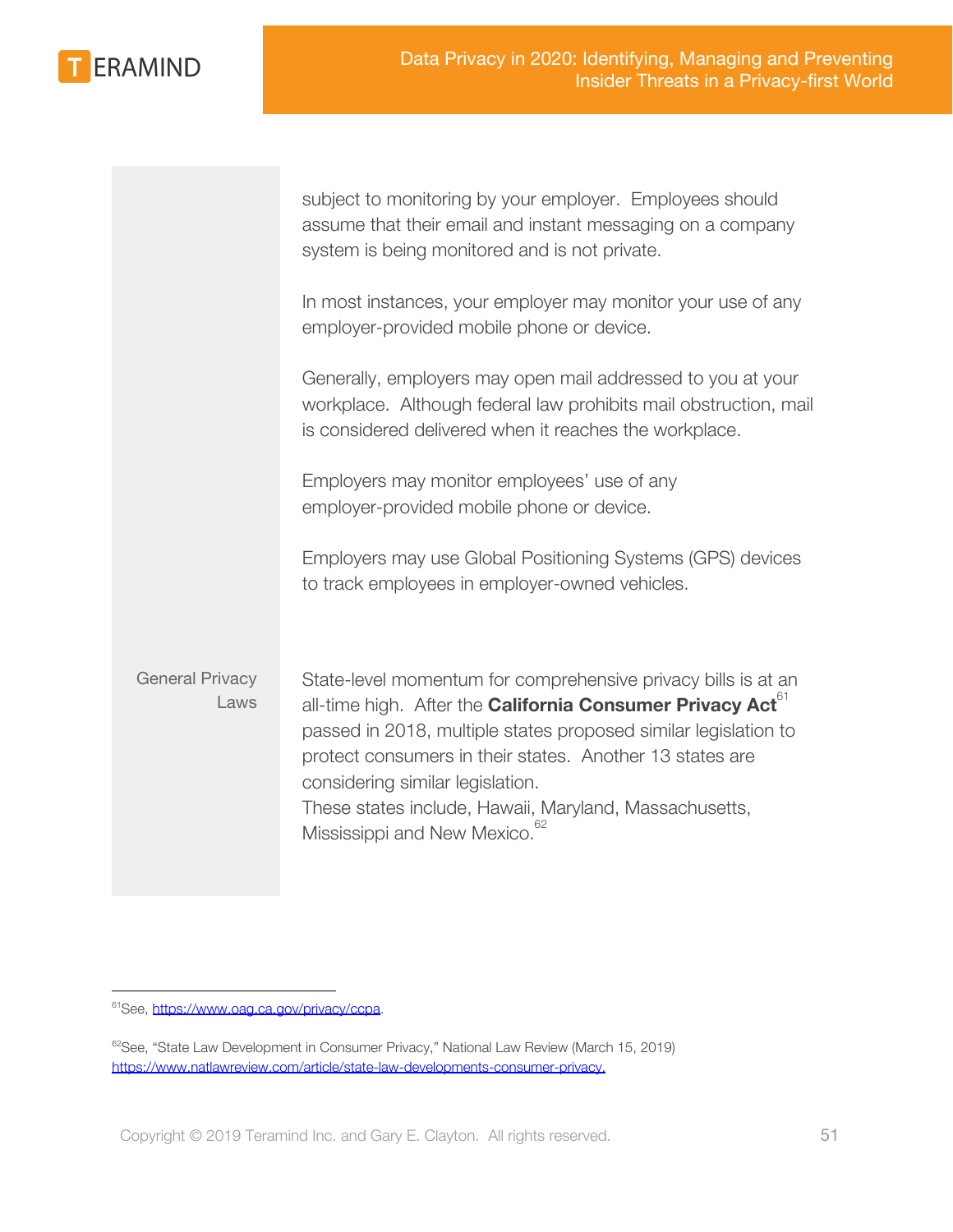subject to monitoring by your employer. Employees should assume that their email and instant messaging on a company system is being monitored and is not private.

In most instances, your employer may monitor your use of any employer-provided mobile phone or device.

Generally, employers may open mail addressed to you at your workplace. Although federal law prohibits mail obstruction, mail is considered delivered when it reaches the workplace.

Employers may monitor employees' use of any employer-provided mobile phone or device.

Employers may use Global Positioning Systems (GPS) devices to track employees in employer-owned vehicles.

**General Privacy Laws**

State-level momentum for comprehensive privacy bills is at an all-time high. After the **California Consumer Privacy Act**[61] passed in 2018, multiple states proposed similar legislation to protect consumers in their states. Another 13 states are considering similar legislation.
These states include, Hawaii, Maryland, Massachusetts, Mississippi and New Mexico.[62]

---

[61] See, https://www.oag.ca.gov/privacy/ccpa.

[62] See, "State Law Development in Consumer Privacy," National Law Review (March 15, 2019) https://www.natlawreview.com/article/state-law-developments-consumer-privacy.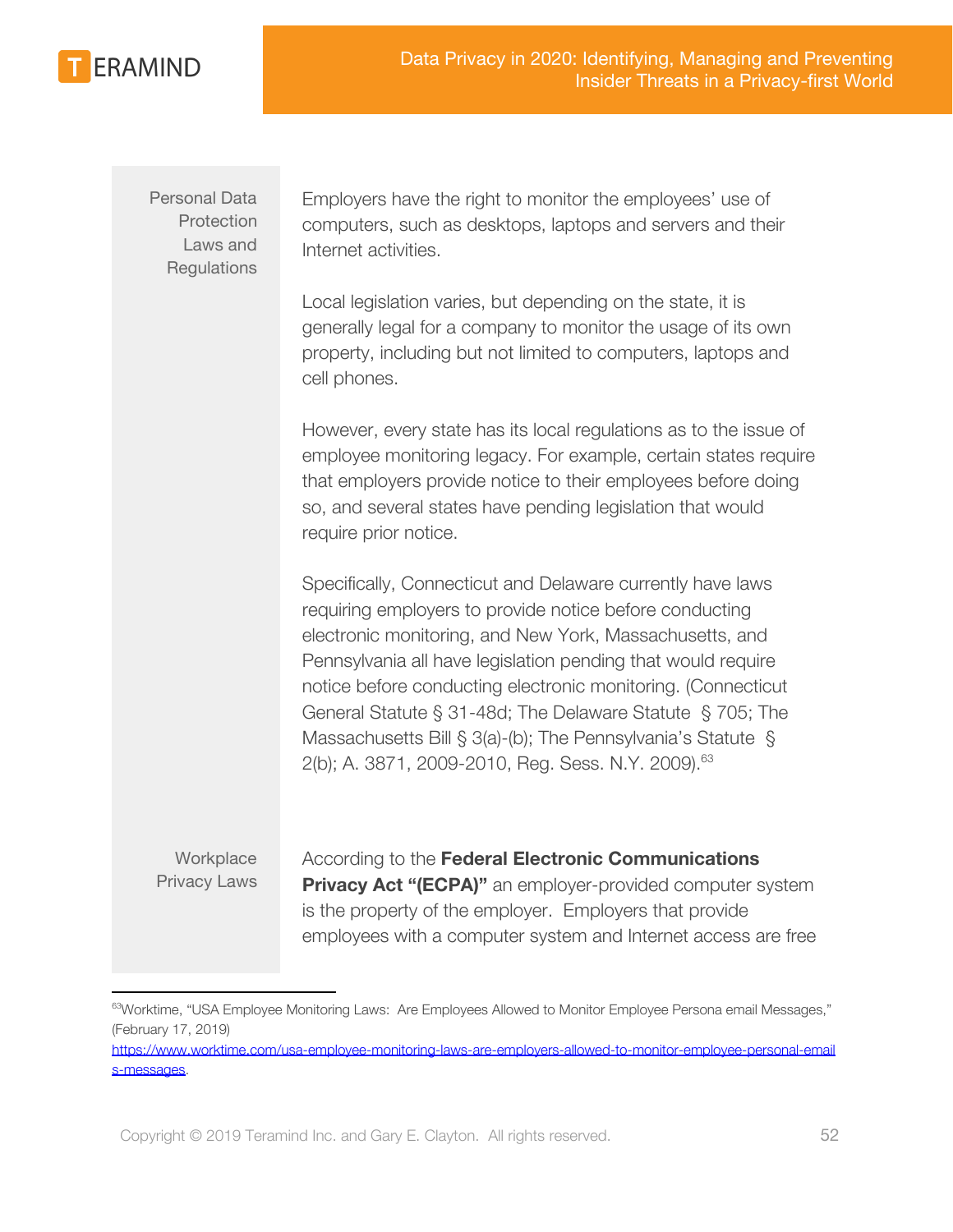**Personal Data Protection Laws and Regulations**

Employers have the right to monitor the employees' use of computers, such as desktops, laptops and servers and their Internet activities.

Local legislation varies, but depending on the state, it is generally legal for a company to monitor the usage of its own property, including but not limited to computers, laptops and cell phones.

However, every state has its local regulations as to the issue of employee monitoring legacy. For example, certain states require that employers provide notice to their employees before doing so, and several states have pending legislation that would require prior notice.

Specifically, Connecticut and Delaware currently have laws requiring employers to provide notice before conducting electronic monitoring, and New York, Massachusetts, and Pennsylvania all have legislation pending that would require notice before conducting electronic monitoring. (Connecticut General Statute § 31-48d; The Delaware Statute § 705; The Massachusetts Bill § 3(a)-(b); The Pennsylvania's Statute § 2(b); A. 3871, 2009-2010, Reg. Sess. N.Y. 2009).[63]

**Workplace Privacy Laws**

According to the **Federal Electronic Communications Privacy Act "(ECPA)"** an employer-provided computer system is the property of the employer. Employers that provide employees with a computer system and Internet access are free

---

[63] Worktime, "USA Employee Monitoring Laws: Are Employees Allowed to Monitor Employee Persona email Messages," (February 17, 2019) https://www.worktime.com/usa-employee-monitoring-laws-are-employers-allowed-to-monitor-employee-personal-emails-messages.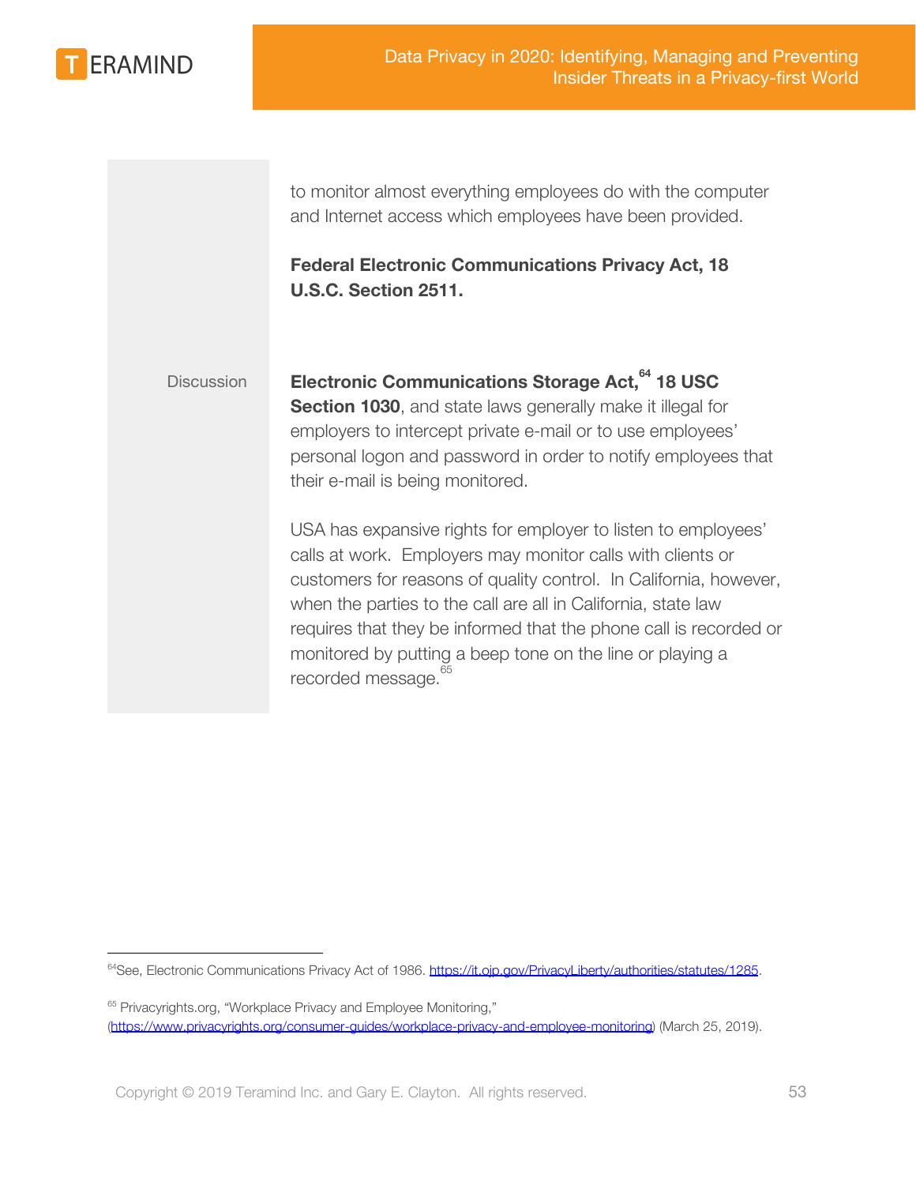to monitor almost everything employees do with the computer and Internet access which employees have been provided.

**Federal Electronic Communications Privacy Act, 18 U.S.C. Section 2511.**

Discussion

**Electronic Communications Storage Act,**[64] **18 USC Section 1030**, and state laws generally make it illegal for employers to intercept private e-mail or to use employees' personal logon and password in order to notify employees that their e-mail is being monitored.

USA has expansive rights for employer to listen to employees' calls at work. Employers may monitor calls with clients or customers for reasons of quality control. In California, however, when the parties to the call are all in California, state law requires that they be informed that the phone call is recorded or monitored by putting a beep tone on the line or playing a recorded message.[65]

---

[64] See, Electronic Communications Privacy Act of 1986. https://it.ojp.gov/PrivacyLiberty/authorities/statutes/1285.

[65] Privacyrights.org, "Workplace Privacy and Employee Monitoring," (https://www.privacyrights.org/consumer-guides/workplace-privacy-and-employee-monitoring) (March 25, 2019).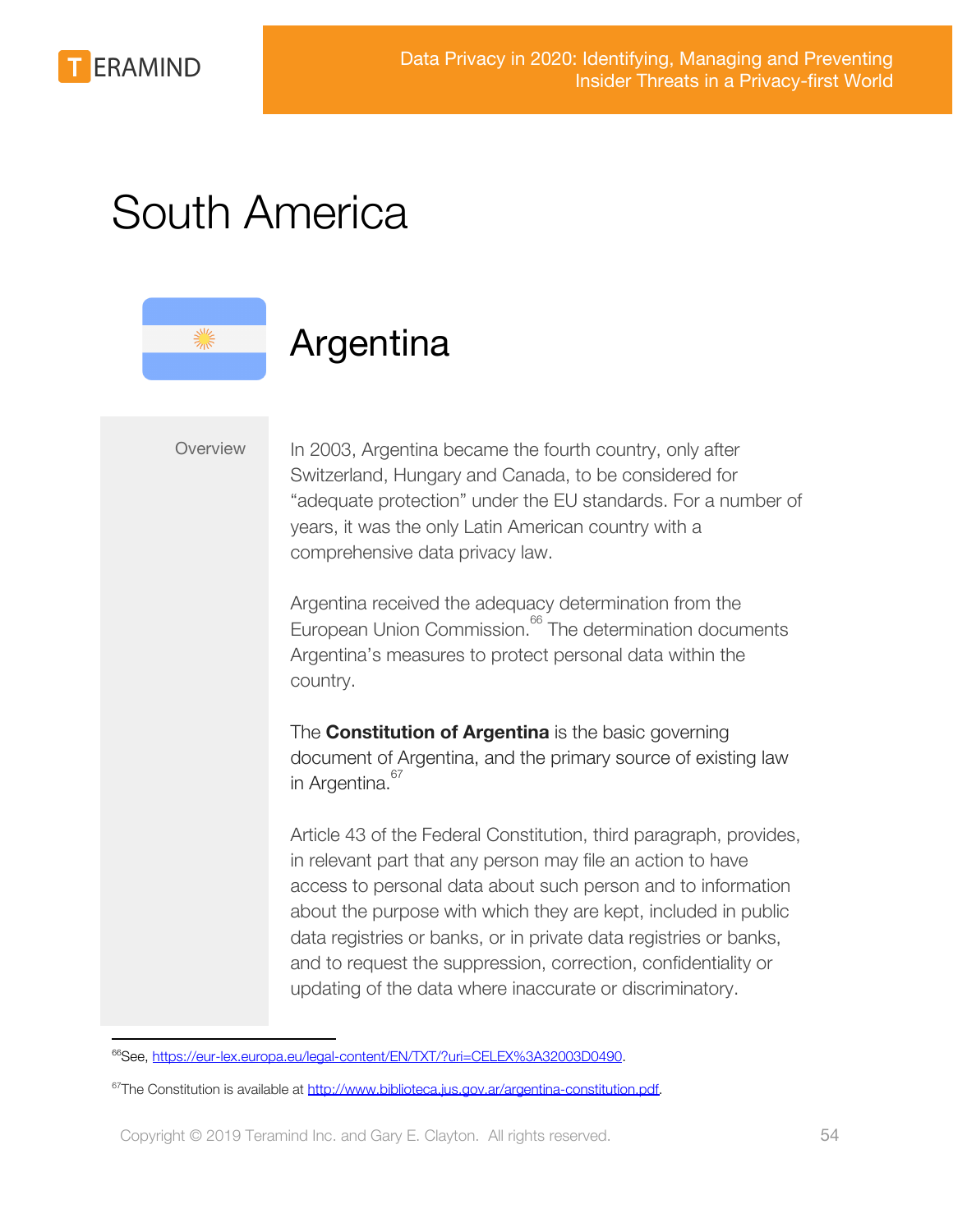# South America

## Argentina

**Overview**

In 2003, Argentina became the fourth country, only after Switzerland, Hungary and Canada, to be considered for "adequate protection" under the EU standards. For a number of years, it was the only Latin American country with a comprehensive data privacy law.

Argentina received the adequacy determination from the European Union Commission.[66] The determination documents Argentina's measures to protect personal data within the country.

The **Constitution of Argentina** is the basic governing document of Argentina, and the primary source of existing law in Argentina.[67]

Article 43 of the Federal Constitution, third paragraph, provides, in relevant part that any person may file an action to have access to personal data about such person and to information about the purpose with which they are kept, included in public data registries or banks, or in private data registries or banks, and to request the suppression, correction, confidentiality or updating of the data where inaccurate or discriminatory.

---

[66] See, https://eur-lex.europa.eu/legal-content/EN/TXT/?uri=CELEX%3A32003D0490.

[67] The Constitution is available at http://www.biblioteca.jus.gov.ar/argentina-constitution.pdf.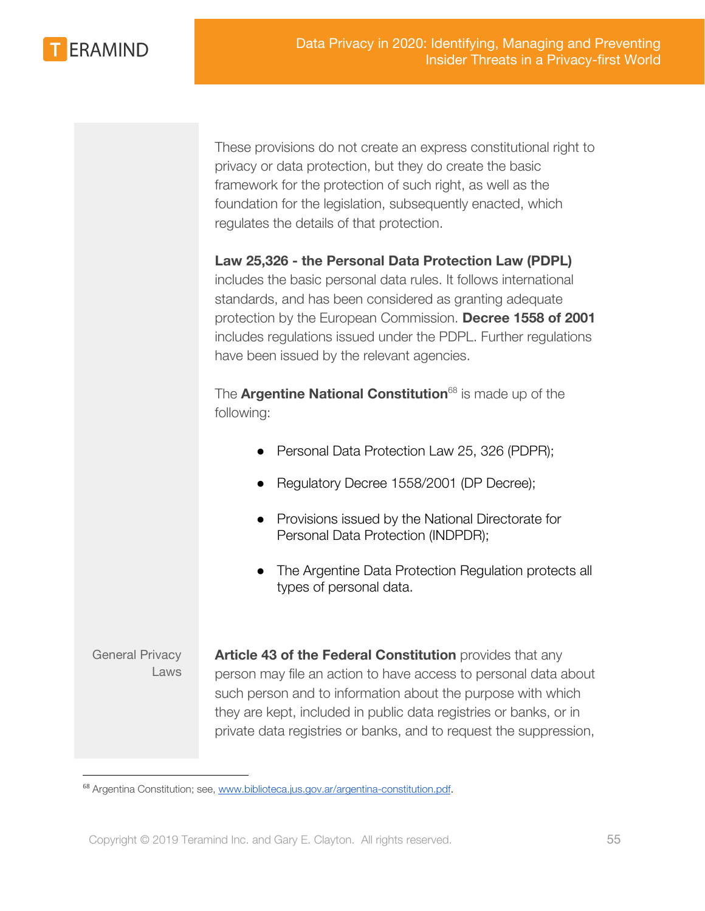These provisions do not create an express constitutional right to privacy or data protection, but they do create the basic framework for the protection of such right, as well as the foundation for the legislation, subsequently enacted, which regulates the details of that protection.

**Law 25,326 - the Personal Data Protection Law (PDPL)** includes the basic personal data rules. It follows international standards, and has been considered as granting adequate protection by the European Commission. **Decree 1558 of 2001** includes regulations issued under the PDPL. Further regulations have been issued by the relevant agencies.

The **Argentine National Constitution**[68] is made up of the following:

- Personal Data Protection Law 25, 326 (PDPR);
- Regulatory Decree 1558/2001 (DP Decree);
- Provisions issued by the National Directorate for Personal Data Protection (INDPDR);
- The Argentine Data Protection Regulation protects all types of personal data.

General Privacy Laws

**Article 43 of the Federal Constitution** provides that any person may file an action to have access to personal data about such person and to information about the purpose with which they are kept, included in public data registries or banks, or in private data registries or banks, and to request the suppression,

[68] Argentina Constitution; see, www.biblioteca.jus.gov.ar/argentina-constitution.pdf.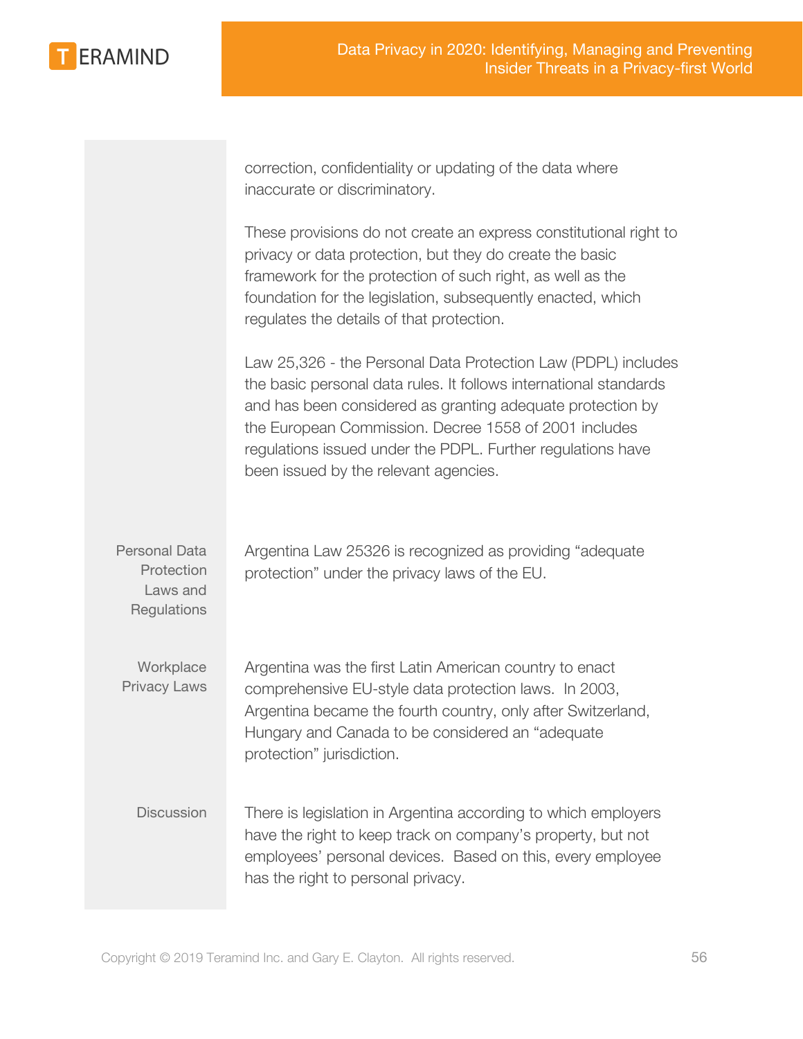correction, confidentiality or updating of the data where inaccurate or discriminatory.

These provisions do not create an express constitutional right to privacy or data protection, but they do create the basic framework for the protection of such right, as well as the foundation for the legislation, subsequently enacted, which regulates the details of that protection.

Law 25,326 - the Personal Data Protection Law (PDPL) includes the basic personal data rules. It follows international standards and has been considered as granting adequate protection by the European Commission. Decree 1558 of 2001 includes regulations issued under the PDPL. Further regulations have been issued by the relevant agencies.

| | |
|---|---|
| Personal Data Protection Laws and Regulations | Argentina Law 25326 is recognized as providing “adequate protection” under the privacy laws of the EU. |
| Workplace Privacy Laws | Argentina was the first Latin American country to enact comprehensive EU-style data protection laws. In 2003, Argentina became the fourth country, only after Switzerland, Hungary and Canada to be considered an “adequate protection” jurisdiction. |
| Discussion | There is legislation in Argentina according to which employers have the right to keep track on company’s property, but not employees’ personal devices. Based on this, every employee has the right to personal privacy. |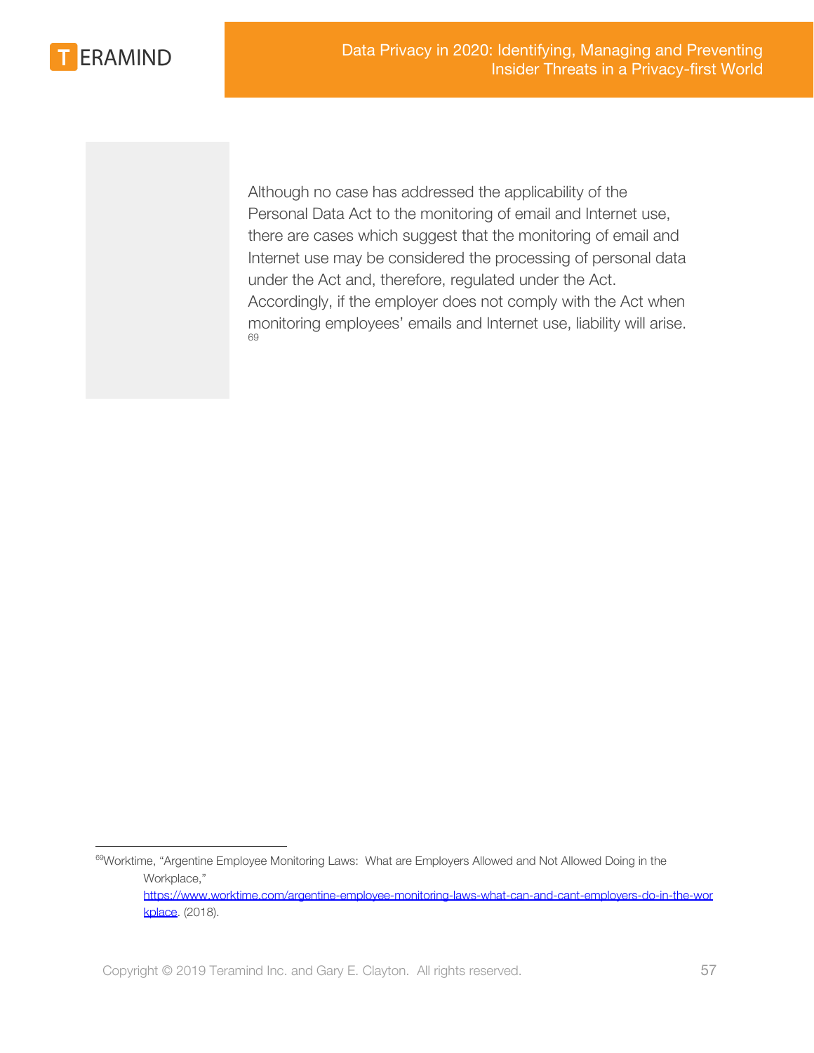Although no case has addressed the applicability of the Personal Data Act to the monitoring of email and Internet use, there are cases which suggest that the monitoring of email and Internet use may be considered the processing of personal data under the Act and, therefore, regulated under the Act. Accordingly, if the employer does not comply with the Act when monitoring employees' emails and Internet use, liability will arise.[69]

[69] Worktime, "Argentine Employee Monitoring Laws: What are Employers Allowed and Not Allowed Doing in the Workplace," https://www.worktime.com/argentine-employee-monitoring-laws-what-can-and-cant-employers-do-in-the-workplace. (2018).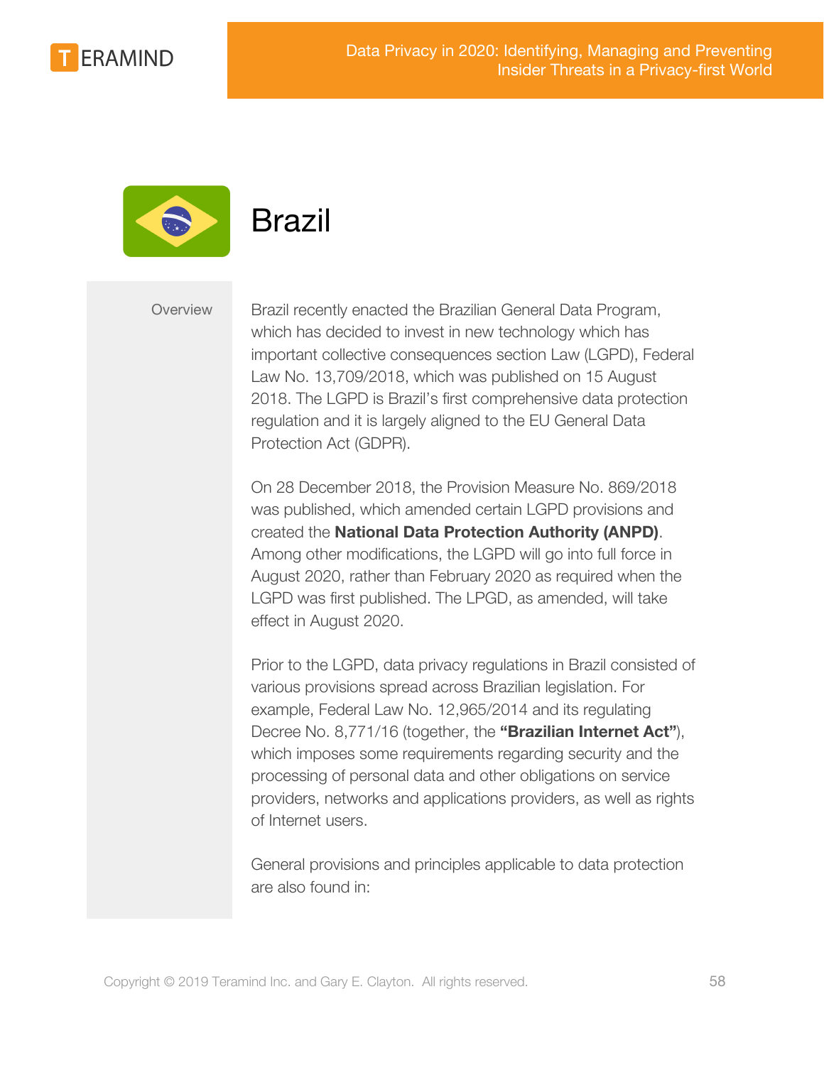# Brazil

**Overview**

Brazil recently enacted the Brazilian General Data Program, which has decided to invest in new technology which has important collective consequences section Law (LGPD), Federal Law No. 13,709/2018, which was published on 15 August 2018. The LGPD is Brazil's first comprehensive data protection regulation and it is largely aligned to the EU General Data Protection Act (GDPR).

On 28 December 2018, the Provision Measure No. 869/2018 was published, which amended certain LGPD provisions and created the **National Data Protection Authority (ANPD)**. Among other modifications, the LGPD will go into full force in August 2020, rather than February 2020 as required when the LGPD was first published. The LPGD, as amended, will take effect in August 2020.

Prior to the LGPD, data privacy regulations in Brazil consisted of various provisions spread across Brazilian legislation. For example, Federal Law No. 12,965/2014 and its regulating Decree No. 8,771/16 (together, the **"Brazilian Internet Act"**), which imposes some requirements regarding security and the processing of personal data and other obligations on service providers, networks and applications providers, as well as rights of Internet users.

General provisions and principles applicable to data protection are also found in: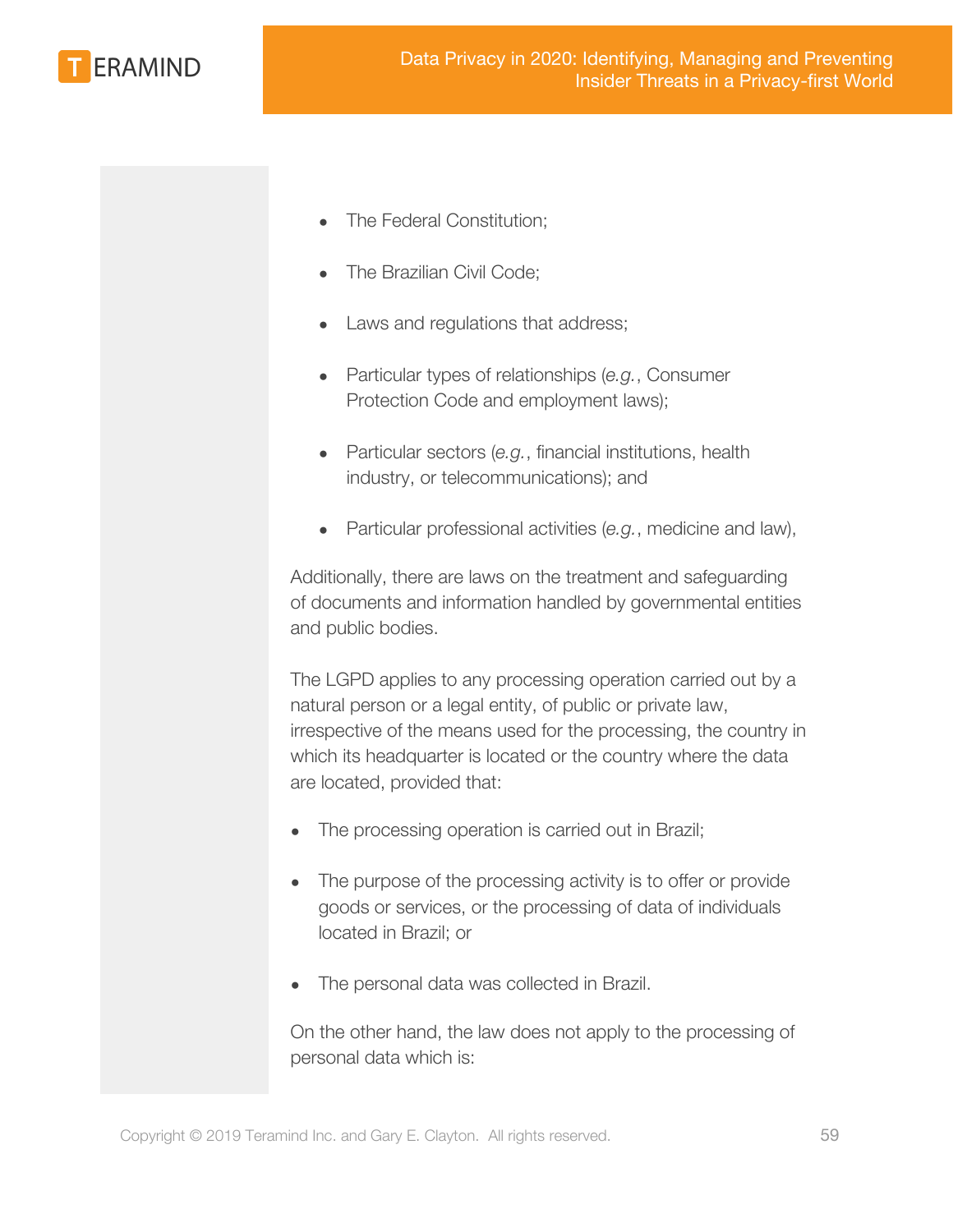- The Federal Constitution;
- The Brazilian Civil Code;
- Laws and regulations that address;
- Particular types of relationships (*e.g.*, Consumer Protection Code and employment laws);
- Particular sectors (*e.g.*, financial institutions, health industry, or telecommunications); and
- Particular professional activities (*e.g.*, medicine and law),

Additionally, there are laws on the treatment and safeguarding of documents and information handled by governmental entities and public bodies.

The LGPD applies to any processing operation carried out by a natural person or a legal entity, of public or private law, irrespective of the means used for the processing, the country in which its headquarter is located or the country where the data are located, provided that:

- The processing operation is carried out in Brazil;
- The purpose of the processing activity is to offer or provide goods or services, or the processing of data of individuals located in Brazil; or
- The personal data was collected in Brazil.

On the other hand, the law does not apply to the processing of personal data which is: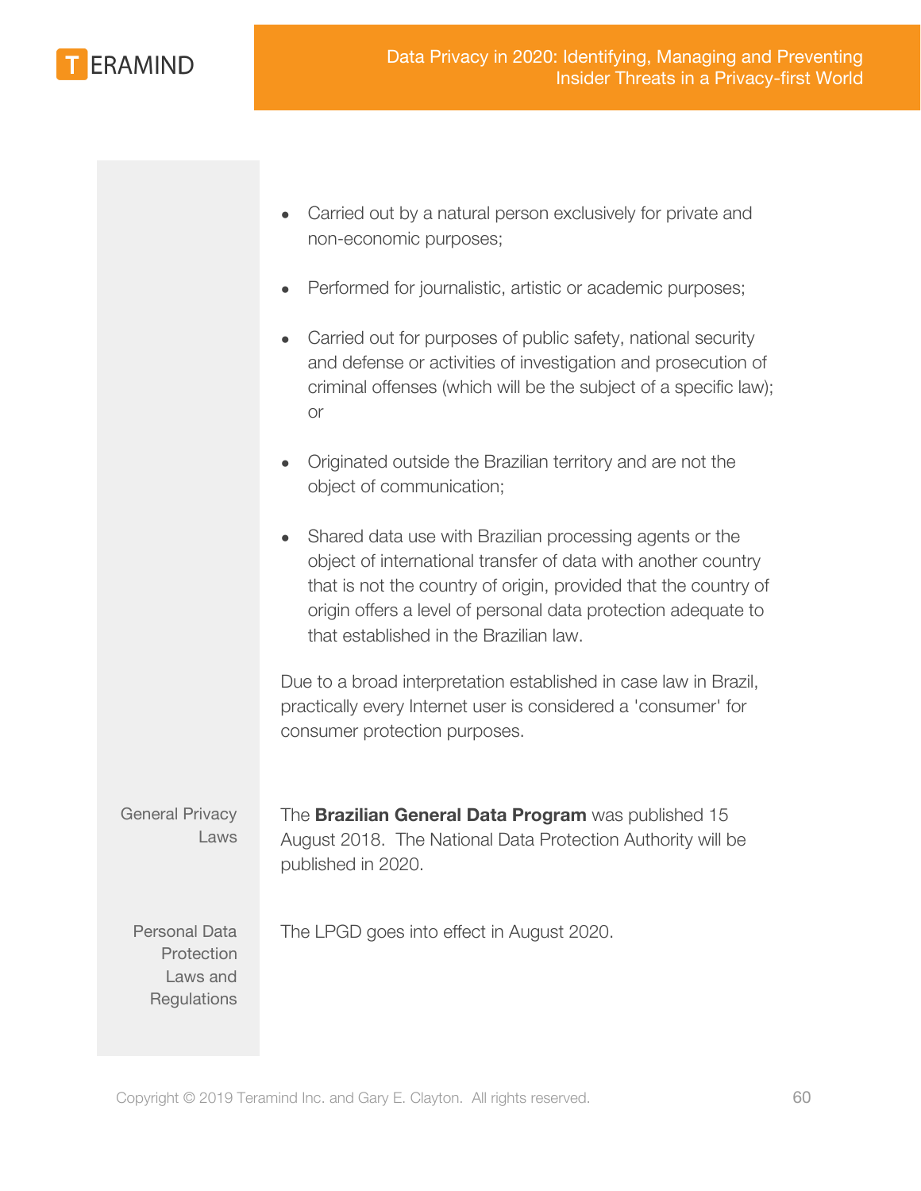- Carried out by a natural person exclusively for private and non-economic purposes;
- Performed for journalistic, artistic or academic purposes;
- Carried out for purposes of public safety, national security and defense or activities of investigation and prosecution of criminal offenses (which will be the subject of a specific law); or
- Originated outside the Brazilian territory and are not the object of communication;
- Shared data use with Brazilian processing agents or the object of international transfer of data with another country that is not the country of origin, provided that the country of origin offers a level of personal data protection adequate to that established in the Brazilian law.

Due to a broad interpretation established in case law in Brazil, practically every Internet user is considered a 'consumer' for consumer protection purposes.

| | |
|---|---|
| General Privacy Laws | The **Brazilian General Data Program** was published 15 August 2018. The National Data Protection Authority will be published in 2020. |
| Personal Data Protection Laws and Regulations | The LPGD goes into effect in August 2020. |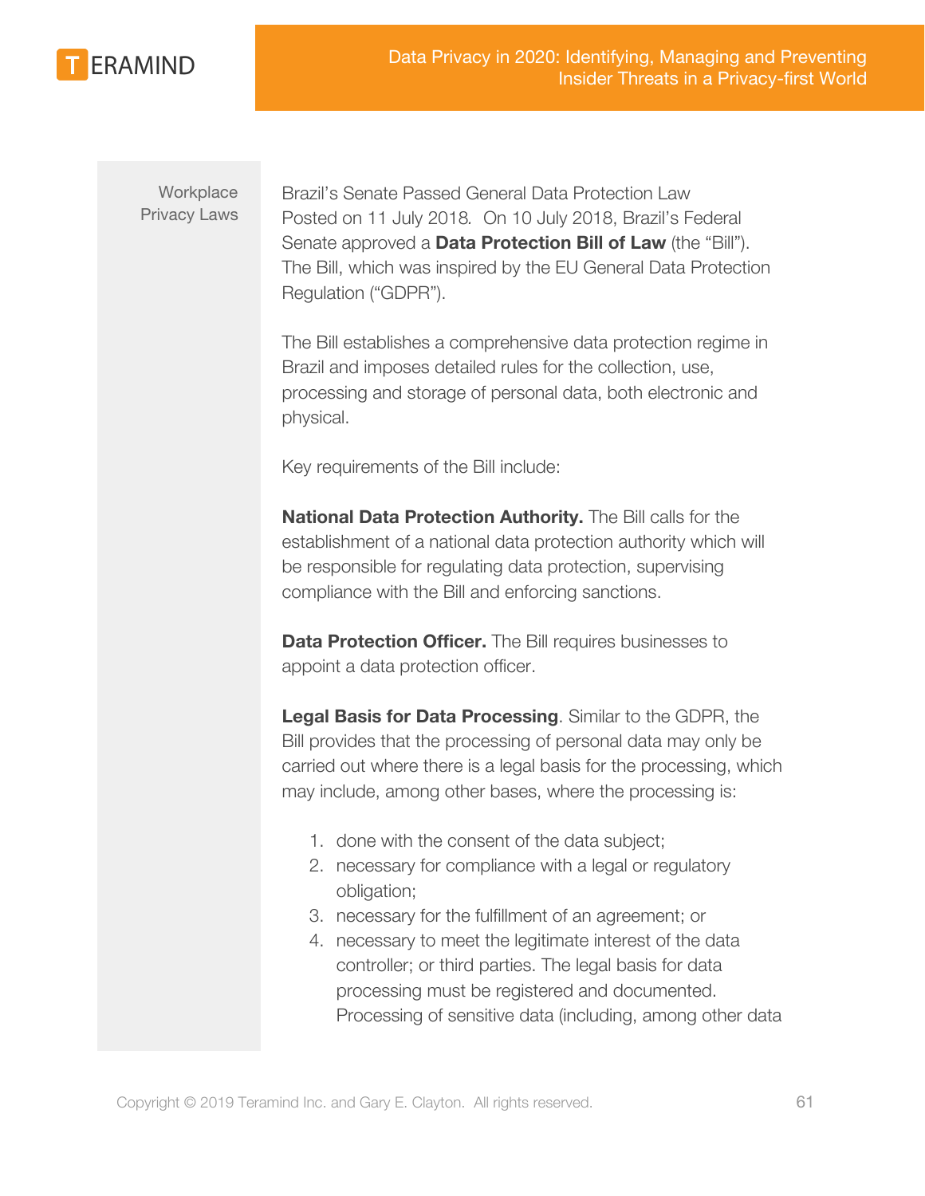Workplace Privacy Laws

Brazil's Senate Passed General Data Protection Law
Posted on 11 July 2018. On 10 July 2018, Brazil's Federal Senate approved a **Data Protection Bill of Law** (the "Bill"). The Bill, which was inspired by the EU General Data Protection Regulation ("GDPR").

The Bill establishes a comprehensive data protection regime in Brazil and imposes detailed rules for the collection, use, processing and storage of personal data, both electronic and physical.

Key requirements of the Bill include:

**National Data Protection Authority.** The Bill calls for the establishment of a national data protection authority which will be responsible for regulating data protection, supervising compliance with the Bill and enforcing sanctions.

**Data Protection Officer.** The Bill requires businesses to appoint a data protection officer.

**Legal Basis for Data Processing**. Similar to the GDPR, the Bill provides that the processing of personal data may only be carried out where there is a legal basis for the processing, which may include, among other bases, where the processing is:

1. done with the consent of the data subject;
2. necessary for compliance with a legal or regulatory obligation;
3. necessary for the fulfillment of an agreement; or
4. necessary to meet the legitimate interest of the data controller; or third parties. The legal basis for data processing must be registered and documented. Processing of sensitive data (including, among other data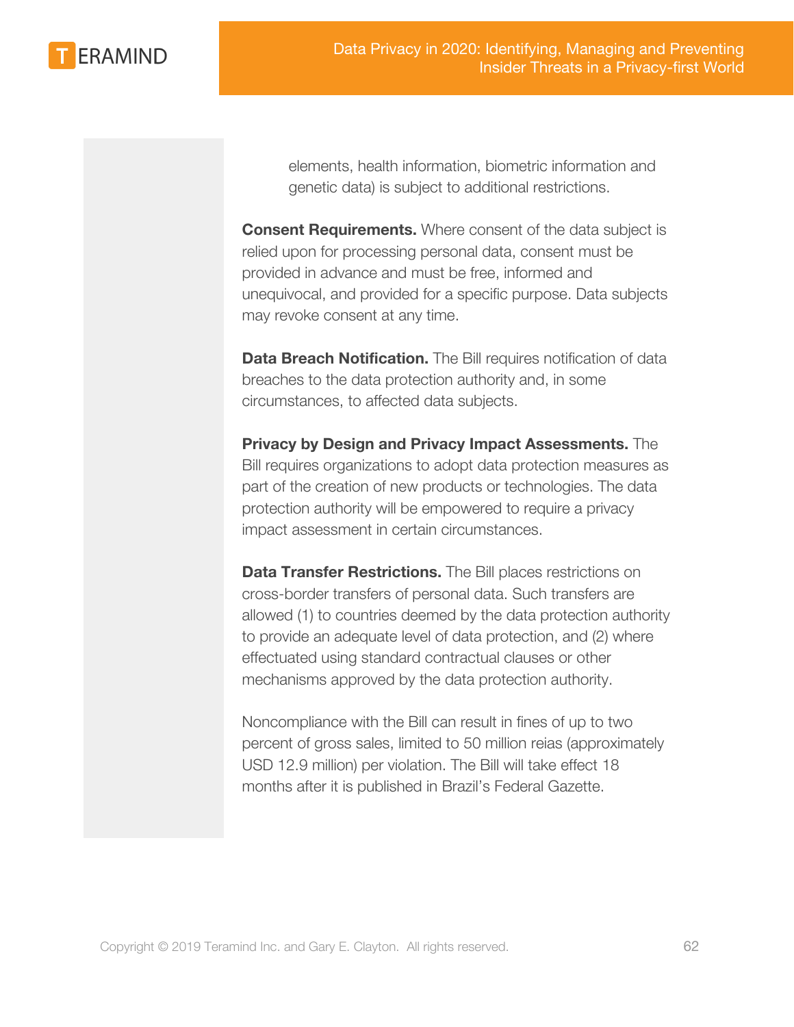elements, health information, biometric information and genetic data) is subject to additional restrictions.

**Consent Requirements.** Where consent of the data subject is relied upon for processing personal data, consent must be provided in advance and must be free, informed and unequivocal, and provided for a specific purpose. Data subjects may revoke consent at any time.

**Data Breach Notification.** The Bill requires notification of data breaches to the data protection authority and, in some circumstances, to affected data subjects.

**Privacy by Design and Privacy Impact Assessments.** The Bill requires organizations to adopt data protection measures as part of the creation of new products or technologies. The data protection authority will be empowered to require a privacy impact assessment in certain circumstances.

**Data Transfer Restrictions.** The Bill places restrictions on cross-border transfers of personal data. Such transfers are allowed (1) to countries deemed by the data protection authority to provide an adequate level of data protection, and (2) where effectuated using standard contractual clauses or other mechanisms approved by the data protection authority.

Noncompliance with the Bill can result in fines of up to two percent of gross sales, limited to 50 million reias (approximately USD 12.9 million) per violation. The Bill will take effect 18 months after it is published in Brazil's Federal Gazette.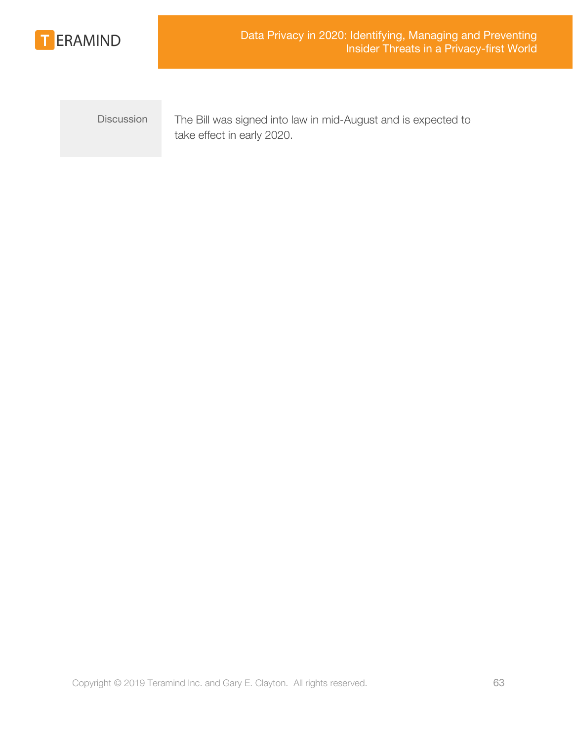| | |
|---|---|
| Discussion | The Bill was signed into law in mid-August and is expected to take effect in early 2020. |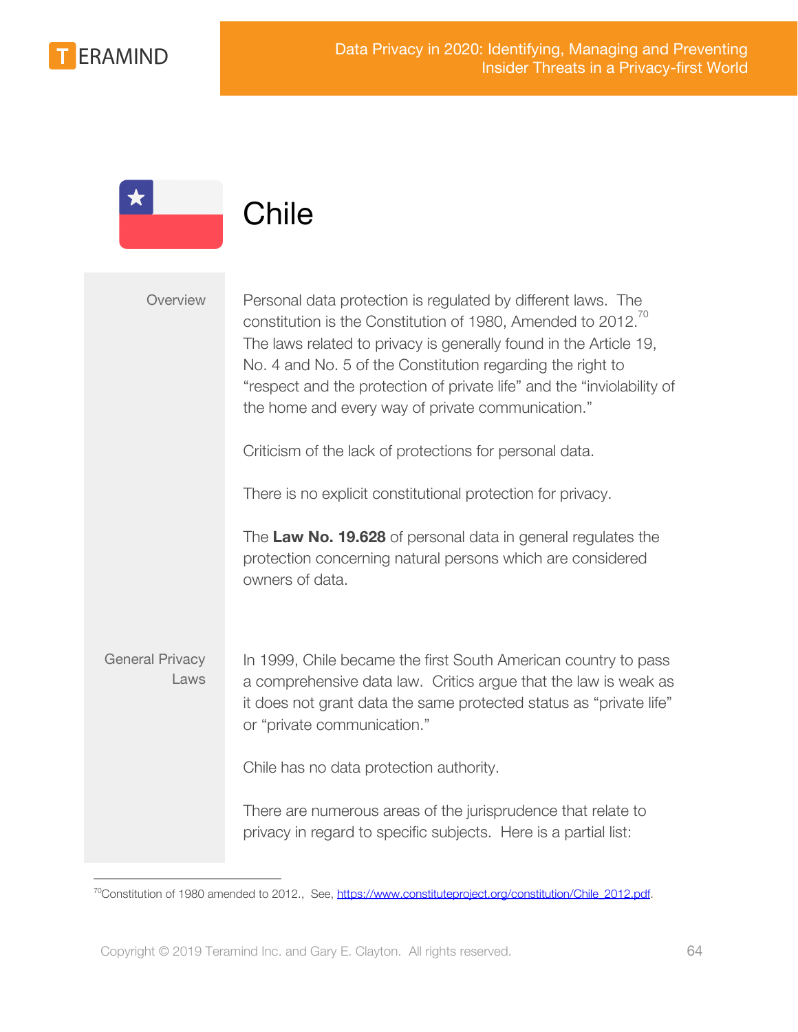# Chile

**Overview**

Personal data protection is regulated by different laws. The constitution is the Constitution of 1980, Amended to 2012.[70] The laws related to privacy is generally found in the Article 19, No. 4 and No. 5 of the Constitution regarding the right to "respect and the protection of private life" and the "inviolability of the home and every way of private communication."

Criticism of the lack of protections for personal data.

There is no explicit constitutional protection for privacy.

The **Law No. 19.628** of personal data in general regulates the protection concerning natural persons which are considered owners of data.

**General Privacy Laws**

In 1999, Chile became the first South American country to pass a comprehensive data law. Critics argue that the law is weak as it does not grant data the same protected status as "private life" or "private communication."

Chile has no data protection authority.

There are numerous areas of the jurisprudence that relate to privacy in regard to specific subjects. Here is a partial list:

---

[70] Constitution of 1980 amended to 2012., See, https://www.constituteproject.org/constitution/Chile_2012.pdf.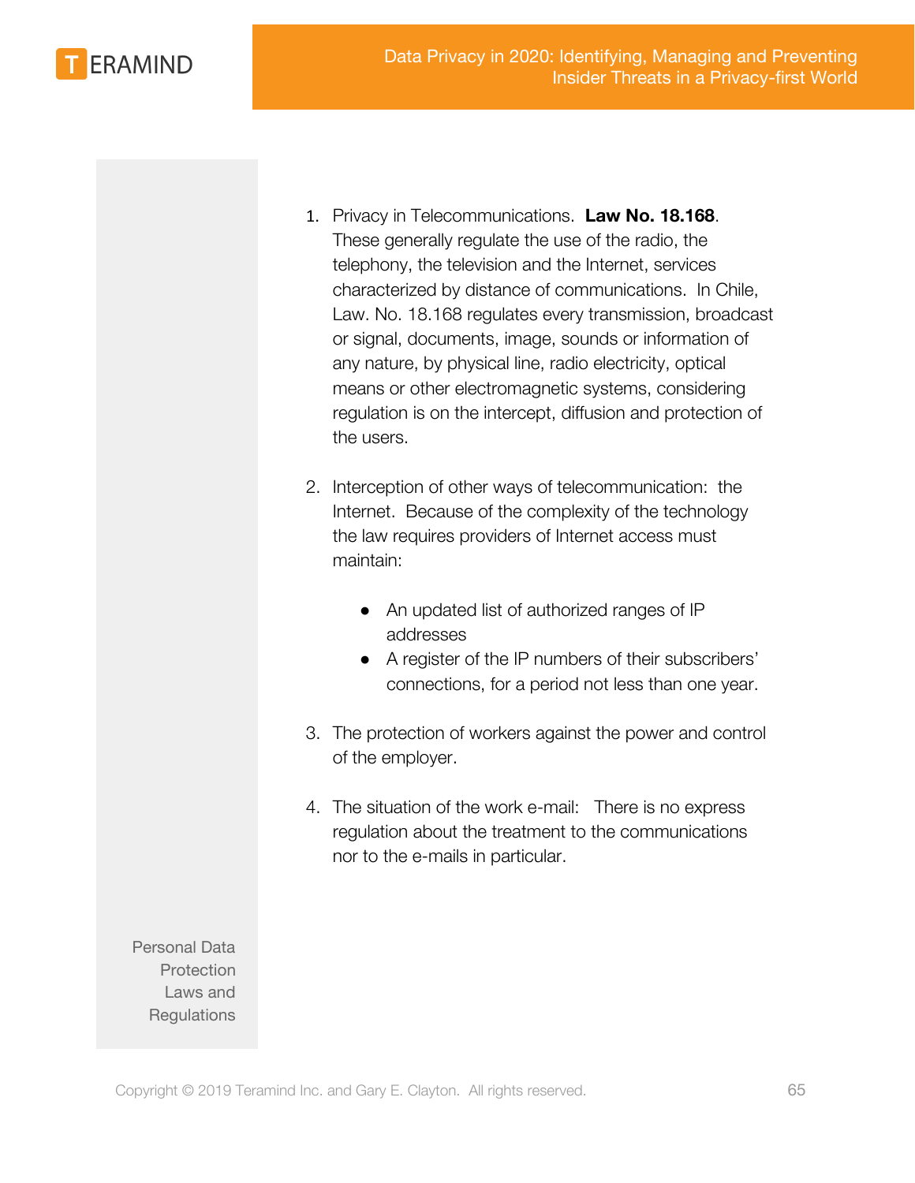1. Privacy in Telecommunications.  **Law No. 18.168**. These generally regulate the use of the radio, the telephony, the television and the Internet, services characterized by distance of communications.  In Chile, Law. No. 18.168 regulates every transmission, broadcast or signal, documents, image, sounds or information of any nature, by physical line, radio electricity, optical means or other electromagnetic systems, considering regulation is on the intercept, diffusion and protection of the users.

2. Interception of other ways of telecommunication:  the Internet.  Because of the complexity of the technology the law requires providers of Internet access must maintain:

    - An updated list of authorized ranges of IP addresses
    - A register of the IP numbers of their subscribers' connections, for a period not less than one year.

3. The protection of workers against the power and control of the employer.

4. The situation of the work e-mail:   There is no express regulation about the treatment to the communications nor to the e-mails in particular.

Personal Data Protection Laws and Regulations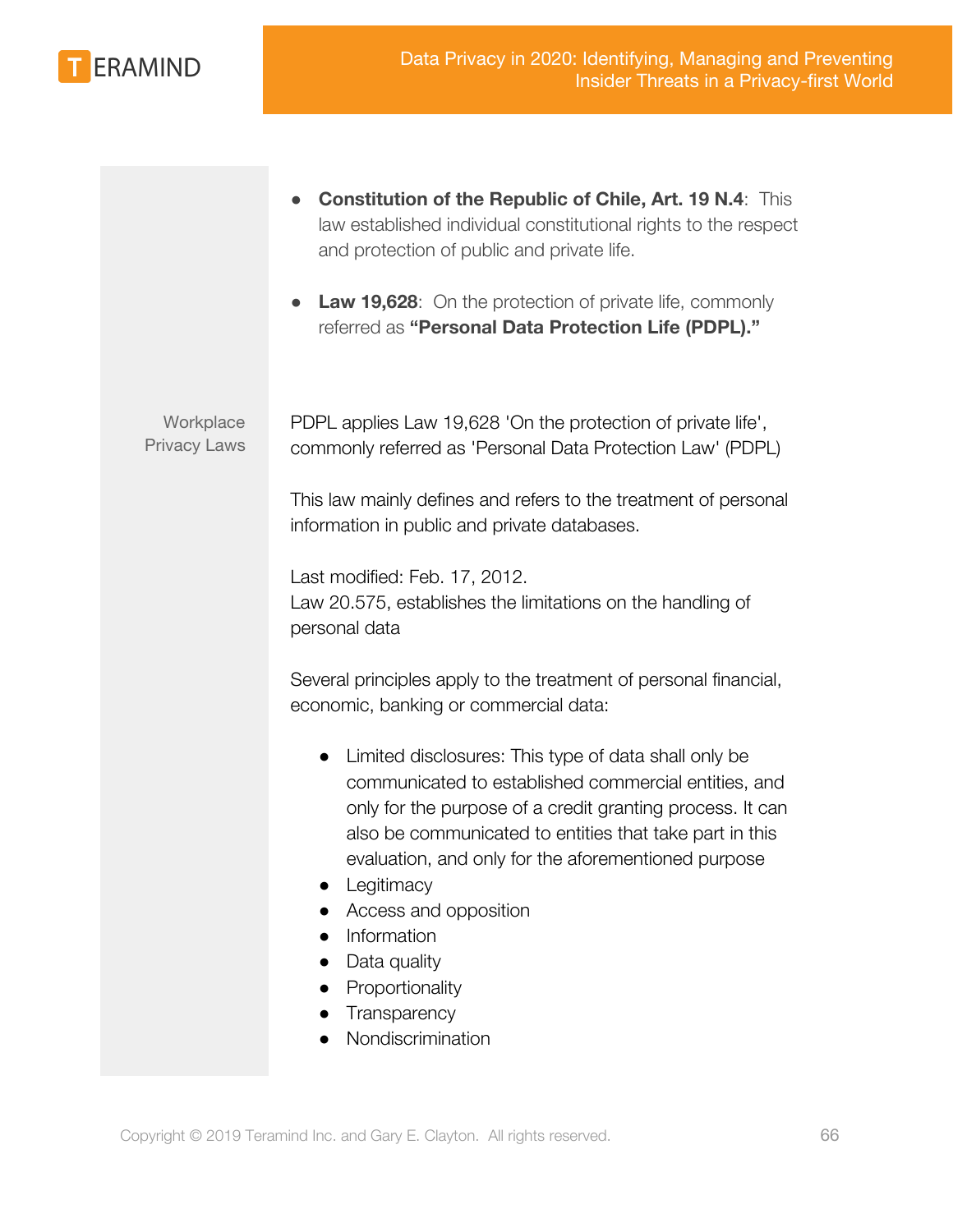- **Constitution of the Republic of Chile, Art. 19 N.4**: This law established individual constitutional rights to the respect and protection of public and private life.

- **Law 19,628**: On the protection of private life, commonly referred as **"Personal Data Protection Life (PDPL)."**

Workplace Privacy Laws

PDPL applies Law 19,628 'On the protection of private life', commonly referred as 'Personal Data Protection Law' (PDPL)

This law mainly defines and refers to the treatment of personal information in public and private databases.

Last modified: Feb. 17, 2012.
Law 20.575, establishes the limitations on the handling of personal data

Several principles apply to the treatment of personal financial, economic, banking or commercial data:

- Limited disclosures: This type of data shall only be communicated to established commercial entities, and only for the purpose of a credit granting process. It can also be communicated to entities that take part in this evaluation, and only for the aforementioned purpose
- Legitimacy
- Access and opposition
- Information
- Data quality
- Proportionality
- Transparency
- Nondiscrimination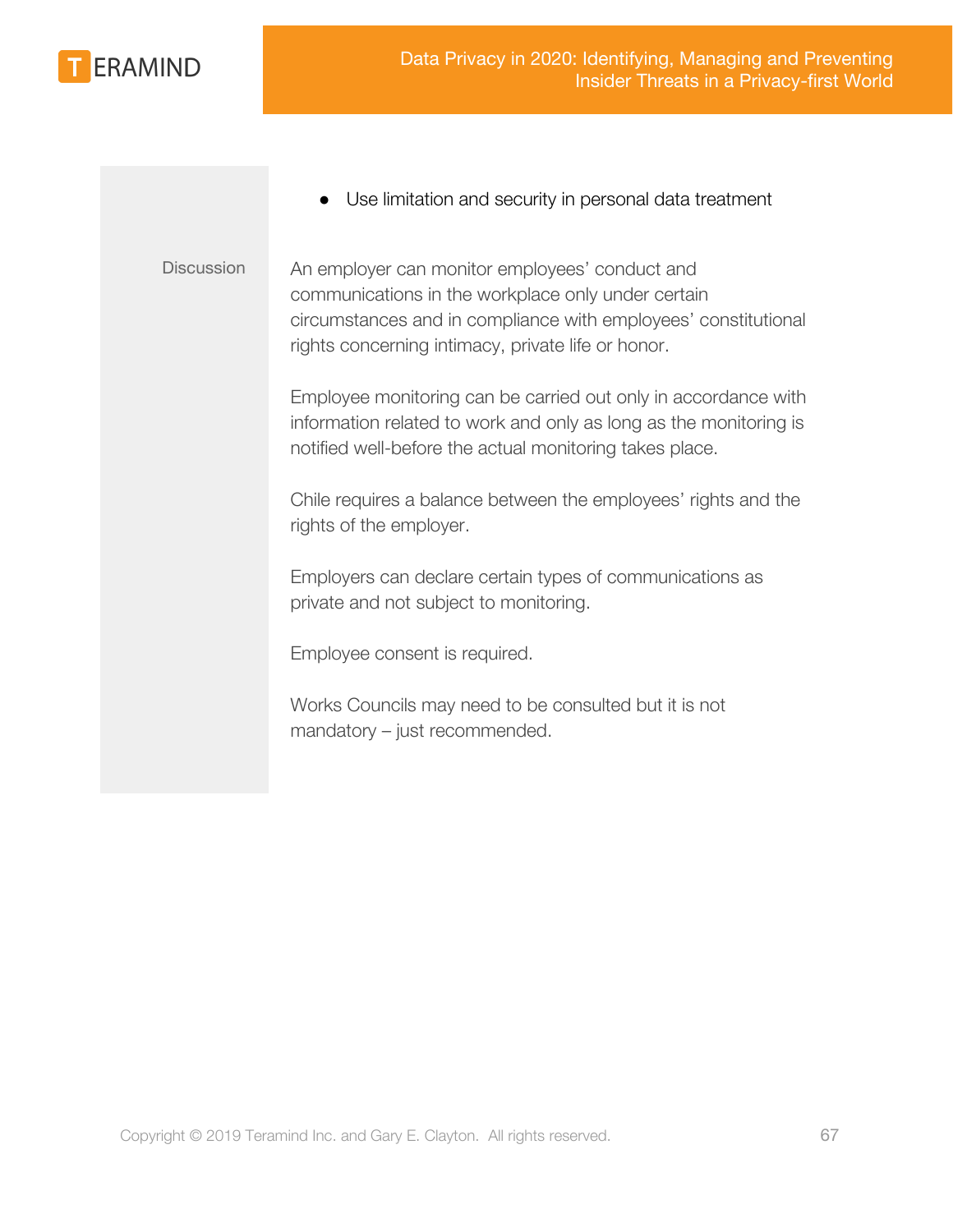|  |  |
| --- | --- |
|  | ● Use limitation and security in personal data treatment |
| Discussion | An employer can monitor employees' conduct and communications in the workplace only under certain circumstances and in compliance with employees' constitutional rights concerning intimacy, private life or honor.<br><br>Employee monitoring can be carried out only in accordance with information related to work and only as long as the monitoring is notified well-before the actual monitoring takes place.<br><br>Chile requires a balance between the employees' rights and the rights of the employer.<br><br>Employers can declare certain types of communications as private and not subject to monitoring.<br><br>Employee consent is required.<br><br>Works Councils may need to be consulted but it is not mandatory – just recommended. |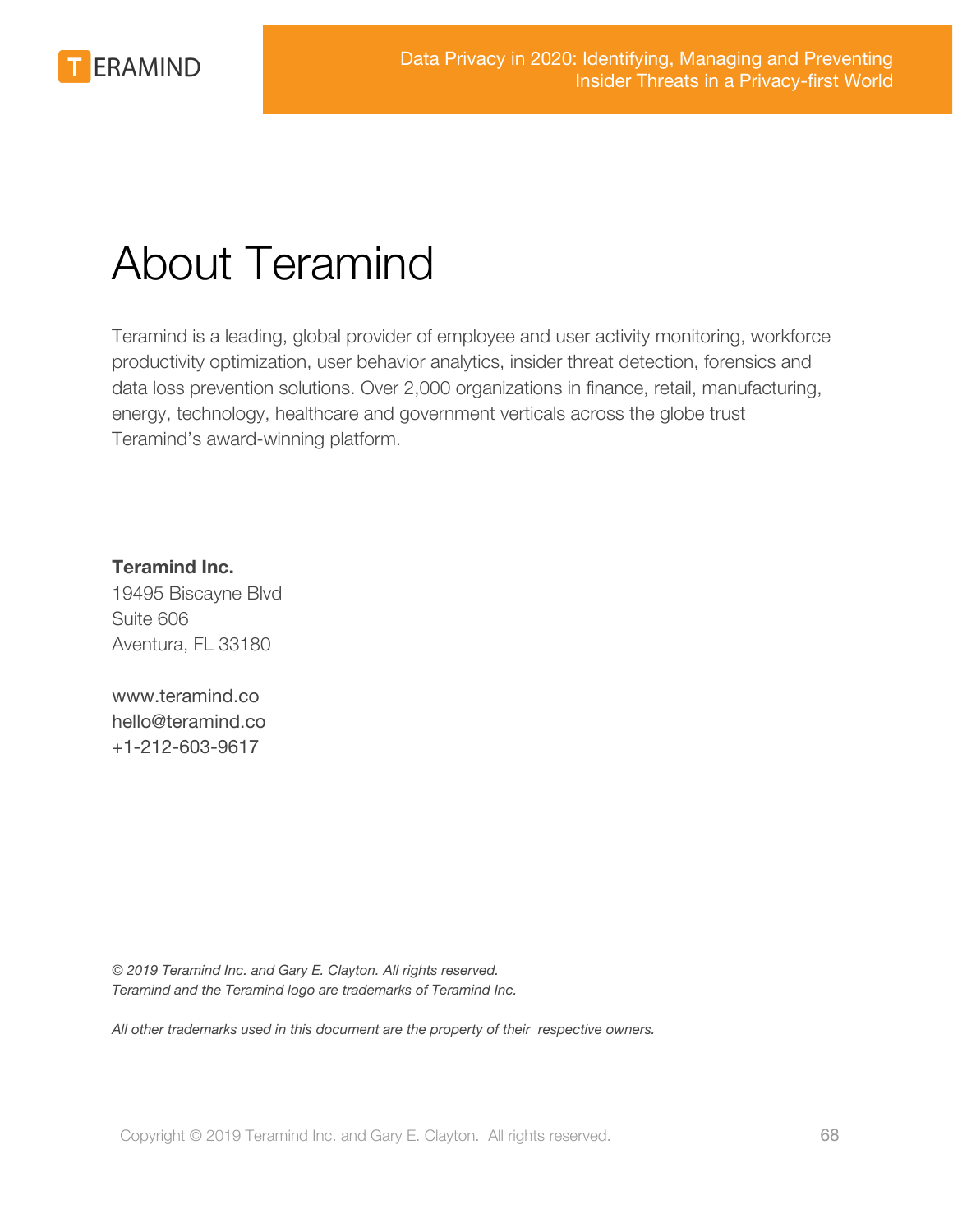# About Teramind

Teramind is a leading, global provider of employee and user activity monitoring, workforce productivity optimization, user behavior analytics, insider threat detection, forensics and data loss prevention solutions. Over 2,000 organizations in finance, retail, manufacturing, energy, technology, healthcare and government verticals across the globe trust Teramind's award-winning platform.

**Teramind Inc.**
19495 Biscayne Blvd
Suite 606
Aventura, FL 33180

www.teramind.co
hello@teramind.co
+1-212-603-9617

*© 2019 Teramind Inc. and Gary E. Clayton. All rights reserved.*
*Teramind and the Teramind logo are trademarks of Teramind Inc.*

*All other trademarks used in this document are the property of their respective owners.*